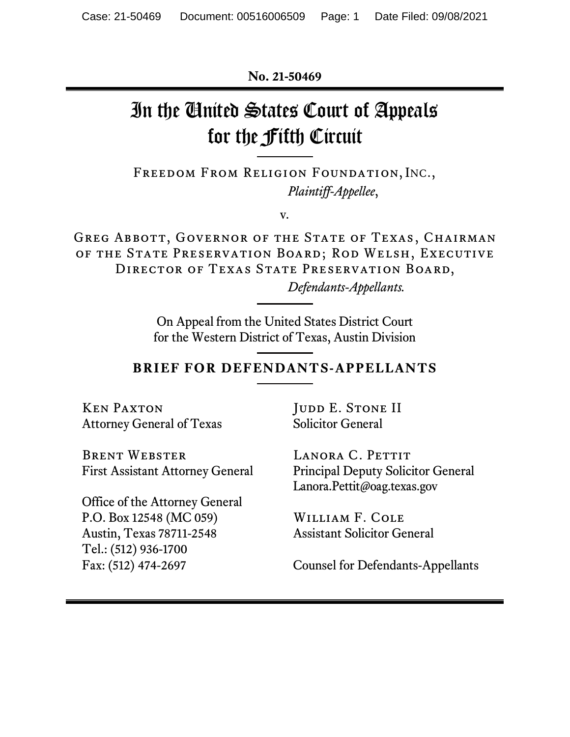**No. 21-50469**

# In the United States Court of Appeals for the Fifth Circuit

FREEDOM FROM RELIGION FOUNDATION, INC.,
*Plaintiff-Appellee*,

v.

GREG ABBOTT, GOVERNOR OF THE STATE OF TEXAS, CHAIRMAN OF THE STATE PRESERVATION BOARD; ROD WELSH, EXECUTIVE DIRECTOR OF TEXAS STATE PRESERVATION BOARD,
*Defendants-Appellants.*

On Appeal from the United States District Court for the Western District of Texas, Austin Division

## BRIEF FOR DEFENDANTS-APPELLANTS

KEN PAXTON
Attorney General of Texas

BRENT WEBSTER
First Assistant Attorney General

Office of the Attorney General
P.O. Box 12548 (MC 059)
Austin, Texas 78711-2548
Tel.: (512) 936-1700
Fax: (512) 474-2697

JUDD E. STONE II
Solicitor General

LANORA C. PETTIT
Principal Deputy Solicitor General
Lanora.Pettit@oag.texas.gov

WILLIAM F. COLE
Assistant Solicitor General

Counsel for Defendants-Appellants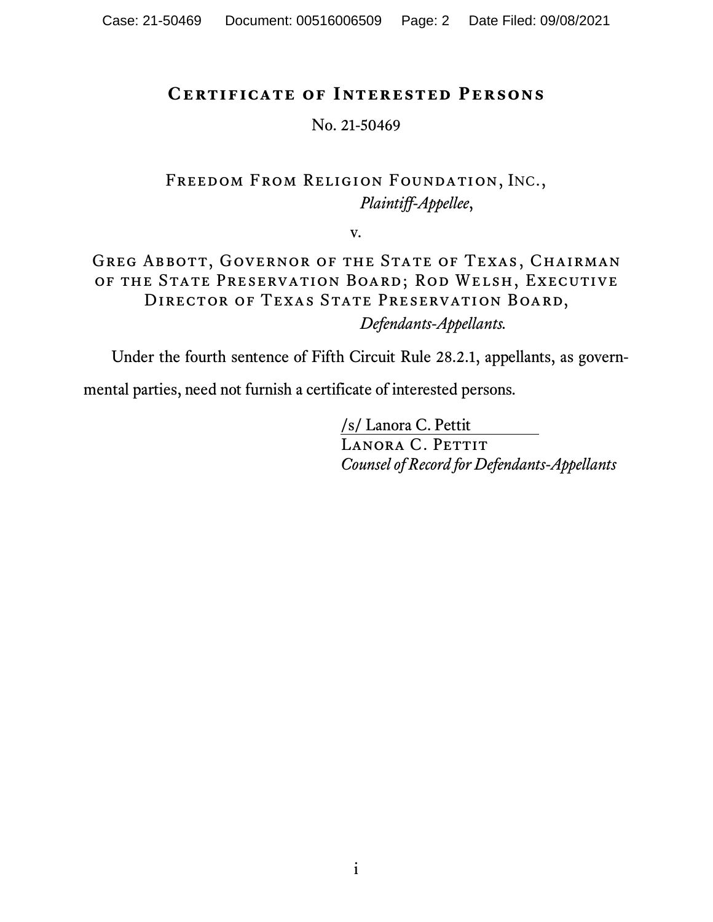# Certificate of Interested Persons

No. 21-50469

Freedom From Religion Foundation, Inc.,
*Plaintiff-Appellee*,

v.

Greg Abbott, Governor of the State of Texas, Chairman of the State Preservation Board; Rod Welsh, Executive Director of Texas State Preservation Board,
*Defendants-Appellants.*

Under the fourth sentence of Fifth Circuit Rule 28.2.1, appellants, as governmental parties, need not furnish a certificate of interested persons.

/s/ Lanora C. Pettit
Lanora C. Pettit
*Counsel of Record for Defendants-Appellants*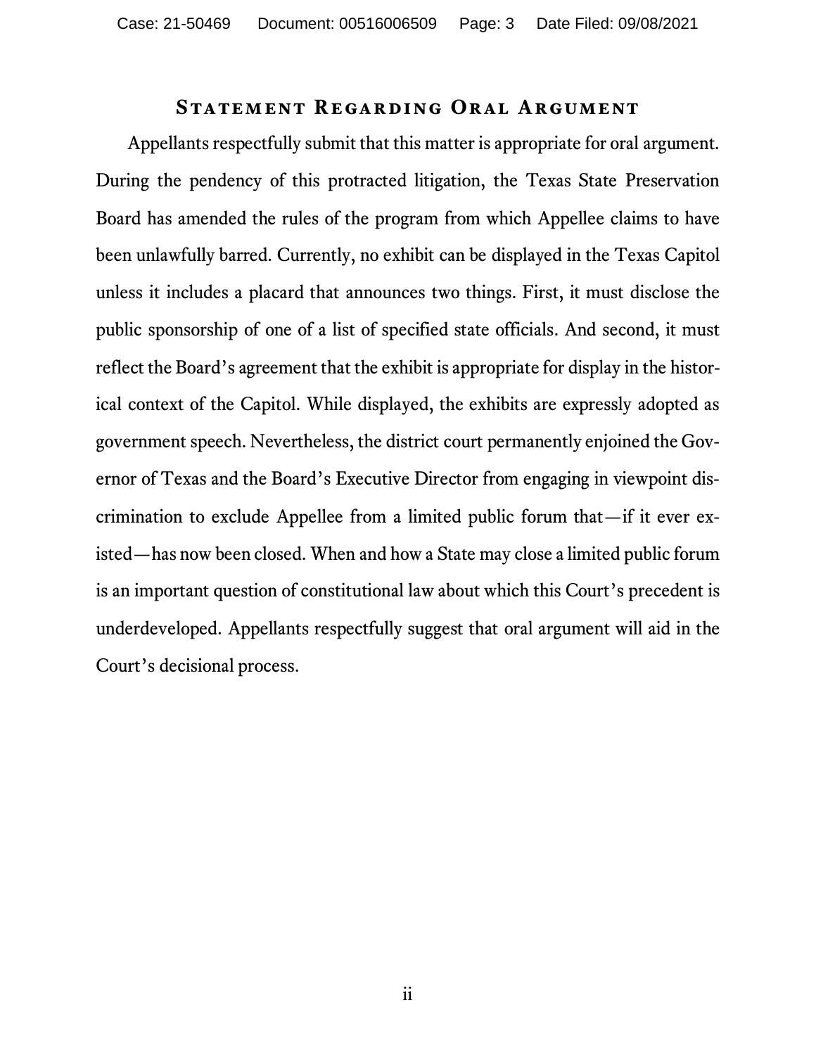## Statement Regarding Oral Argument

Appellants respectfully submit that this matter is appropriate for oral argument. During the pendency of this protracted litigation, the Texas State Preservation Board has amended the rules of the program from which Appellee claims to have been unlawfully barred. Currently, no exhibit can be displayed in the Texas Capitol unless it includes a placard that announces two things. First, it must disclose the public sponsorship of one of a list of specified state officials. And second, it must reflect the Board's agreement that the exhibit is appropriate for display in the historical context of the Capitol. While displayed, the exhibits are expressly adopted as government speech. Nevertheless, the district court permanently enjoined the Governor of Texas and the Board's Executive Director from engaging in viewpoint discrimination to exclude Appellee from a limited public forum that—if it ever existed—has now been closed. When and how a State may close a limited public forum is an important question of constitutional law about which this Court's precedent is underdeveloped. Appellants respectfully suggest that oral argument will aid in the Court's decisional process.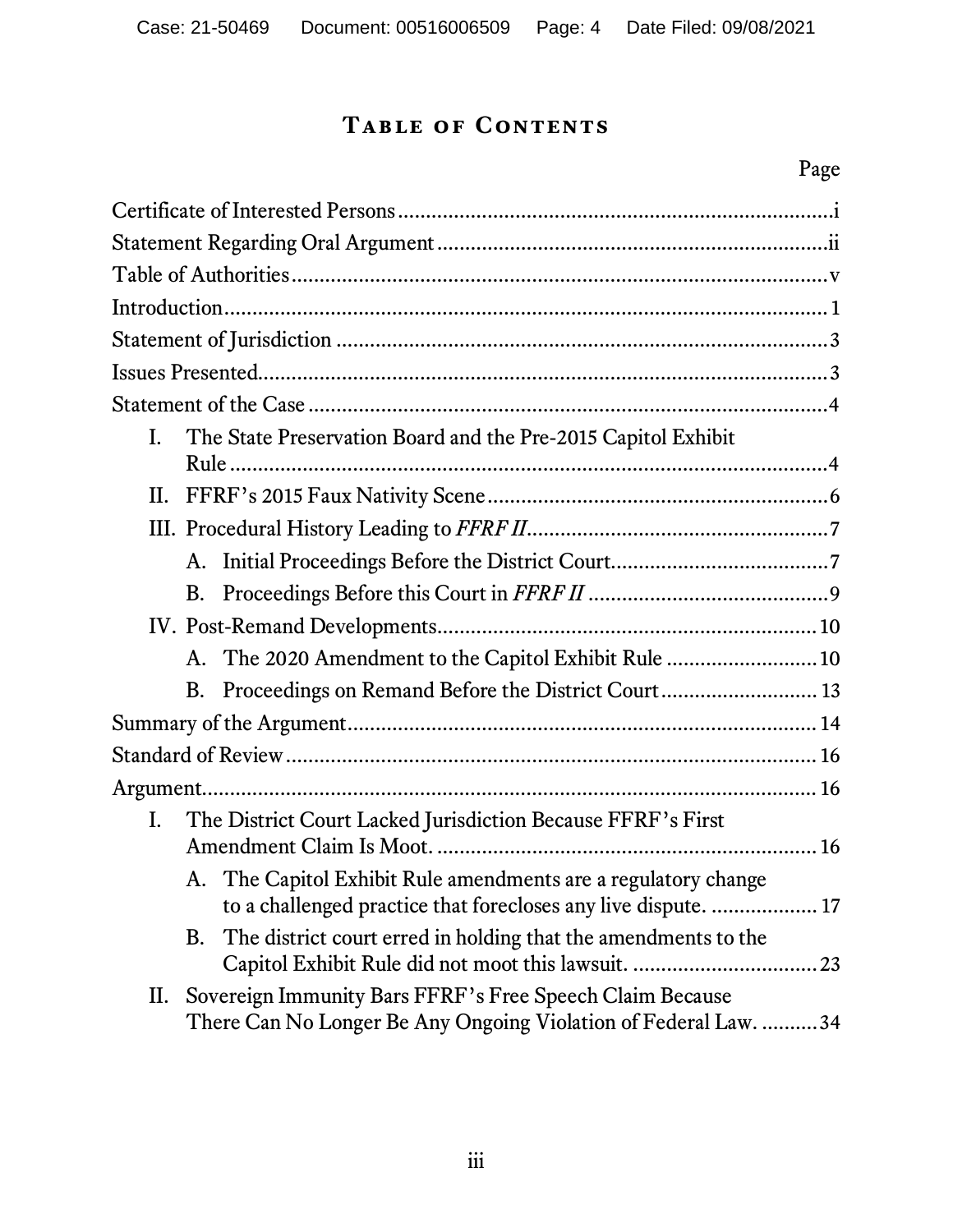# Table of Contents

Page

Certificate of Interested Persons .......... i

Statement Regarding Oral Argument .......... ii

Table of Authorities .......... v

Introduction .......... 1

Statement of Jurisdiction .......... 3

Issues Presented .......... 3

Statement of the Case .......... 4

- I. The State Preservation Board and the Pre-2015 Capitol Exhibit Rule .......... 4
- II. FFRF's 2015 Faux Nativity Scene .......... 6
- III. Procedural History Leading to *FFRF II* .......... 7
  - A. Initial Proceedings Before the District Court .......... 7
  - B. Proceedings Before this Court in *FFRF II* .......... 9
- IV. Post-Remand Developments .......... 10
  - A. The 2020 Amendment to the Capitol Exhibit Rule .......... 10
  - B. Proceedings on Remand Before the District Court .......... 13

Summary of the Argument .......... 14

Standard of Review .......... 16

Argument .......... 16

- I. The District Court Lacked Jurisdiction Because FFRF's First Amendment Claim Is Moot. .......... 16
  - A. The Capitol Exhibit Rule amendments are a regulatory change to a challenged practice that forecloses any live dispute. .......... 17
  - B. The district court erred in holding that the amendments to the Capitol Exhibit Rule did not moot this lawsuit. .......... 23
- II. Sovereign Immunity Bars FFRF's Free Speech Claim Because There Can No Longer Be Any Ongoing Violation of Federal Law. .......... 34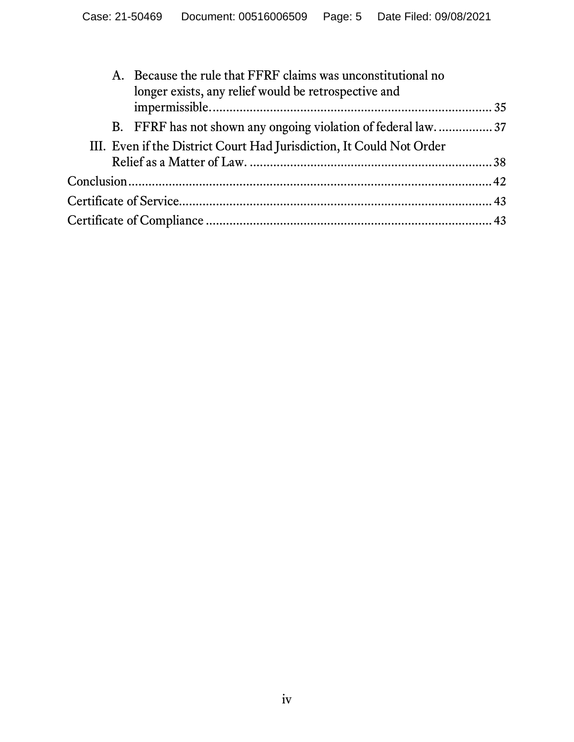- A. Because the rule that FFRF claims was unconstitutional no longer exists, any relief would be retrospective and impermissible. .......... 35
- B. FFRF has not shown any ongoing violation of federal law. .......... 37

III. Even if the District Court Had Jurisdiction, It Could Not Order Relief as a Matter of Law. .......... 38

Conclusion .......... 42

Certificate of Service .......... 43

Certificate of Compliance .......... 43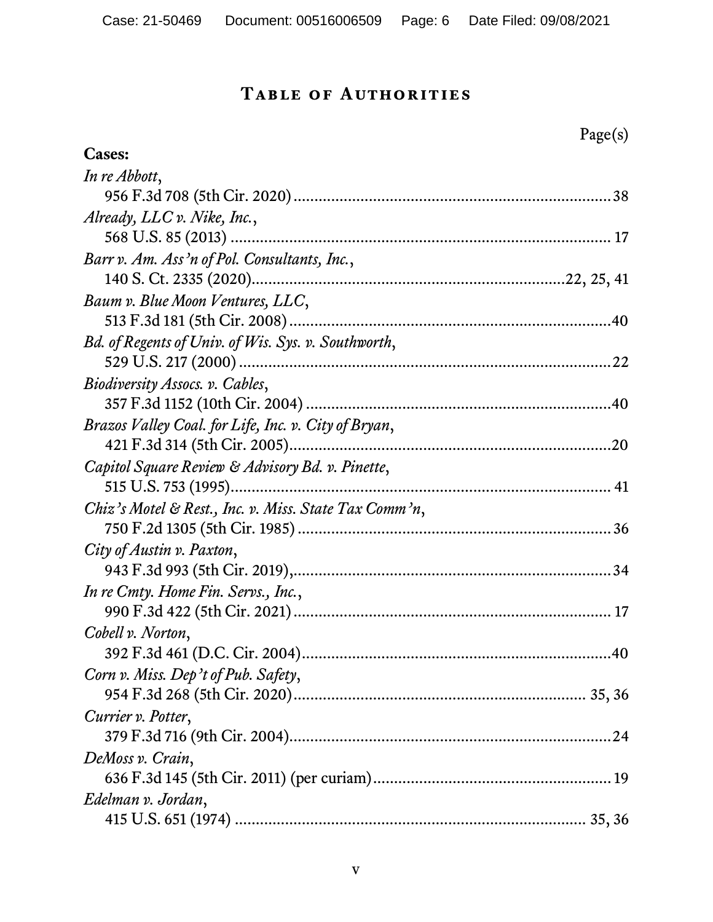# Table of Authorities

Page(s)

**Cases:**

*In re Abbott*,
956 F.3d 708 (5th Cir. 2020) .......... 38

*Already, LLC v. Nike, Inc.*,
568 U.S. 85 (2013) .......... 17

*Barr v. Am. Ass'n of Pol. Consultants, Inc.*,
140 S. Ct. 2335 (2020) .......... 22, 25, 41

*Baum v. Blue Moon Ventures, LLC*,
513 F.3d 181 (5th Cir. 2008) .......... 40

*Bd. of Regents of Univ. of Wis. Sys. v. Southworth*,
529 U.S. 217 (2000) .......... 22

*Biodiversity Assocs. v. Cables*,
357 F.3d 1152 (10th Cir. 2004) .......... 40

*Brazos Valley Coal. for Life, Inc. v. City of Bryan*,
421 F.3d 314 (5th Cir. 2005) .......... 20

*Capitol Square Review & Advisory Bd. v. Pinette*,
515 U.S. 753 (1995) .......... 41

*Chiz's Motel & Rest., Inc. v. Miss. State Tax Comm'n*,
750 F.2d 1305 (5th Cir. 1985) .......... 36

*City of Austin v. Paxton*,
943 F.3d 993 (5th Cir. 2019), .......... 34

*In re Cmty. Home Fin. Servs., Inc.*,
990 F.3d 422 (5th Cir. 2021) .......... 17

*Cobell v. Norton*,
392 F.3d 461 (D.C. Cir. 2004) .......... 40

*Corn v. Miss. Dep't of Pub. Safety*,
954 F.3d 268 (5th Cir. 2020) .......... 35, 36

*Currier v. Potter*,
379 F.3d 716 (9th Cir. 2004) .......... 24

*DeMoss v. Crain*,
636 F.3d 145 (5th Cir. 2011) (per curiam) .......... 19

*Edelman v. Jordan*,
415 U.S. 651 (1974) .......... 35, 36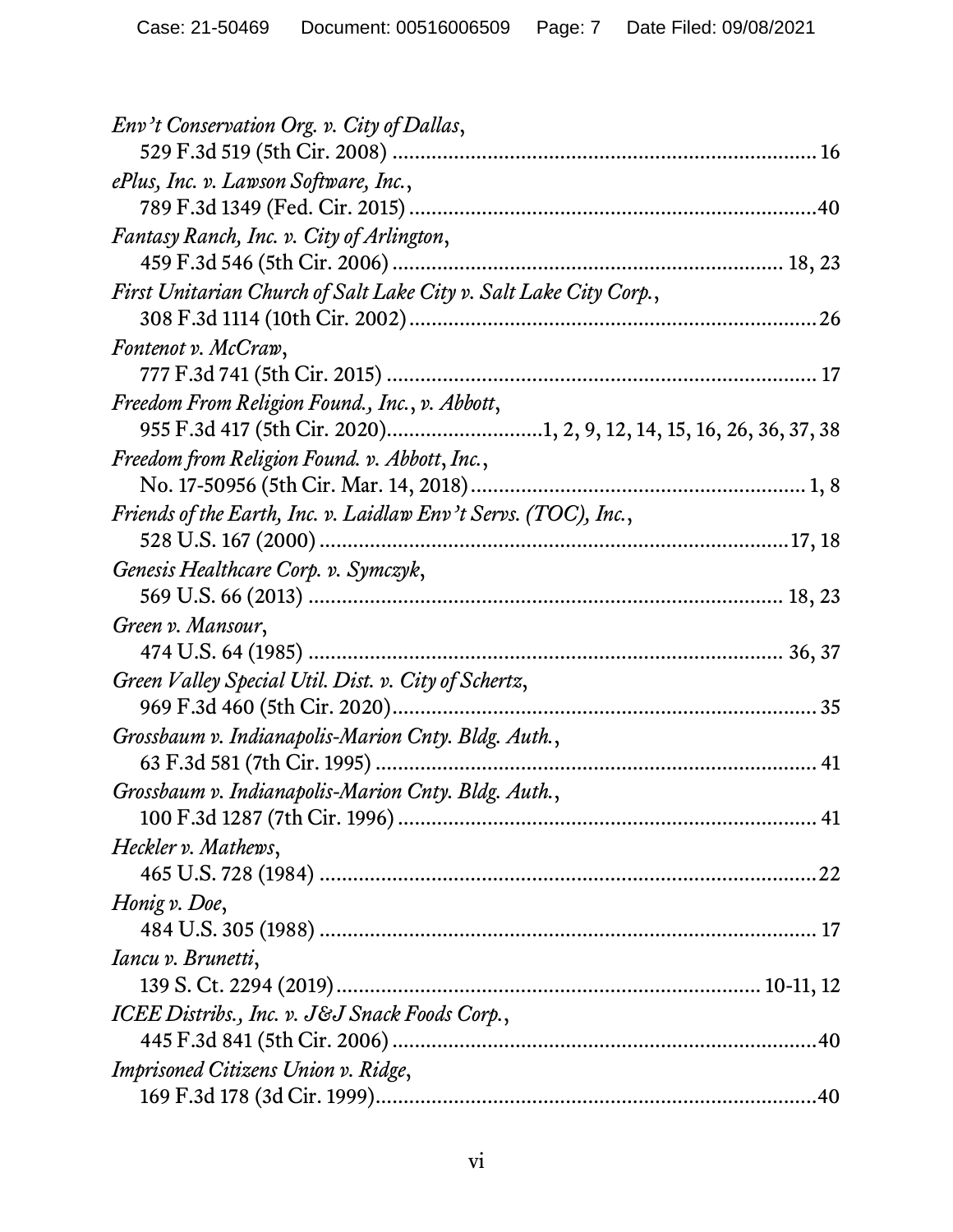*Env't Conservation Org. v. City of Dallas*,
529 F.3d 519 (5th Cir. 2008) .......................................................................... 16

*ePlus, Inc. v. Lawson Software, Inc.*,
789 F.3d 1349 (Fed. Cir. 2015) .......................................................................40

*Fantasy Ranch, Inc. v. City of Arlington*,
459 F.3d 546 (5th Cir. 2006) ....................................................................... 18, 23

*First Unitarian Church of Salt Lake City v. Salt Lake City Corp.*,
308 F.3d 1114 (10th Cir. 2002) .......................................................................26

*Fontenot v. McCraw*,
777 F.3d 741 (5th Cir. 2015) ........................................................................... 17

*Freedom From Religion Found., Inc., v. Abbott*,
955 F.3d 417 (5th Cir. 2020)...........................1, 2, 9, 12, 14, 15, 16, 26, 36, 37, 38

*Freedom from Religion Found. v. Abbott, Inc.*,
No. 17-50956 (5th Cir. Mar. 14, 2018) ........................................................... 1, 8

*Friends of the Earth, Inc. v. Laidlaw Env't Servs. (TOC), Inc.*,
528 U.S. 167 (2000) ...................................................................................17, 18

*Genesis Healthcare Corp. v. Symczyk*,
569 U.S. 66 (2013) ................................................................................... 18, 23

*Green v. Mansour*,
474 U.S. 64 (1985) ................................................................................... 36, 37

*Green Valley Special Util. Dist. v. City of Schertz*,
969 F.3d 460 (5th Cir. 2020).......................................................................... 35

*Grossbaum v. Indianapolis-Marion Cnty. Bldg. Auth.*,
63 F.3d 581 (7th Cir. 1995) ............................................................................. 41

*Grossbaum v. Indianapolis-Marion Cnty. Bldg. Auth.*,
100 F.3d 1287 (7th Cir. 1996) ......................................................................... 41

*Heckler v. Mathews*,
465 U.S. 728 (1984) ........................................................................................22

*Honig v. Doe*,
484 U.S. 305 (1988) ........................................................................................ 17

*Iancu v. Brunetti*,
139 S. Ct. 2294 (2019)......................................................................... 10-11, 12

*ICEE Distribs., Inc. v. J&J Snack Foods Corp.*,
445 F.3d 841 (5th Cir. 2006) ...........................................................................40

*Imprisoned Citizens Union v. Ridge*,
169 F.3d 178 (3d Cir. 1999).............................................................................40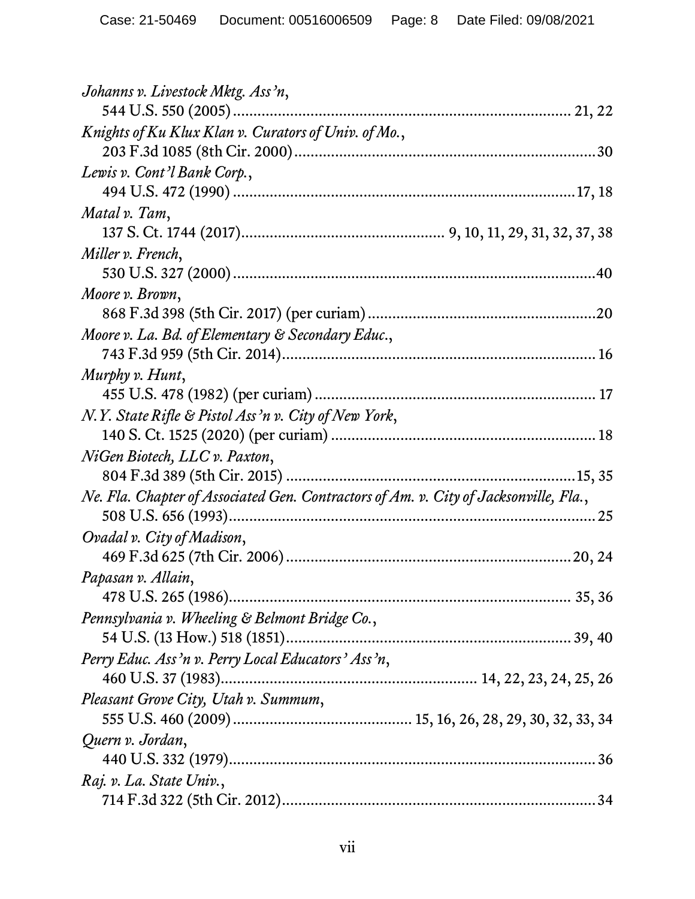*Johanns v. Livestock Mktg. Ass'n*,
544 U.S. 550 (2005) ................................................................................ 21, 22

*Knights of Ku Klux Klan v. Curators of Univ. of Mo.*,
203 F.3d 1085 (8th Cir. 2000) .......................................................................30

*Lewis v. Cont'l Bank Corp.*,
494 U.S. 472 (1990) ................................................................................17, 18

*Matal v. Tam*,
137 S. Ct. 1744 (2017)................................................ 9, 10, 11, 29, 31, 32, 37, 38

*Miller v. French*,
530 U.S. 327 (2000) .......................................................................................40

*Moore v. Brown*,
868 F.3d 398 (5th Cir. 2017) (per curiam) .......................................................20

*Moore v. La. Bd. of Elementary & Secondary Educ.*,
743 F.3d 959 (5th Cir. 2014)........................................................................... 16

*Murphy v. Hunt*,
455 U.S. 478 (1982) (per curiam) ................................................................... 17

*N.Y. State Rifle & Pistol Ass'n v. City of New York*,
140 S. Ct. 1525 (2020) (per curiam) ................................................................ 18

*NiGen Biotech, LLC v. Paxton*,
804 F.3d 389 (5th Cir. 2015) ......................................................................15, 35

*Ne. Fla. Chapter of Associated Gen. Contractors of Am. v. City of Jacksonville, Fla.*,
508 U.S. 656 (1993)......................................................................................... 25

*Ovadal v. City of Madison*,
469 F.3d 625 (7th Cir. 2006) ....................................................................20, 24

*Papasan v. Allain*,
478 U.S. 265 (1986).................................................................................. 35, 36

*Pennsylvania v. Wheeling & Belmont Bridge Co.*,
54 U.S. (13 How.) 518 (1851)...................................................................... 39, 40

*Perry Educ. Ass'n v. Perry Local Educators' Ass'n*,
460 U.S. 37 (1983).......................................................... 14, 22, 23, 24, 25, 26

*Pleasant Grove City, Utah v. Summum*,
555 U.S. 460 (2009) .......................................... 15, 16, 26, 28, 29, 30, 32, 33, 34

*Quern v. Jordan*,
440 U.S. 332 (1979)......................................................................................... 36

*Raj. v. La. State Univ.*,
714 F.3d 322 (5th Cir. 2012)........................................................................... 34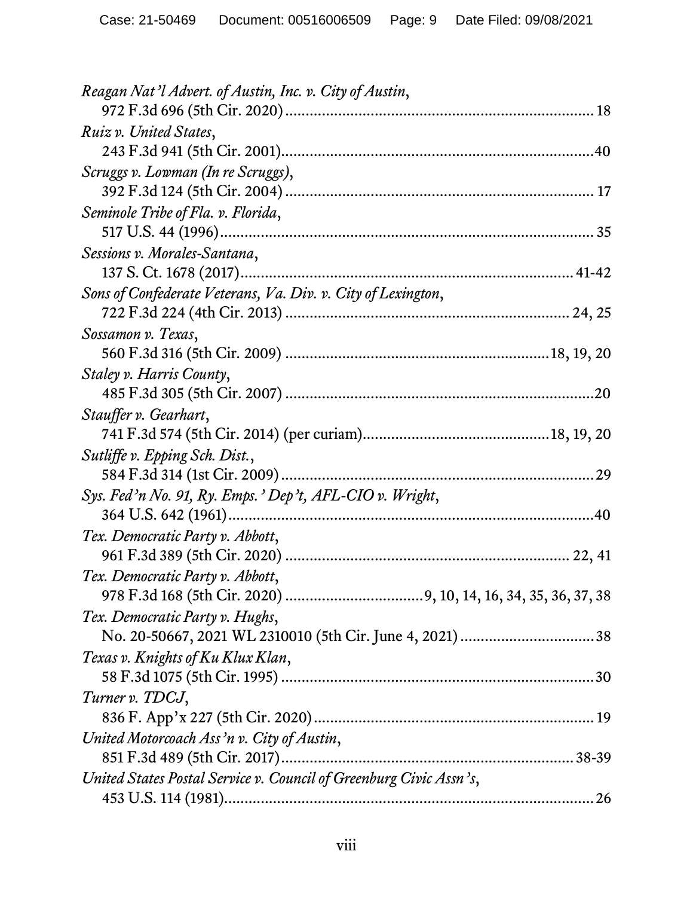*Reagan Nat'l Advert. of Austin, Inc. v. City of Austin*,
972 F.3d 696 (5th Cir. 2020) .......................................................................... 18

*Ruiz v. United States*,
243 F.3d 941 (5th Cir. 2001)..........................................................................40

*Scruggs v. Lowman (In re Scruggs)*,
392 F.3d 124 (5th Cir. 2004) .......................................................................... 17

*Seminole Tribe of Fla. v. Florida*,
517 U.S. 44 (1996)......................................................................................... 35

*Sessions v. Morales-Santana*,
137 S. Ct. 1678 (2017)................................................................................ 41-42

*Sons of Confederate Veterans, Va. Div. v. City of Lexington*,
722 F.3d 224 (4th Cir. 2013) .................................................................... 24, 25

*Sossamon v. Texas*,
560 F.3d 316 (5th Cir. 2009) ...............................................................18, 19, 20

*Staley v. Harris County*,
485 F.3d 305 (5th Cir. 2007) ..........................................................................20

*Stauffer v. Gearhart*,
741 F.3d 574 (5th Cir. 2014) (per curiam).............................................18, 19, 20

*Sutliffe v. Epping Sch. Dist.*,
584 F.3d 314 (1st Cir. 2009) ..........................................................................29

*Sys. Fed'n No. 91, Ry. Emps.' Dep't, AFL-CIO v. Wright*,
364 U.S. 642 (1961)........................................................................................40

*Tex. Democratic Party v. Abbott*,
961 F.3d 389 (5th Cir. 2020) .................................................................... 22, 41

*Tex. Democratic Party v. Abbott*,
978 F.3d 168 (5th Cir. 2020) ................................9, 10, 14, 16, 34, 35, 36, 37, 38

*Tex. Democratic Party v. Hughs*,
No. 20-50667, 2021 WL 2310010 (5th Cir. June 4, 2021) ...............................38

*Texas v. Knights of Ku Klux Klan*,
58 F.3d 1075 (5th Cir. 1995) ..........................................................................30

*Turner v. TDCJ*,
836 F. App'x 227 (5th Cir. 2020).................................................................... 19

*United Motorcoach Ass'n v. City of Austin*,
851 F.3d 489 (5th Cir. 2017)...................................................................... 38-39

*United States Postal Service v. Council of Greenburg Civic Assn's*,
453 U.S. 114 (1981).........................................................................................26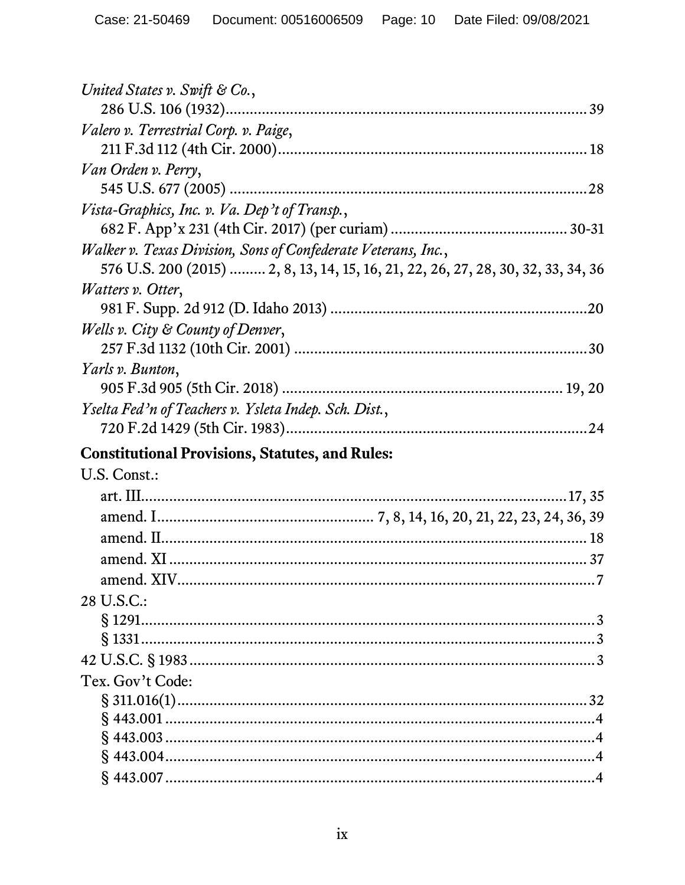*United States v. Swift & Co.*,
286 U.S. 106 (1932)......................................................................................39

*Valero v. Terrestrial Corp. v. Paige*,
211 F.3d 112 (4th Cir. 2000)............................................................................18

*Van Orden v. Perry*,
545 U.S. 677 (2005) .......................................................................................28

*Vista-Graphics, Inc. v. Va. Dep't of Transp.*,
682 F. App'x 231 (4th Cir. 2017) (per curiam) ........................................... 30-31

*Walker v. Texas Division, Sons of Confederate Veterans, Inc.*,
576 U.S. 200 (2015) ......... 2, 8, 13, 14, 15, 16, 21, 22, 26, 27, 28, 30, 32, 33, 34, 36

*Watters v. Otter*,
981 F. Supp. 2d 912 (D. Idaho 2013) ................................................................20

*Wells v. City & County of Denver*,
257 F.3d 1132 (10th Cir. 2001) ........................................................................30

*Yarls v. Bunton*,
905 F.3d 905 (5th Cir. 2018) ....................................................................... 19, 20

*Yselta Fed'n of Teachers v. Ysleta Indep. Sch. Dist.*,
720 F.2d 1429 (5th Cir. 1983)...........................................................................24

**Constitutional Provisions, Statutes, and Rules:**

U.S. Const.:
- art. III.......................................................................................................17, 35
- amend. I.................................................... 7, 8, 14, 16, 20, 21, 22, 23, 24, 36, 39
- amend. II........................................................................................................18
- amend. XI .......................................................................................................37
- amend. XIV.......................................................................................................7

28 U.S.C.:
- § 1291...............................................................................................................3
- § 1331...............................................................................................................3

42 U.S.C. § 1983 ....................................................................................................3

Tex. Gov't Code:
- § 311.016(1).....................................................................................................32
- § 443.001 ..........................................................................................................4
- § 443.003 ..........................................................................................................4
- § 443.004...........................................................................................................4
- § 443.007 ..........................................................................................................4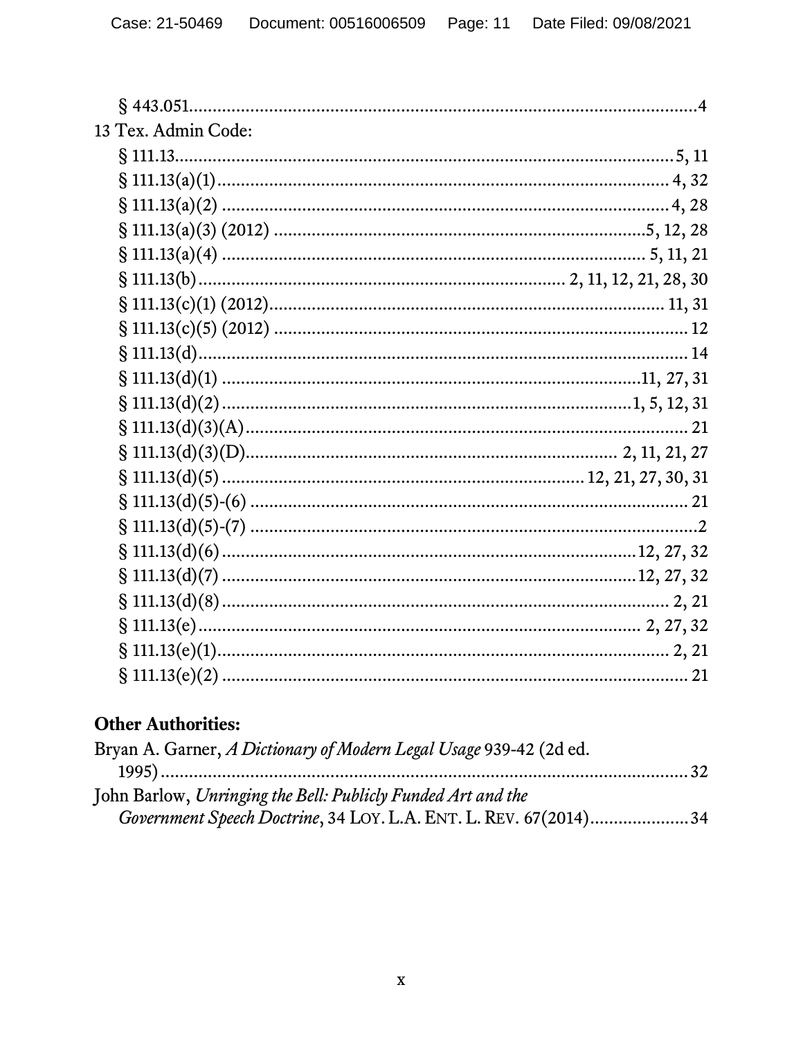§ 443.051 .......... 4

13 Tex. Admin Code:

§ 111.13 .......... 5, 11
§ 111.13(a)(1) .......... 4, 32
§ 111.13(a)(2) .......... 4, 28
§ 111.13(a)(3) (2012) .......... 5, 12, 28
§ 111.13(a)(4) .......... 5, 11, 21
§ 111.13(b) .......... 2, 11, 12, 21, 28, 30
§ 111.13(c)(1) (2012) .......... 11, 31
§ 111.13(c)(5) (2012) .......... 12
§ 111.13(d) .......... 14
§ 111.13(d)(1) .......... 11, 27, 31
§ 111.13(d)(2) .......... 1, 5, 12, 31
§ 111.13(d)(3)(A) .......... 21
§ 111.13(d)(3)(D) .......... 2, 11, 21, 27
§ 111.13(d)(5) .......... 12, 21, 27, 30, 31
§ 111.13(d)(5)-(6) .......... 21
§ 111.13(d)(5)-(7) .......... 2
§ 111.13(d)(6) .......... 12, 27, 32
§ 111.13(d)(7) .......... 12, 27, 32
§ 111.13(d)(8) .......... 2, 21
§ 111.13(e) .......... 2, 27, 32
§ 111.13(e)(1) .......... 2, 21
§ 111.13(e)(2) .......... 21

**Other Authorities:**

Bryan A. Garner, *A Dictionary of Modern Legal Usage* 939-42 (2d ed. 1995) .......... 32

John Barlow, *Unringing the Bell: Publicly Funded Art and the Government Speech Doctrine*, 34 LOY. L.A. ENT. L. REV. 67(2014) .......... 34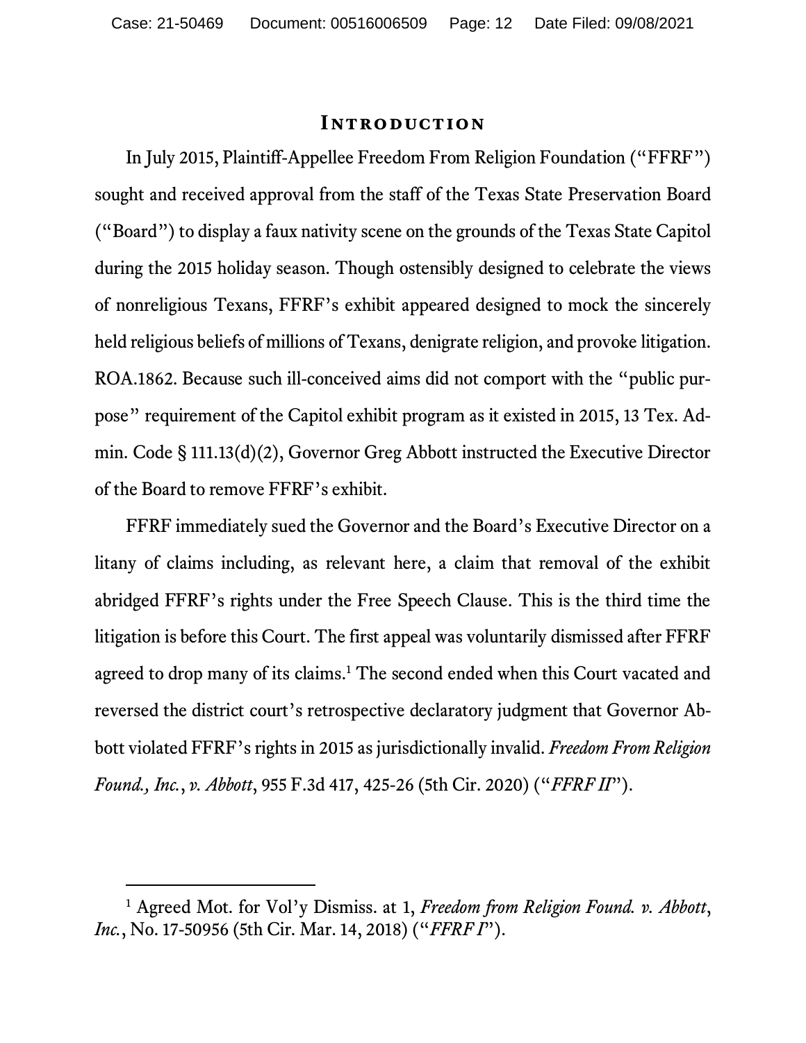# Introduction

In July 2015, Plaintiff-Appellee Freedom From Religion Foundation ("FFRF") sought and received approval from the staff of the Texas State Preservation Board ("Board") to display a faux nativity scene on the grounds of the Texas State Capitol during the 2015 holiday season. Though ostensibly designed to celebrate the views of nonreligious Texans, FFRF's exhibit appeared designed to mock the sincerely held religious beliefs of millions of Texans, denigrate religion, and provoke litigation. ROA.1862. Because such ill-conceived aims did not comport with the "public purpose" requirement of the Capitol exhibit program as it existed in 2015, 13 Tex. Admin. Code § 111.13(d)(2), Governor Greg Abbott instructed the Executive Director of the Board to remove FFRF's exhibit.

FFRF immediately sued the Governor and the Board's Executive Director on a litany of claims including, as relevant here, a claim that removal of the exhibit abridged FFRF's rights under the Free Speech Clause. This is the third time the litigation is before this Court. The first appeal was voluntarily dismissed after FFRF agreed to drop many of its claims.[1] The second ended when this Court vacated and reversed the district court's retrospective declaratory judgment that Governor Abbott violated FFRF's rights in 2015 as jurisdictionally invalid. *Freedom From Religion Found., Inc.*, *v. Abbott*, 955 F.3d 417, 425-26 (5th Cir. 2020) ("*FFRF II*").

---

[1] Agreed Mot. for Vol'y Dismiss. at 1, *Freedom from Religion Found. v. Abbott*, *Inc.*, No. 17-50956 (5th Cir. Mar. 14, 2018) ("*FFRF I*").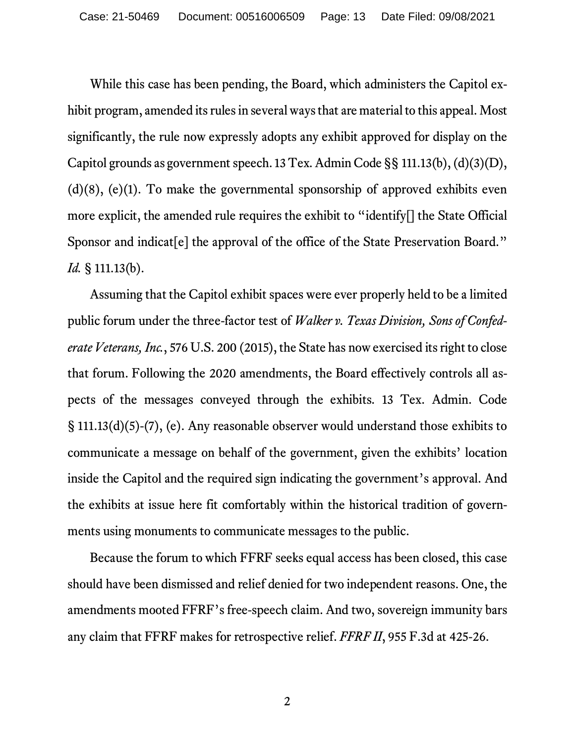While this case has been pending, the Board, which administers the Capitol exhibit program, amended its rules in several ways that are material to this appeal. Most significantly, the rule now expressly adopts any exhibit approved for display on the Capitol grounds as government speech. 13 Tex. Admin Code §§ 111.13(b), (d)(3)(D), (d)(8), (e)(1). To make the governmental sponsorship of approved exhibits even more explicit, the amended rule requires the exhibit to "identify[] the State Official Sponsor and indicat[e] the approval of the office of the State Preservation Board." *Id.* § 111.13(b).

Assuming that the Capitol exhibit spaces were ever properly held to be a limited public forum under the three-factor test of *Walker v. Texas Division, Sons of Confederate Veterans, Inc.*, 576 U.S. 200 (2015), the State has now exercised its right to close that forum. Following the 2020 amendments, the Board effectively controls all aspects of the messages conveyed through the exhibits. 13 Tex. Admin. Code § 111.13(d)(5)-(7), (e). Any reasonable observer would understand those exhibits to communicate a message on behalf of the government, given the exhibits' location inside the Capitol and the required sign indicating the government's approval. And the exhibits at issue here fit comfortably within the historical tradition of governments using monuments to communicate messages to the public.

Because the forum to which FFRF seeks equal access has been closed, this case should have been dismissed and relief denied for two independent reasons. One, the amendments mooted FFRF's free-speech claim. And two, sovereign immunity bars any claim that FFRF makes for retrospective relief. *FFRF II*, 955 F.3d at 425-26.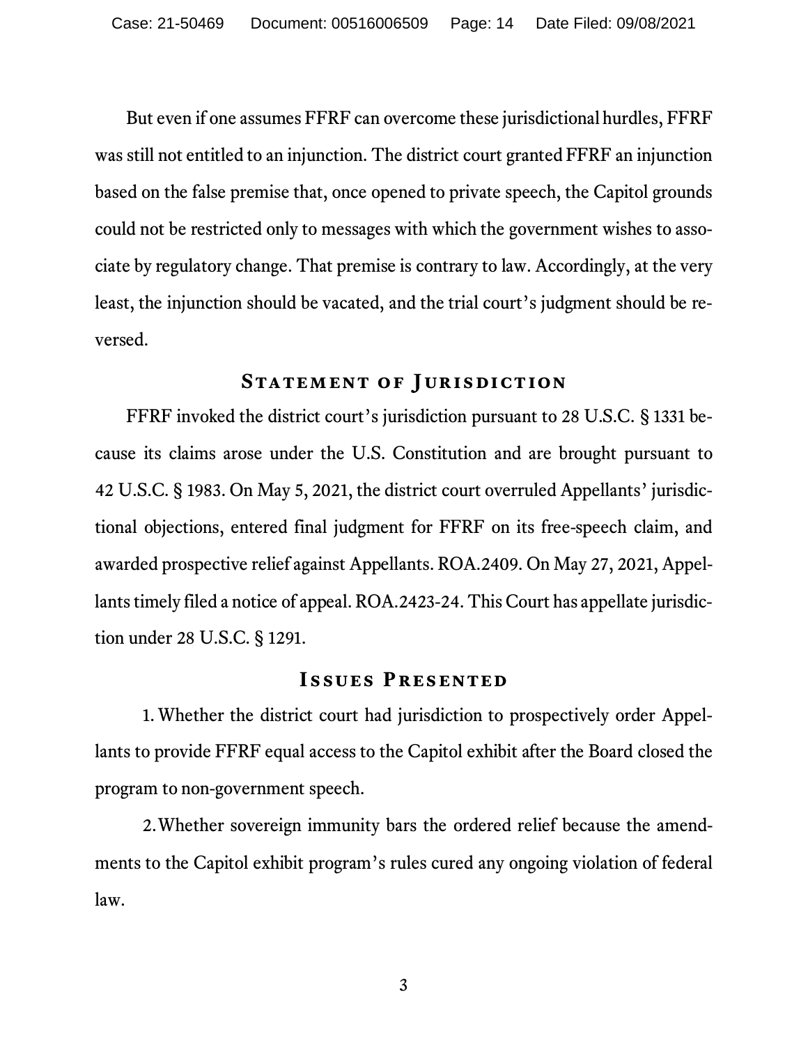But even if one assumes FFRF can overcome these jurisdictional hurdles, FFRF was still not entitled to an injunction. The district court granted FFRF an injunction based on the false premise that, once opened to private speech, the Capitol grounds could not be restricted only to messages with which the government wishes to associate by regulatory change. That premise is contrary to law. Accordingly, at the very least, the injunction should be vacated, and the trial court's judgment should be reversed.

## Statement of Jurisdiction

FFRF invoked the district court's jurisdiction pursuant to 28 U.S.C. § 1331 because its claims arose under the U.S. Constitution and are brought pursuant to 42 U.S.C. § 1983. On May 5, 2021, the district court overruled Appellants' jurisdictional objections, entered final judgment for FFRF on its free-speech claim, and awarded prospective relief against Appellants. ROA.2409. On May 27, 2021, Appellants timely filed a notice of appeal. ROA.2423-24. This Court has appellate jurisdiction under 28 U.S.C. § 1291.

## Issues Presented

1. Whether the district court had jurisdiction to prospectively order Appellants to provide FFRF equal access to the Capitol exhibit after the Board closed the program to non-government speech.

2. Whether sovereign immunity bars the ordered relief because the amendments to the Capitol exhibit program's rules cured any ongoing violation of federal law.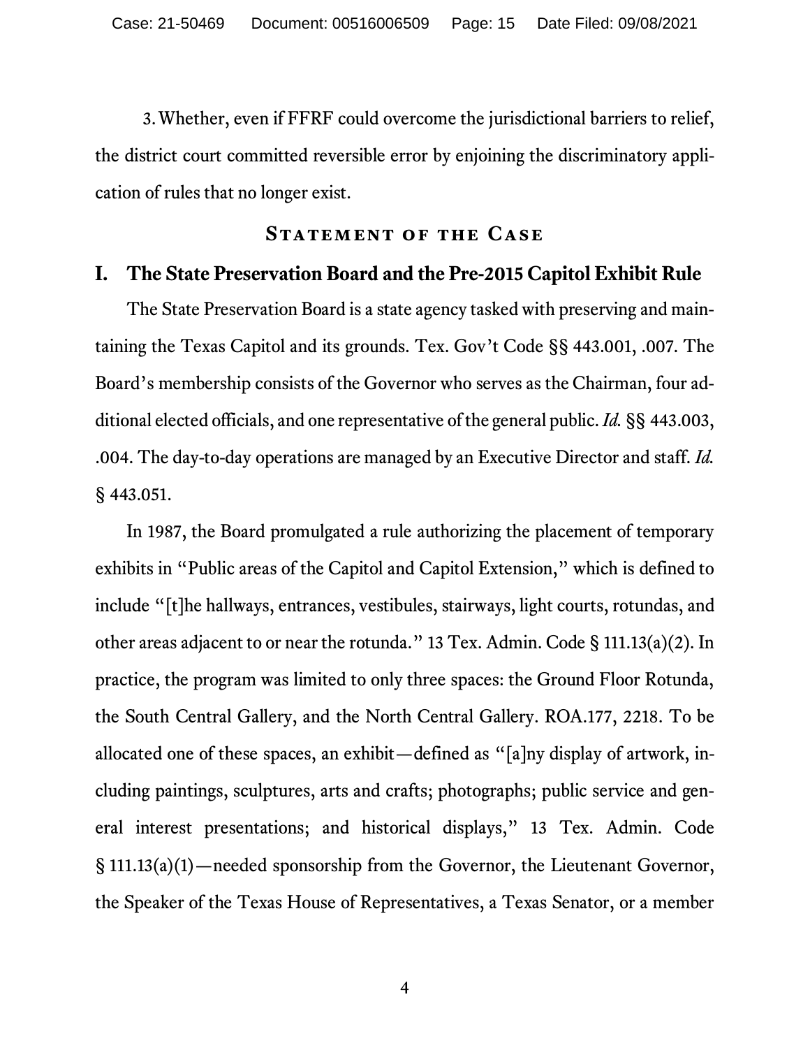3. Whether, even if FFRF could overcome the jurisdictional barriers to relief, the district court committed reversible error by enjoining the discriminatory application of rules that no longer exist.

## Statement of the Case

### I. The State Preservation Board and the Pre-2015 Capitol Exhibit Rule

The State Preservation Board is a state agency tasked with preserving and maintaining the Texas Capitol and its grounds. Tex. Gov't Code §§ 443.001, .007. The Board's membership consists of the Governor who serves as the Chairman, four additional elected officials, and one representative of the general public. *Id.* §§ 443.003, .004. The day-to-day operations are managed by an Executive Director and staff. *Id.* § 443.051.

In 1987, the Board promulgated a rule authorizing the placement of temporary exhibits in "Public areas of the Capitol and Capitol Extension," which is defined to include "[t]he hallways, entrances, vestibules, stairways, light courts, rotundas, and other areas adjacent to or near the rotunda." 13 Tex. Admin. Code § 111.13(a)(2). In practice, the program was limited to only three spaces: the Ground Floor Rotunda, the South Central Gallery, and the North Central Gallery. ROA.177, 2218. To be allocated one of these spaces, an exhibit—defined as "[a]ny display of artwork, including paintings, sculptures, arts and crafts; photographs; public service and general interest presentations; and historical displays," 13 Tex. Admin. Code § 111.13(a)(1)—needed sponsorship from the Governor, the Lieutenant Governor, the Speaker of the Texas House of Representatives, a Texas Senator, or a member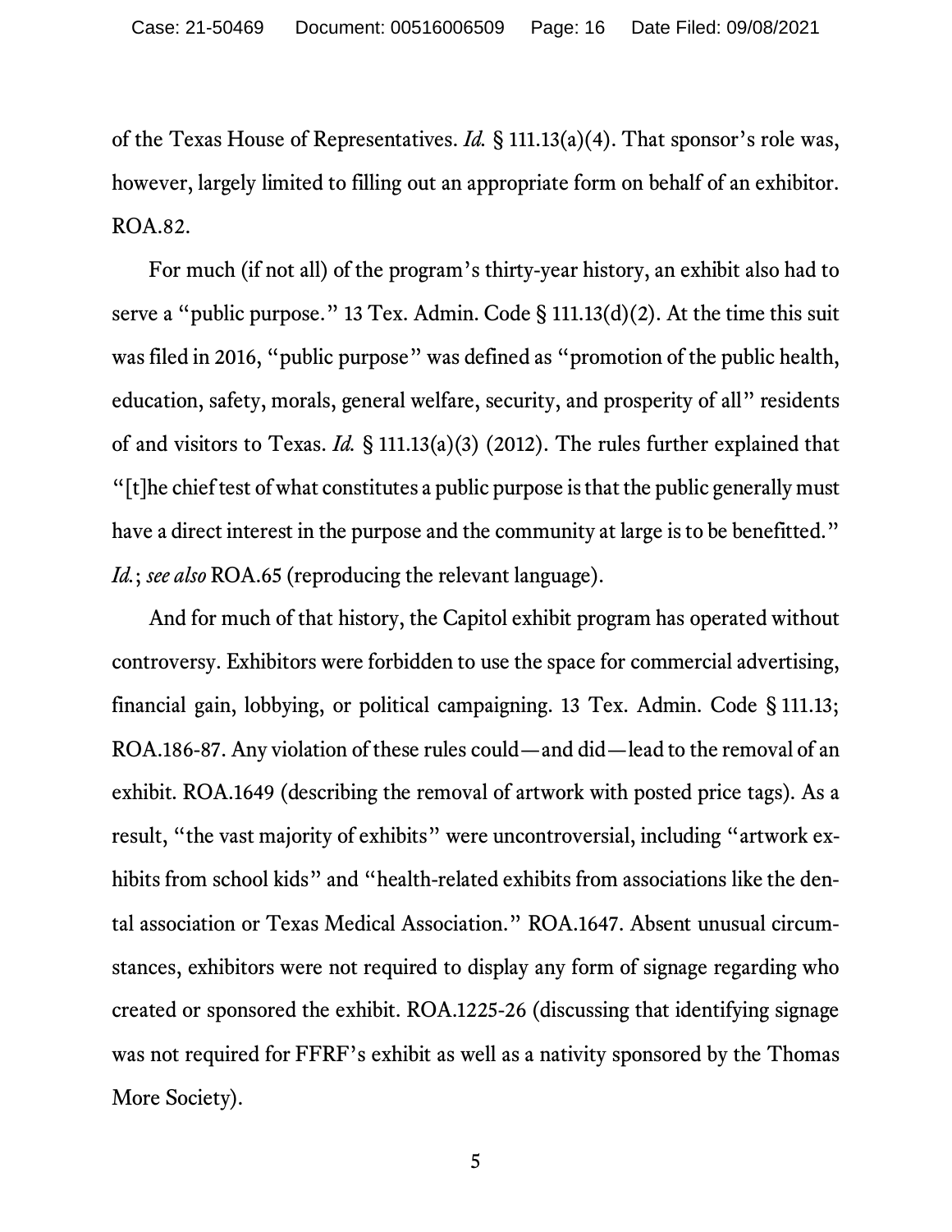of the Texas House of Representatives. *Id.* § 111.13(a)(4). That sponsor's role was, however, largely limited to filling out an appropriate form on behalf of an exhibitor. ROA.82.

For much (if not all) of the program's thirty-year history, an exhibit also had to serve a "public purpose." 13 Tex. Admin. Code § 111.13(d)(2). At the time this suit was filed in 2016, "public purpose" was defined as "promotion of the public health, education, safety, morals, general welfare, security, and prosperity of all" residents of and visitors to Texas. *Id.* § 111.13(a)(3) (2012). The rules further explained that "[t]he chief test of what constitutes a public purpose is that the public generally must have a direct interest in the purpose and the community at large is to be benefitted." *Id.*; *see also* ROA.65 (reproducing the relevant language).

And for much of that history, the Capitol exhibit program has operated without controversy. Exhibitors were forbidden to use the space for commercial advertising, financial gain, lobbying, or political campaigning. 13 Tex. Admin. Code § 111.13; ROA.186-87. Any violation of these rules could—and did—lead to the removal of an exhibit. ROA.1649 (describing the removal of artwork with posted price tags). As a result, "the vast majority of exhibits" were uncontroversial, including "artwork exhibits from school kids" and "health-related exhibits from associations like the dental association or Texas Medical Association." ROA.1647. Absent unusual circumstances, exhibitors were not required to display any form of signage regarding who created or sponsored the exhibit. ROA.1225-26 (discussing that identifying signage was not required for FFRF's exhibit as well as a nativity sponsored by the Thomas More Society).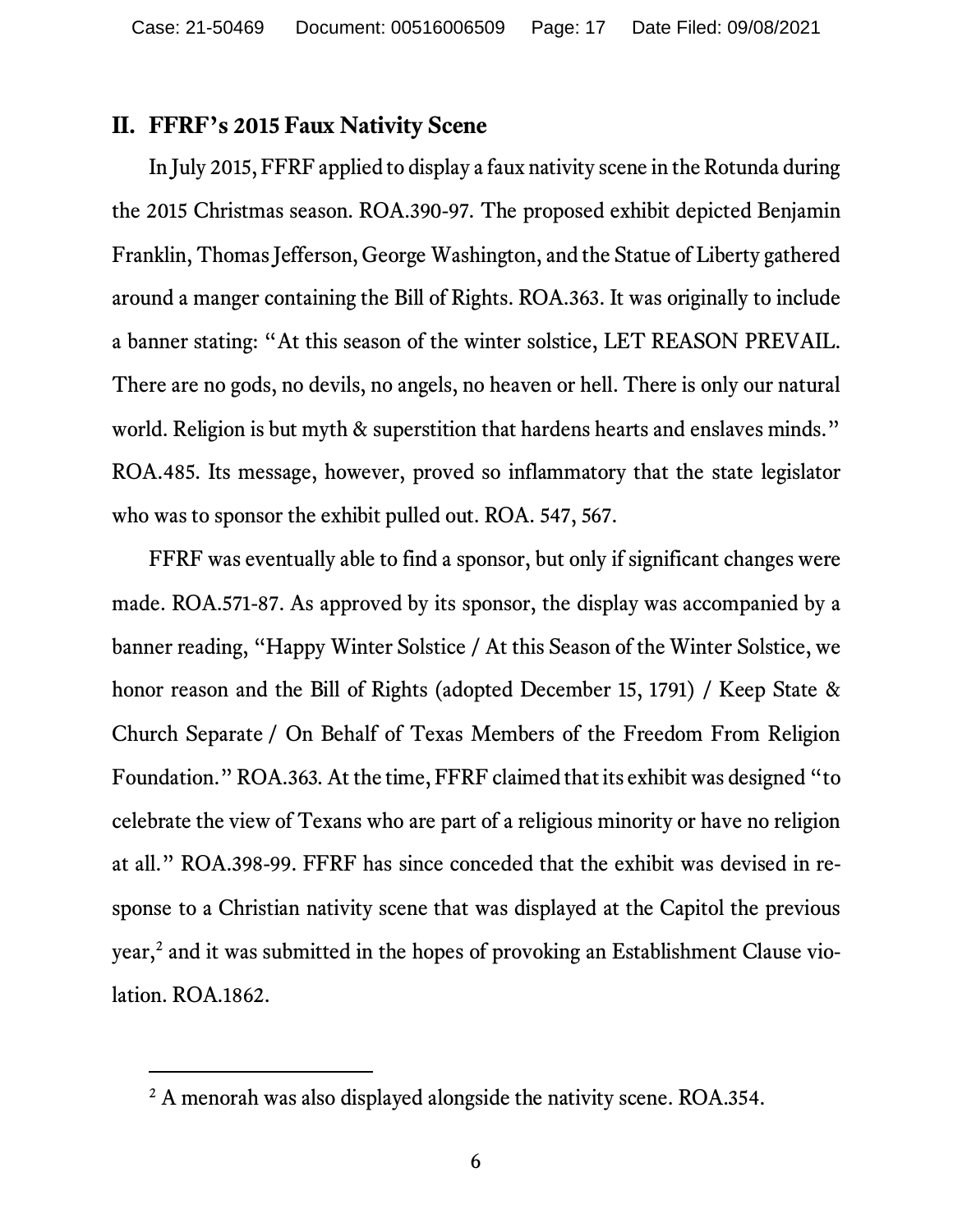## II. FFRF's 2015 Faux Nativity Scene

In July 2015, FFRF applied to display a faux nativity scene in the Rotunda during the 2015 Christmas season. ROA.390-97. The proposed exhibit depicted Benjamin Franklin, Thomas Jefferson, George Washington, and the Statue of Liberty gathered around a manger containing the Bill of Rights. ROA.363. It was originally to include a banner stating: "At this season of the winter solstice, LET REASON PREVAIL. There are no gods, no devils, no angels, no heaven or hell. There is only our natural world. Religion is but myth & superstition that hardens hearts and enslaves minds." ROA.485. Its message, however, proved so inflammatory that the state legislator who was to sponsor the exhibit pulled out. ROA. 547, 567.

FFRF was eventually able to find a sponsor, but only if significant changes were made. ROA.571-87. As approved by its sponsor, the display was accompanied by a banner reading, "Happy Winter Solstice / At this Season of the Winter Solstice, we honor reason and the Bill of Rights (adopted December 15, 1791) / Keep State & Church Separate / On Behalf of Texas Members of the Freedom From Religion Foundation." ROA.363. At the time, FFRF claimed that its exhibit was designed "to celebrate the view of Texans who are part of a religious minority or have no religion at all." ROA.398-99. FFRF has since conceded that the exhibit was devised in response to a Christian nativity scene that was displayed at the Capitol the previous year,[2] and it was submitted in the hopes of provoking an Establishment Clause violation. ROA.1862.

---

[2] A menorah was also displayed alongside the nativity scene. ROA.354.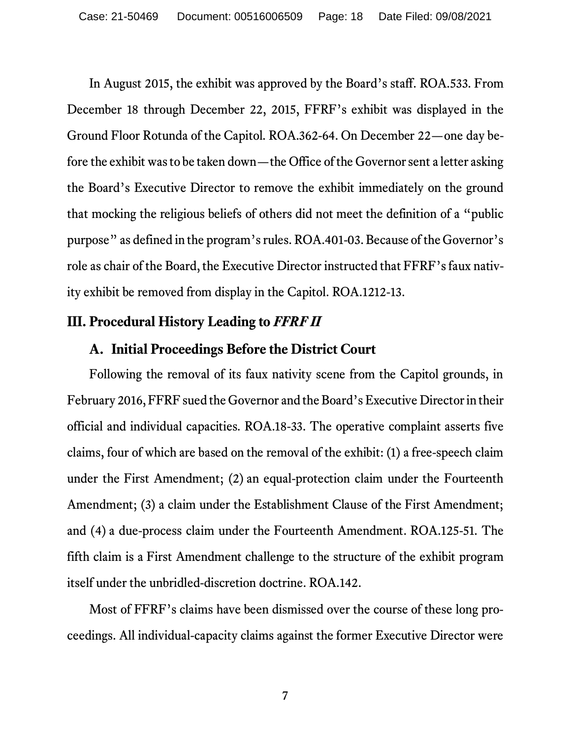In August 2015, the exhibit was approved by the Board's staff. ROA.533. From December 18 through December 22, 2015, FFRF's exhibit was displayed in the Ground Floor Rotunda of the Capitol. ROA.362-64. On December 22—one day before the exhibit was to be taken down—the Office of the Governor sent a letter asking the Board's Executive Director to remove the exhibit immediately on the ground that mocking the religious beliefs of others did not meet the definition of a "public purpose" as defined in the program's rules. ROA.401-03. Because of the Governor's role as chair of the Board, the Executive Director instructed that FFRF's faux nativity exhibit be removed from display in the Capitol. ROA.1212-13.

## III. Procedural History Leading to *FFRF II*

### A. Initial Proceedings Before the District Court

Following the removal of its faux nativity scene from the Capitol grounds, in February 2016, FFRF sued the Governor and the Board's Executive Director in their official and individual capacities. ROA.18-33. The operative complaint asserts five claims, four of which are based on the removal of the exhibit: (1) a free-speech claim under the First Amendment; (2) an equal-protection claim under the Fourteenth Amendment; (3) a claim under the Establishment Clause of the First Amendment; and (4) a due-process claim under the Fourteenth Amendment. ROA.125-51. The fifth claim is a First Amendment challenge to the structure of the exhibit program itself under the unbridled-discretion doctrine. ROA.142.

Most of FFRF's claims have been dismissed over the course of these long proceedings. All individual-capacity claims against the former Executive Director were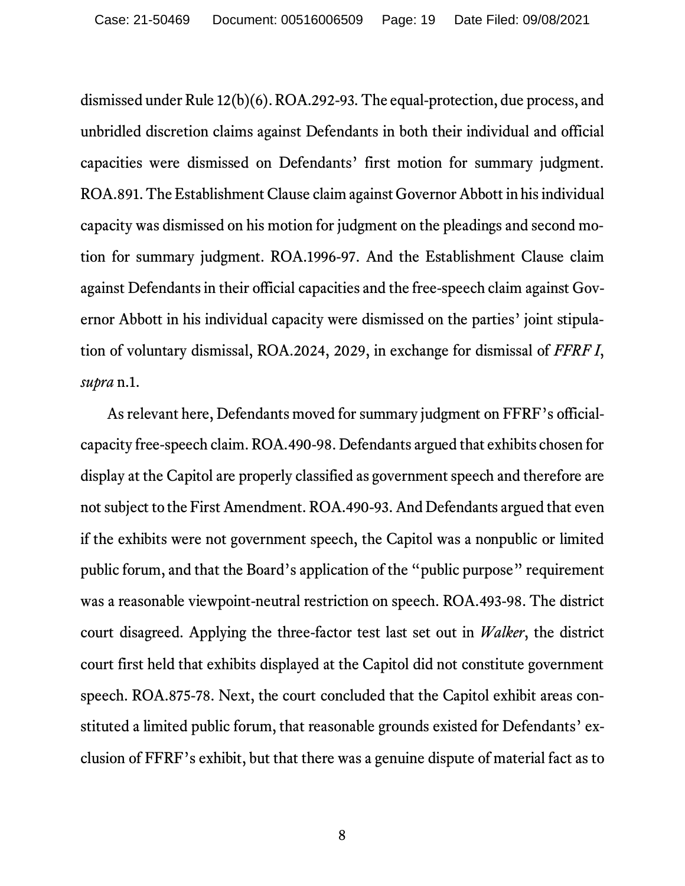dismissed under Rule 12(b)(6). ROA.292-93. The equal-protection, due process, and unbridled discretion claims against Defendants in both their individual and official capacities were dismissed on Defendants' first motion for summary judgment. ROA.891. The Establishment Clause claim against Governor Abbott in his individual capacity was dismissed on his motion for judgment on the pleadings and second motion for summary judgment. ROA.1996-97. And the Establishment Clause claim against Defendants in their official capacities and the free-speech claim against Governor Abbott in his individual capacity were dismissed on the parties' joint stipulation of voluntary dismissal, ROA.2024, 2029, in exchange for dismissal of *FFRF I*, *supra* n.1.

As relevant here, Defendants moved for summary judgment on FFRF's official-capacity free-speech claim. ROA.490-98. Defendants argued that exhibits chosen for display at the Capitol are properly classified as government speech and therefore are not subject to the First Amendment. ROA.490-93. And Defendants argued that even if the exhibits were not government speech, the Capitol was a nonpublic or limited public forum, and that the Board's application of the "public purpose" requirement was a reasonable viewpoint-neutral restriction on speech. ROA.493-98. The district court disagreed. Applying the three-factor test last set out in *Walker*, the district court first held that exhibits displayed at the Capitol did not constitute government speech. ROA.875-78. Next, the court concluded that the Capitol exhibit areas constituted a limited public forum, that reasonable grounds existed for Defendants' exclusion of FFRF's exhibit, but that there was a genuine dispute of material fact as to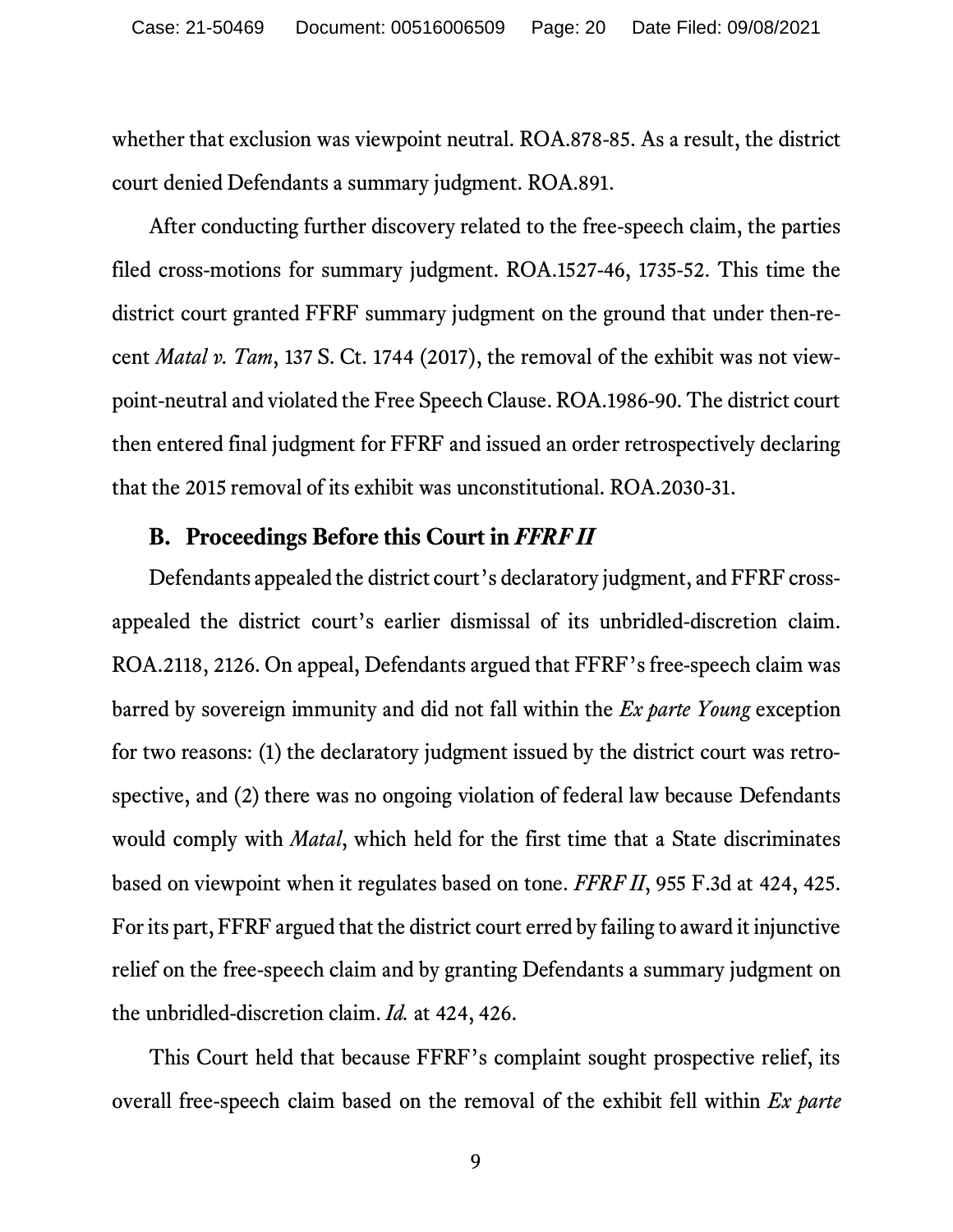whether that exclusion was viewpoint neutral. ROA.878-85. As a result, the district court denied Defendants a summary judgment. ROA.891.

After conducting further discovery related to the free-speech claim, the parties filed cross-motions for summary judgment. ROA.1527-46, 1735-52. This time the district court granted FFRF summary judgment on the ground that under then-recent *Matal v. Tam*, 137 S. Ct. 1744 (2017), the removal of the exhibit was not viewpoint-neutral and violated the Free Speech Clause. ROA.1986-90. The district court then entered final judgment for FFRF and issued an order retrospectively declaring that the 2015 removal of its exhibit was unconstitutional. ROA.2030-31.

### B. Proceedings Before this Court in *FFRF II*

Defendants appealed the district court's declaratory judgment, and FFRF cross-appealed the district court's earlier dismissal of its unbridled-discretion claim. ROA.2118, 2126. On appeal, Defendants argued that FFRF's free-speech claim was barred by sovereign immunity and did not fall within the *Ex parte Young* exception for two reasons: (1) the declaratory judgment issued by the district court was retrospective, and (2) there was no ongoing violation of federal law because Defendants would comply with *Matal*, which held for the first time that a State discriminates based on viewpoint when it regulates based on tone. *FFRF II*, 955 F.3d at 424, 425. For its part, FFRF argued that the district court erred by failing to award it injunctive relief on the free-speech claim and by granting Defendants a summary judgment on the unbridled-discretion claim. *Id.* at 424, 426.

This Court held that because FFRF's complaint sought prospective relief, its overall free-speech claim based on the removal of the exhibit fell within *Ex parte*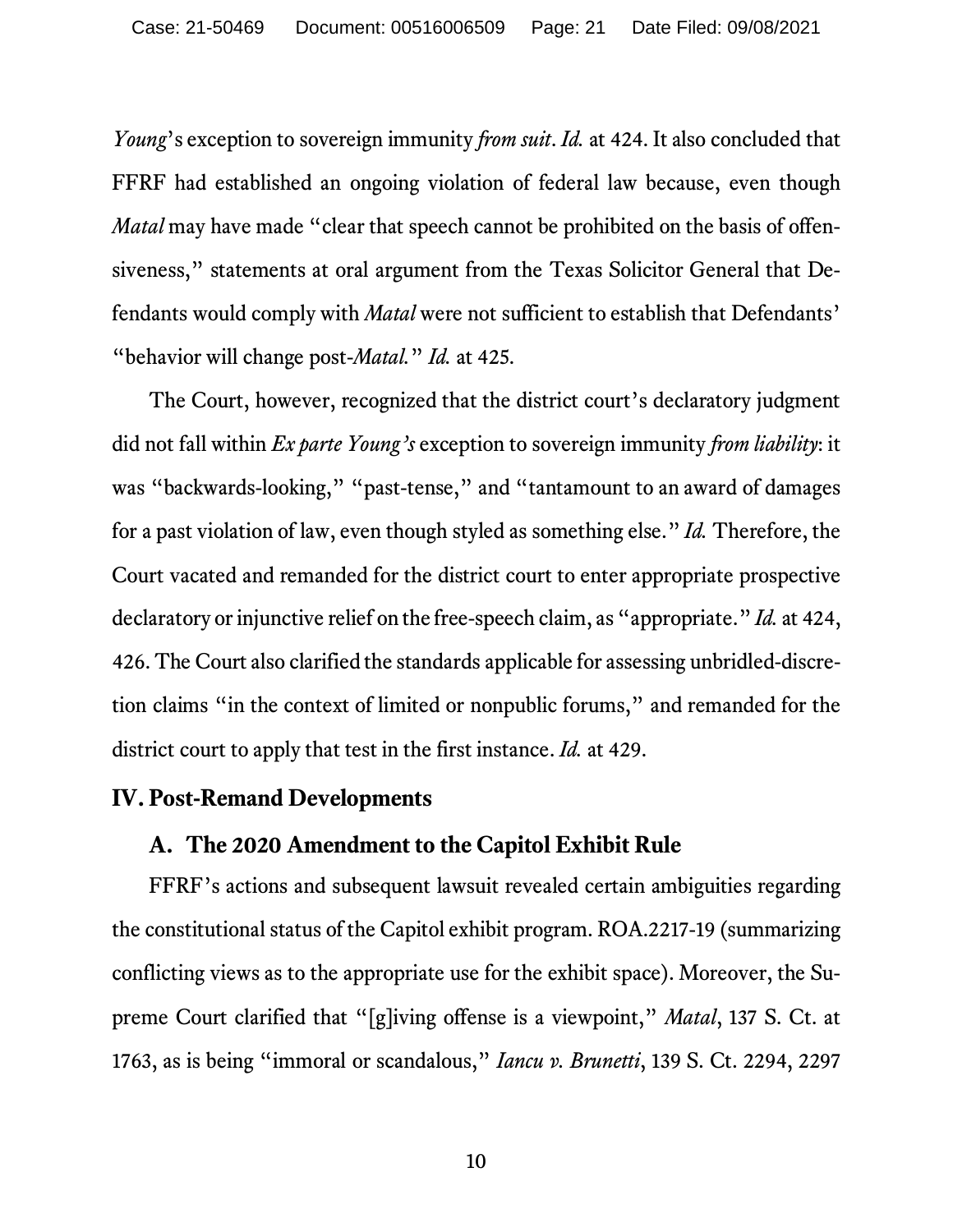*Young*'s exception to sovereign immunity *from suit*. *Id.* at 424. It also concluded that FFRF had established an ongoing violation of federal law because, even though *Matal* may have made "clear that speech cannot be prohibited on the basis of offensiveness," statements at oral argument from the Texas Solicitor General that Defendants would comply with *Matal* were not sufficient to establish that Defendants' "behavior will change post-*Matal*." *Id.* at 425.

The Court, however, recognized that the district court's declaratory judgment did not fall within *Ex parte Young's* exception to sovereign immunity *from liability*: it was "backwards-looking," "past-tense," and "tantamount to an award of damages for a past violation of law, even though styled as something else." *Id.* Therefore, the Court vacated and remanded for the district court to enter appropriate prospective declaratory or injunctive relief on the free-speech claim, as "appropriate." *Id.* at 424, 426. The Court also clarified the standards applicable for assessing unbridled-discretion claims "in the context of limited or nonpublic forums," and remanded for the district court to apply that test in the first instance. *Id.* at 429.

## IV. Post-Remand Developments

### A. The 2020 Amendment to the Capitol Exhibit Rule

FFRF's actions and subsequent lawsuit revealed certain ambiguities regarding the constitutional status of the Capitol exhibit program. ROA.2217-19 (summarizing conflicting views as to the appropriate use for the exhibit space). Moreover, the Supreme Court clarified that "[g]iving offense is a viewpoint," *Matal*, 137 S. Ct. at 1763, as is being "immoral or scandalous," *Iancu v. Brunetti*, 139 S. Ct. 2294, 2297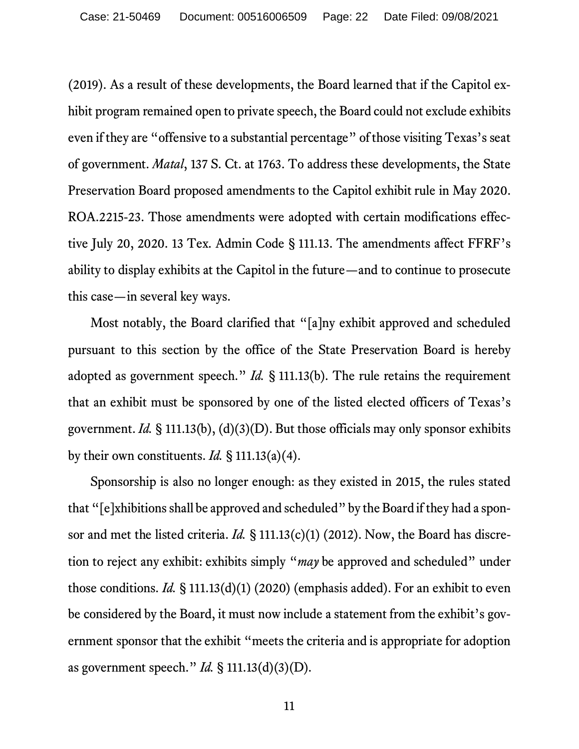(2019). As a result of these developments, the Board learned that if the Capitol exhibit program remained open to private speech, the Board could not exclude exhibits even if they are "offensive to a substantial percentage" of those visiting Texas's seat of government. *Matal*, 137 S. Ct. at 1763. To address these developments, the State Preservation Board proposed amendments to the Capitol exhibit rule in May 2020. ROA.2215-23. Those amendments were adopted with certain modifications effective July 20, 2020. 13 Tex. Admin Code § 111.13. The amendments affect FFRF's ability to display exhibits at the Capitol in the future—and to continue to prosecute this case—in several key ways.

Most notably, the Board clarified that "[a]ny exhibit approved and scheduled pursuant to this section by the office of the State Preservation Board is hereby adopted as government speech." *Id.* § 111.13(b). The rule retains the requirement that an exhibit must be sponsored by one of the listed elected officers of Texas's government. *Id.* § 111.13(b), (d)(3)(D). But those officials may only sponsor exhibits by their own constituents. *Id.* § 111.13(a)(4).

Sponsorship is also no longer enough: as they existed in 2015, the rules stated that "[e]xhibitions shall be approved and scheduled" by the Board if they had a sponsor and met the listed criteria. *Id.* § 111.13(c)(1) (2012). Now, the Board has discretion to reject any exhibit: exhibits simply "*may* be approved and scheduled" under those conditions. *Id.* § 111.13(d)(1) (2020) (emphasis added). For an exhibit to even be considered by the Board, it must now include a statement from the exhibit's government sponsor that the exhibit "meets the criteria and is appropriate for adoption as government speech." *Id.* § 111.13(d)(3)(D).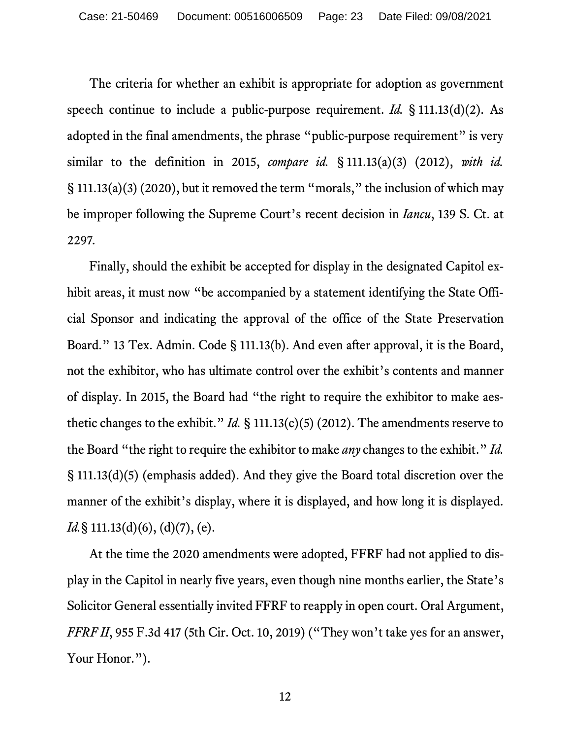The criteria for whether an exhibit is appropriate for adoption as government speech continue to include a public-purpose requirement. *Id.* § 111.13(d)(2). As adopted in the final amendments, the phrase "public-purpose requirement" is very similar to the definition in 2015, *compare id.* § 111.13(a)(3) (2012), *with id.* § 111.13(a)(3) (2020), but it removed the term "morals," the inclusion of which may be improper following the Supreme Court's recent decision in *Iancu*, 139 S. Ct. at 2297.

Finally, should the exhibit be accepted for display in the designated Capitol exhibit areas, it must now "be accompanied by a statement identifying the State Official Sponsor and indicating the approval of the office of the State Preservation Board." 13 Tex. Admin. Code § 111.13(b). And even after approval, it is the Board, not the exhibitor, who has ultimate control over the exhibit's contents and manner of display. In 2015, the Board had "the right to require the exhibitor to make aesthetic changes to the exhibit." *Id.* § 111.13(c)(5) (2012). The amendments reserve to the Board "the right to require the exhibitor to make *any* changes to the exhibit." *Id.* § 111.13(d)(5) (emphasis added). And they give the Board total discretion over the manner of the exhibit's display, where it is displayed, and how long it is displayed. *Id.* § 111.13(d)(6), (d)(7), (e).

At the time the 2020 amendments were adopted, FFRF had not applied to display in the Capitol in nearly five years, even though nine months earlier, the State's Solicitor General essentially invited FFRF to reapply in open court. Oral Argument, *FFRF II*, 955 F.3d 417 (5th Cir. Oct. 10, 2019) ("They won't take yes for an answer, Your Honor.").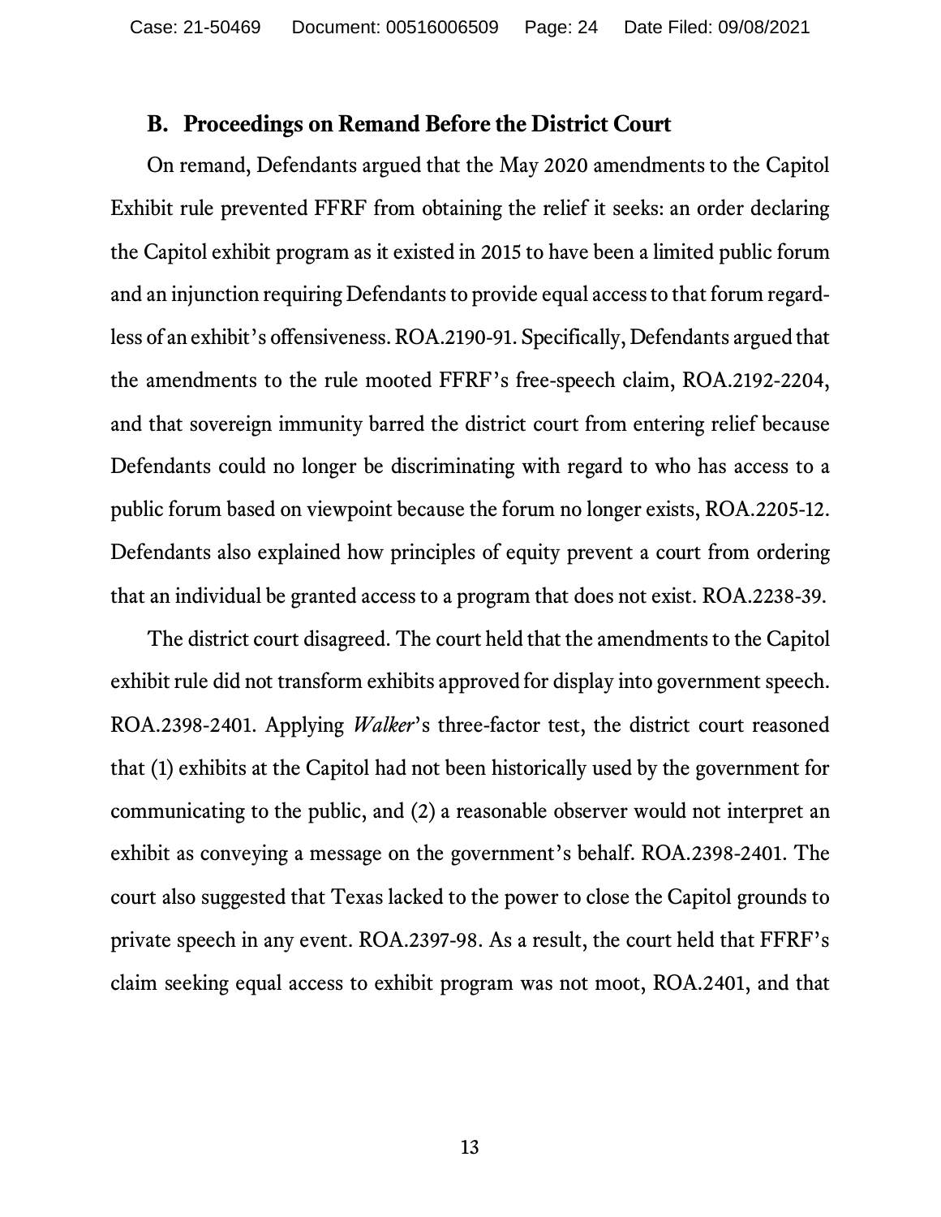### B. Proceedings on Remand Before the District Court

On remand, Defendants argued that the May 2020 amendments to the Capitol Exhibit rule prevented FFRF from obtaining the relief it seeks: an order declaring the Capitol exhibit program as it existed in 2015 to have been a limited public forum and an injunction requiring Defendants to provide equal access to that forum regardless of an exhibit's offensiveness. ROA.2190-91. Specifically, Defendants argued that the amendments to the rule mooted FFRF's free-speech claim, ROA.2192-2204, and that sovereign immunity barred the district court from entering relief because Defendants could no longer be discriminating with regard to who has access to a public forum based on viewpoint because the forum no longer exists, ROA.2205-12. Defendants also explained how principles of equity prevent a court from ordering that an individual be granted access to a program that does not exist. ROA.2238-39.

The district court disagreed. The court held that the amendments to the Capitol exhibit rule did not transform exhibits approved for display into government speech. ROA.2398-2401. Applying *Walker*'s three-factor test, the district court reasoned that (1) exhibits at the Capitol had not been historically used by the government for communicating to the public, and (2) a reasonable observer would not interpret an exhibit as conveying a message on the government's behalf. ROA.2398-2401. The court also suggested that Texas lacked to the power to close the Capitol grounds to private speech in any event. ROA.2397-98. As a result, the court held that FFRF's claim seeking equal access to exhibit program was not moot, ROA.2401, and that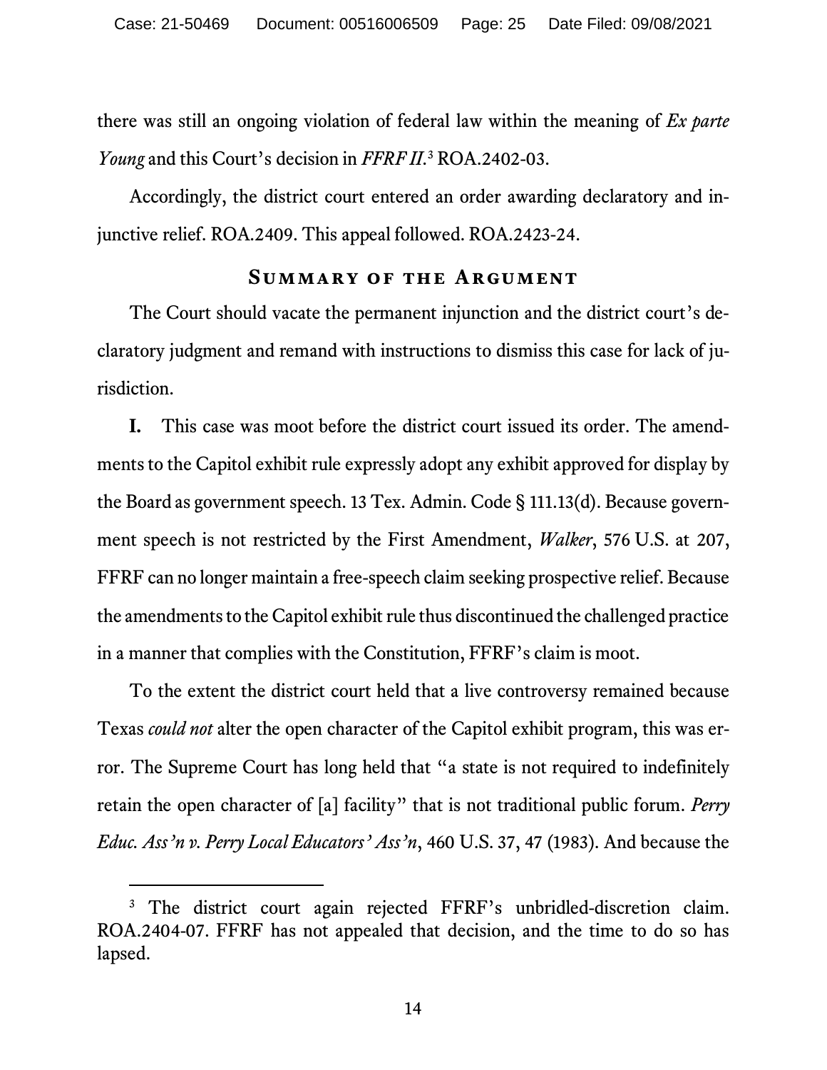there was still an ongoing violation of federal law within the meaning of *Ex parte Young* and this Court's decision in *FFRF II*.[3] ROA.2402-03.

Accordingly, the district court entered an order awarding declaratory and injunctive relief. ROA.2409. This appeal followed. ROA.2423-24.

## Summary of the Argument

The Court should vacate the permanent injunction and the district court's declaratory judgment and remand with instructions to dismiss this case for lack of jurisdiction.

**I.** This case was moot before the district court issued its order. The amendments to the Capitol exhibit rule expressly adopt any exhibit approved for display by the Board as government speech. 13 Tex. Admin. Code § 111.13(d). Because government speech is not restricted by the First Amendment, *Walker*, 576 U.S. at 207, FFRF can no longer maintain a free-speech claim seeking prospective relief. Because the amendments to the Capitol exhibit rule thus discontinued the challenged practice in a manner that complies with the Constitution, FFRF's claim is moot.

To the extent the district court held that a live controversy remained because Texas *could not* alter the open character of the Capitol exhibit program, this was error. The Supreme Court has long held that "a state is not required to indefinitely retain the open character of [a] facility" that is not traditional public forum. *Perry Educ. Ass'n v. Perry Local Educators' Ass'n*, 460 U.S. 37, 47 (1983). And because the

---

[3] The district court again rejected FFRF's unbridled-discretion claim. ROA.2404-07. FFRF has not appealed that decision, and the time to do so has lapsed.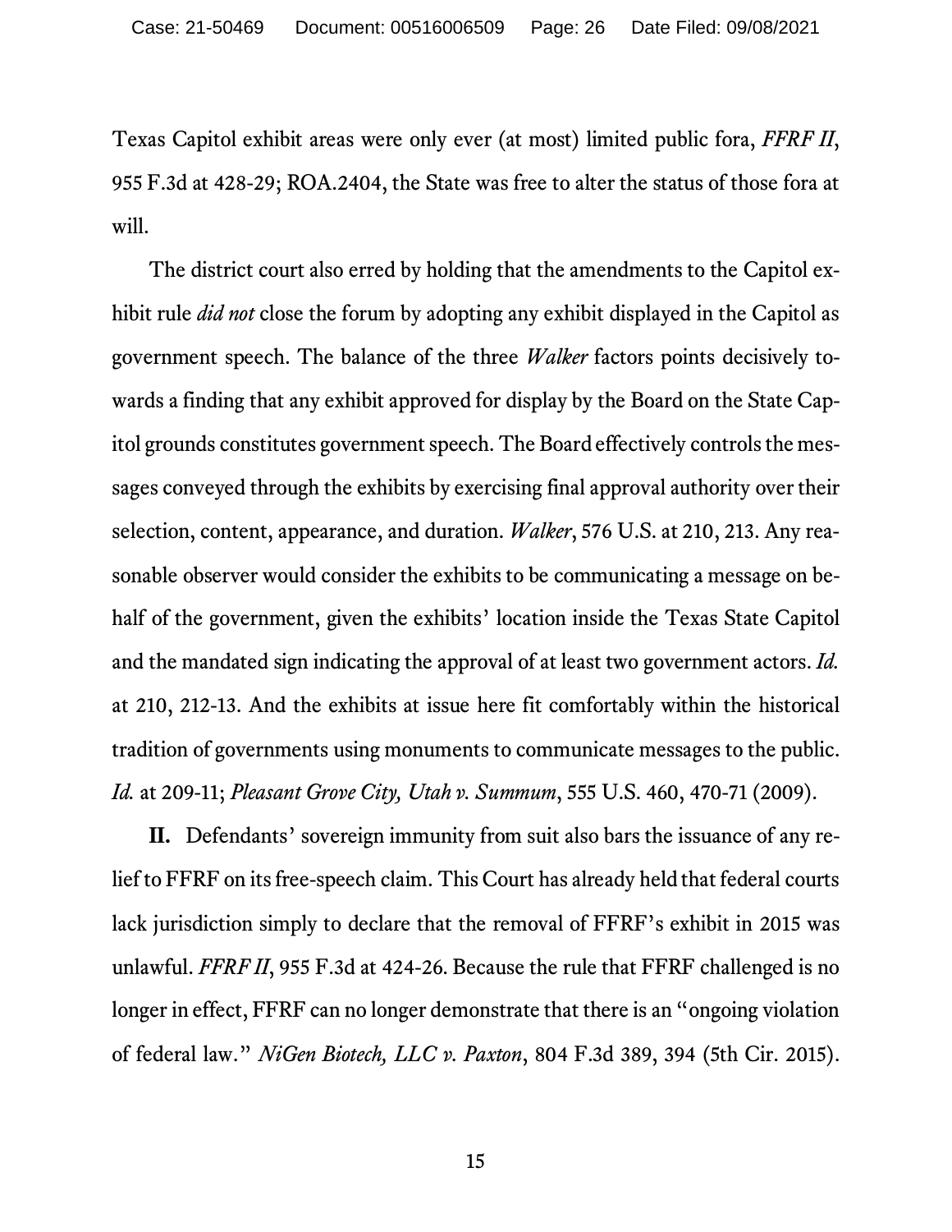Texas Capitol exhibit areas were only ever (at most) limited public fora, *FFRF II*, 955 F.3d at 428-29; ROA.2404, the State was free to alter the status of those fora at will.

The district court also erred by holding that the amendments to the Capitol exhibit rule *did not* close the forum by adopting any exhibit displayed in the Capitol as government speech. The balance of the three *Walker* factors points decisively towards a finding that any exhibit approved for display by the Board on the State Capitol grounds constitutes government speech. The Board effectively controls the messages conveyed through the exhibits by exercising final approval authority over their selection, content, appearance, and duration. *Walker*, 576 U.S. at 210, 213. Any reasonable observer would consider the exhibits to be communicating a message on behalf of the government, given the exhibits' location inside the Texas State Capitol and the mandated sign indicating the approval of at least two government actors. *Id.* at 210, 212-13. And the exhibits at issue here fit comfortably within the historical tradition of governments using monuments to communicate messages to the public. *Id.* at 209-11; *Pleasant Grove City, Utah v. Summum*, 555 U.S. 460, 470-71 (2009).

**II.** Defendants' sovereign immunity from suit also bars the issuance of any relief to FFRF on its free-speech claim. This Court has already held that federal courts lack jurisdiction simply to declare that the removal of FFRF's exhibit in 2015 was unlawful. *FFRF II*, 955 F.3d at 424-26. Because the rule that FFRF challenged is no longer in effect, FFRF can no longer demonstrate that there is an "ongoing violation of federal law." *NiGen Biotech, LLC v. Paxton*, 804 F.3d 389, 394 (5th Cir. 2015).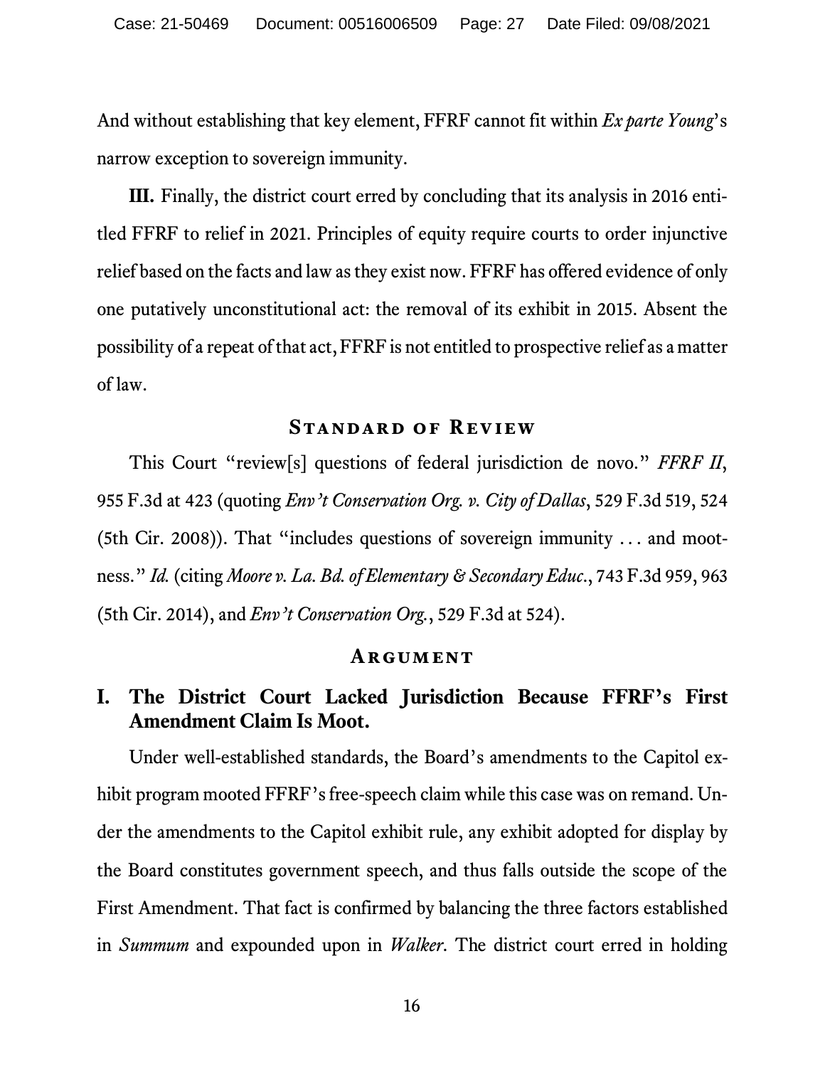And without establishing that key element, FFRF cannot fit within *Ex parte Young*'s narrow exception to sovereign immunity.

**III.** Finally, the district court erred by concluding that its analysis in 2016 entitled FFRF to relief in 2021. Principles of equity require courts to order injunctive relief based on the facts and law as they exist now. FFRF has offered evidence of only one putatively unconstitutional act: the removal of its exhibit in 2015. Absent the possibility of a repeat of that act, FFRF is not entitled to prospective relief as a matter of law.

## Standard of Review

This Court "review[s] questions of federal jurisdiction de novo." *FFRF II*, 955 F.3d at 423 (quoting *Env't Conservation Org. v. City of Dallas*, 529 F.3d 519, 524 (5th Cir. 2008)). That "includes questions of sovereign immunity . . . and mootness." *Id.* (citing *Moore v. La. Bd. of Elementary & Secondary Educ.*, 743 F.3d 959, 963 (5th Cir. 2014), and *Env't Conservation Org.*, 529 F.3d at 524).

## Argument

### I. The District Court Lacked Jurisdiction Because FFRF's First Amendment Claim Is Moot.

Under well-established standards, the Board's amendments to the Capitol exhibit program mooted FFRF's free-speech claim while this case was on remand. Under the amendments to the Capitol exhibit rule, any exhibit adopted for display by the Board constitutes government speech, and thus falls outside the scope of the First Amendment. That fact is confirmed by balancing the three factors established in *Summum* and expounded upon in *Walker*. The district court erred in holding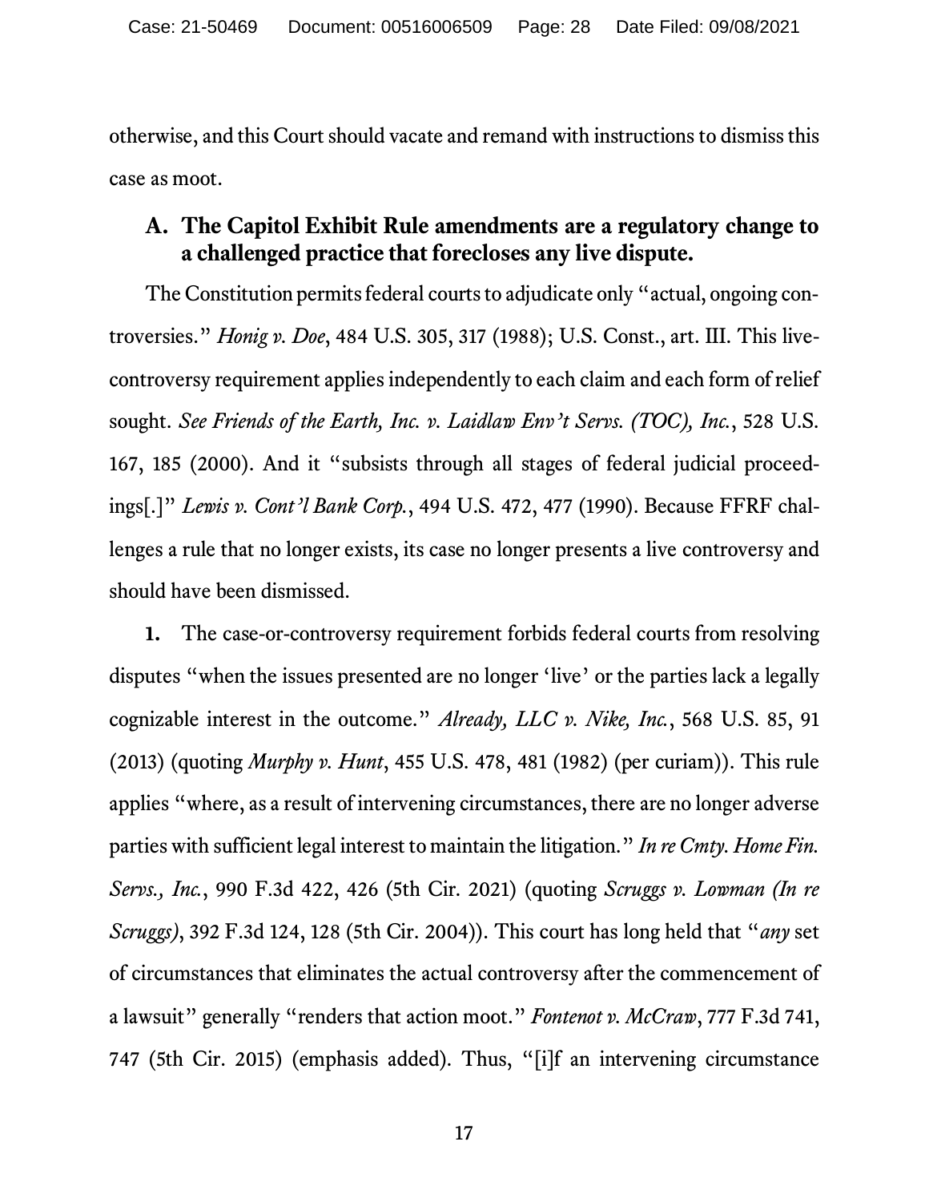otherwise, and this Court should vacate and remand with instructions to dismiss this case as moot.

### A. The Capitol Exhibit Rule amendments are a regulatory change to a challenged practice that forecloses any live dispute.

The Constitution permits federal courts to adjudicate only "actual, ongoing controversies." *Honig v. Doe*, 484 U.S. 305, 317 (1988); U.S. Const., art. III. This live-controversy requirement applies independently to each claim and each form of relief sought. *See Friends of the Earth, Inc. v. Laidlaw Env't Servs. (TOC), Inc.*, 528 U.S. 167, 185 (2000). And it "subsists through all stages of federal judicial proceedings[.]" *Lewis v. Cont'l Bank Corp.*, 494 U.S. 472, 477 (1990). Because FFRF challenges a rule that no longer exists, its case no longer presents a live controversy and should have been dismissed.

**1.** The case-or-controversy requirement forbids federal courts from resolving disputes "when the issues presented are no longer 'live' or the parties lack a legally cognizable interest in the outcome." *Already, LLC v. Nike, Inc.*, 568 U.S. 85, 91 (2013) (quoting *Murphy v. Hunt*, 455 U.S. 478, 481 (1982) (per curiam)). This rule applies "where, as a result of intervening circumstances, there are no longer adverse parties with sufficient legal interest to maintain the litigation." *In re Cmty. Home Fin. Servs., Inc.*, 990 F.3d 422, 426 (5th Cir. 2021) (quoting *Scruggs v. Lowman (In re Scruggs)*, 392 F.3d 124, 128 (5th Cir. 2004)). This court has long held that "*any* set of circumstances that eliminates the actual controversy after the commencement of a lawsuit" generally "renders that action moot." *Fontenot v. McCraw*, 777 F.3d 741, 747 (5th Cir. 2015) (emphasis added). Thus, "[i]f an intervening circumstance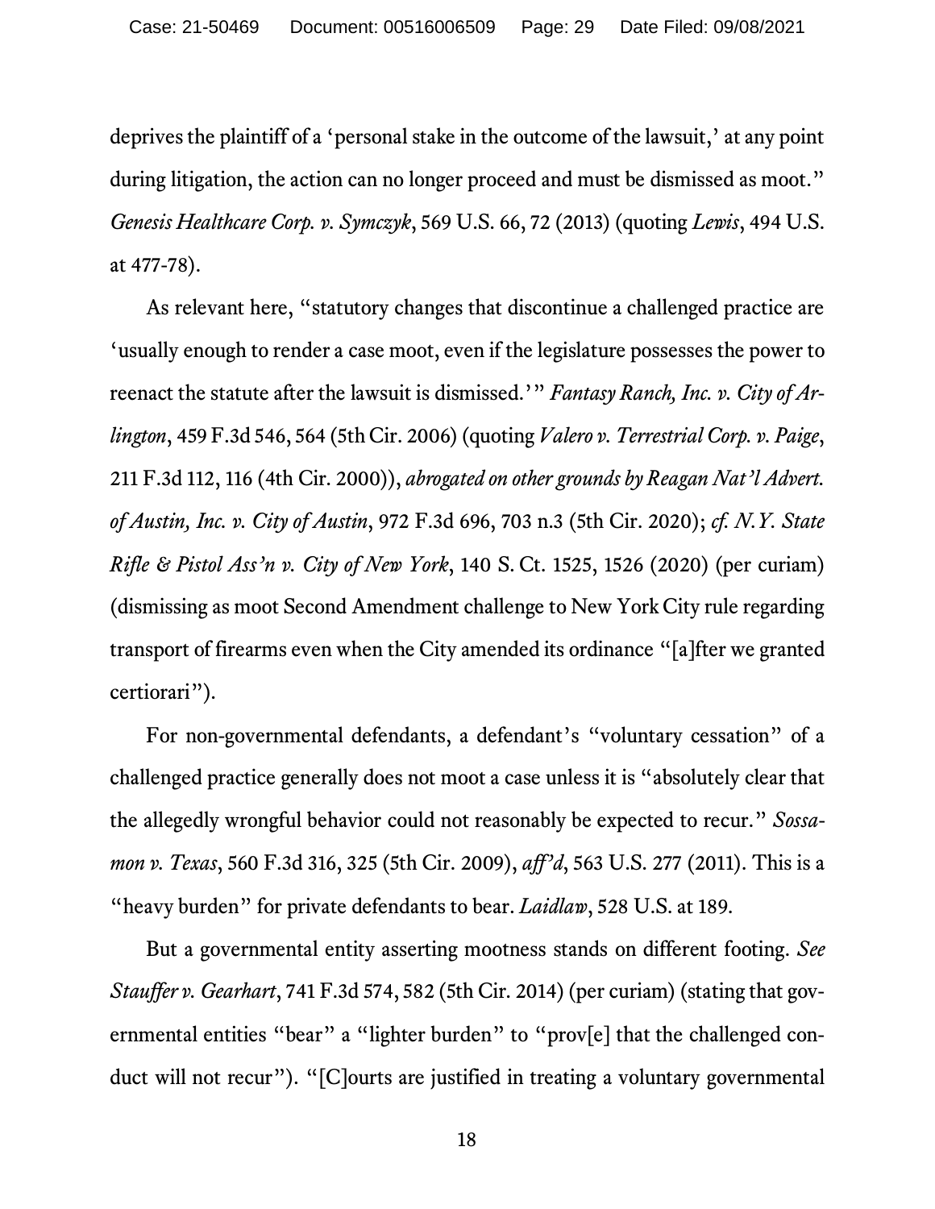deprives the plaintiff of a 'personal stake in the outcome of the lawsuit,' at any point during litigation, the action can no longer proceed and must be dismissed as moot." *Genesis Healthcare Corp. v. Symczyk*, 569 U.S. 66, 72 (2013) (quoting *Lewis*, 494 U.S. at 477-78).

As relevant here, "statutory changes that discontinue a challenged practice are 'usually enough to render a case moot, even if the legislature possesses the power to reenact the statute after the lawsuit is dismissed.'" *Fantasy Ranch, Inc. v. City of Arlington*, 459 F.3d 546, 564 (5th Cir. 2006) (quoting *Valero v. Terrestrial Corp. v. Paige*, 211 F.3d 112, 116 (4th Cir. 2000)), *abrogated on other grounds by Reagan Nat'l Advert. of Austin, Inc. v. City of Austin*, 972 F.3d 696, 703 n.3 (5th Cir. 2020); *cf. N.Y. State Rifle & Pistol Ass'n v. City of New York*, 140 S. Ct. 1525, 1526 (2020) (per curiam) (dismissing as moot Second Amendment challenge to New York City rule regarding transport of firearms even when the City amended its ordinance "[a]fter we granted certiorari").

For non-governmental defendants, a defendant's "voluntary cessation" of a challenged practice generally does not moot a case unless it is "absolutely clear that the allegedly wrongful behavior could not reasonably be expected to recur." *Sossamon v. Texas*, 560 F.3d 316, 325 (5th Cir. 2009), *aff'd*, 563 U.S. 277 (2011). This is a "heavy burden" for private defendants to bear. *Laidlaw*, 528 U.S. at 189.

But a governmental entity asserting mootness stands on different footing. *See Stauffer v. Gearhart*, 741 F.3d 574, 582 (5th Cir. 2014) (per curiam) (stating that governmental entities "bear" a "lighter burden" to "prov[e] that the challenged conduct will not recur"). "[C]ourts are justified in treating a voluntary governmental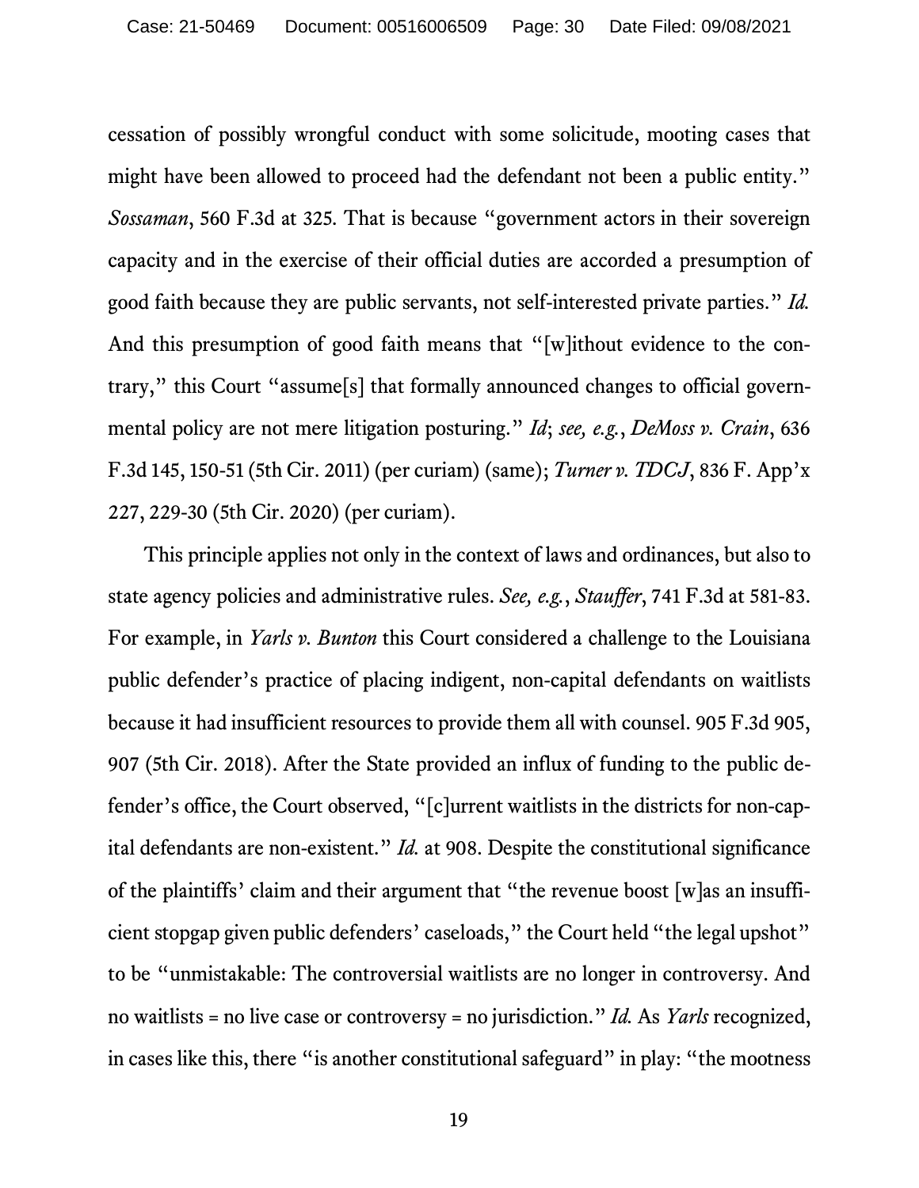cessation of possibly wrongful conduct with some solicitude, mooting cases that might have been allowed to proceed had the defendant not been a public entity." *Sossaman*, 560 F.3d at 325. That is because "government actors in their sovereign capacity and in the exercise of their official duties are accorded a presumption of good faith because they are public servants, not self-interested private parties." *Id.* And this presumption of good faith means that "[w]ithout evidence to the contrary," this Court "assume[s] that formally announced changes to official governmental policy are not mere litigation posturing." *Id*; *see, e.g.*, *DeMoss v. Crain*, 636 F.3d 145, 150-51 (5th Cir. 2011) (per curiam) (same); *Turner v. TDCJ*, 836 F. App'x 227, 229-30 (5th Cir. 2020) (per curiam).

This principle applies not only in the context of laws and ordinances, but also to state agency policies and administrative rules. *See, e.g.*, *Stauffer*, 741 F.3d at 581-83. For example, in *Yarls v. Bunton* this Court considered a challenge to the Louisiana public defender's practice of placing indigent, non-capital defendants on waitlists because it had insufficient resources to provide them all with counsel. 905 F.3d 905, 907 (5th Cir. 2018). After the State provided an influx of funding to the public defender's office, the Court observed, "[c]urrent waitlists in the districts for non-capital defendants are non-existent." *Id.* at 908. Despite the constitutional significance of the plaintiffs' claim and their argument that "the revenue boost [w]as an insufficient stopgap given public defenders' caseloads," the Court held "the legal upshot" to be "unmistakable: The controversial waitlists are no longer in controversy. And no waitlists = no live case or controversy = no jurisdiction." *Id.* As *Yarls* recognized, in cases like this, there "is another constitutional safeguard" in play: "the mootness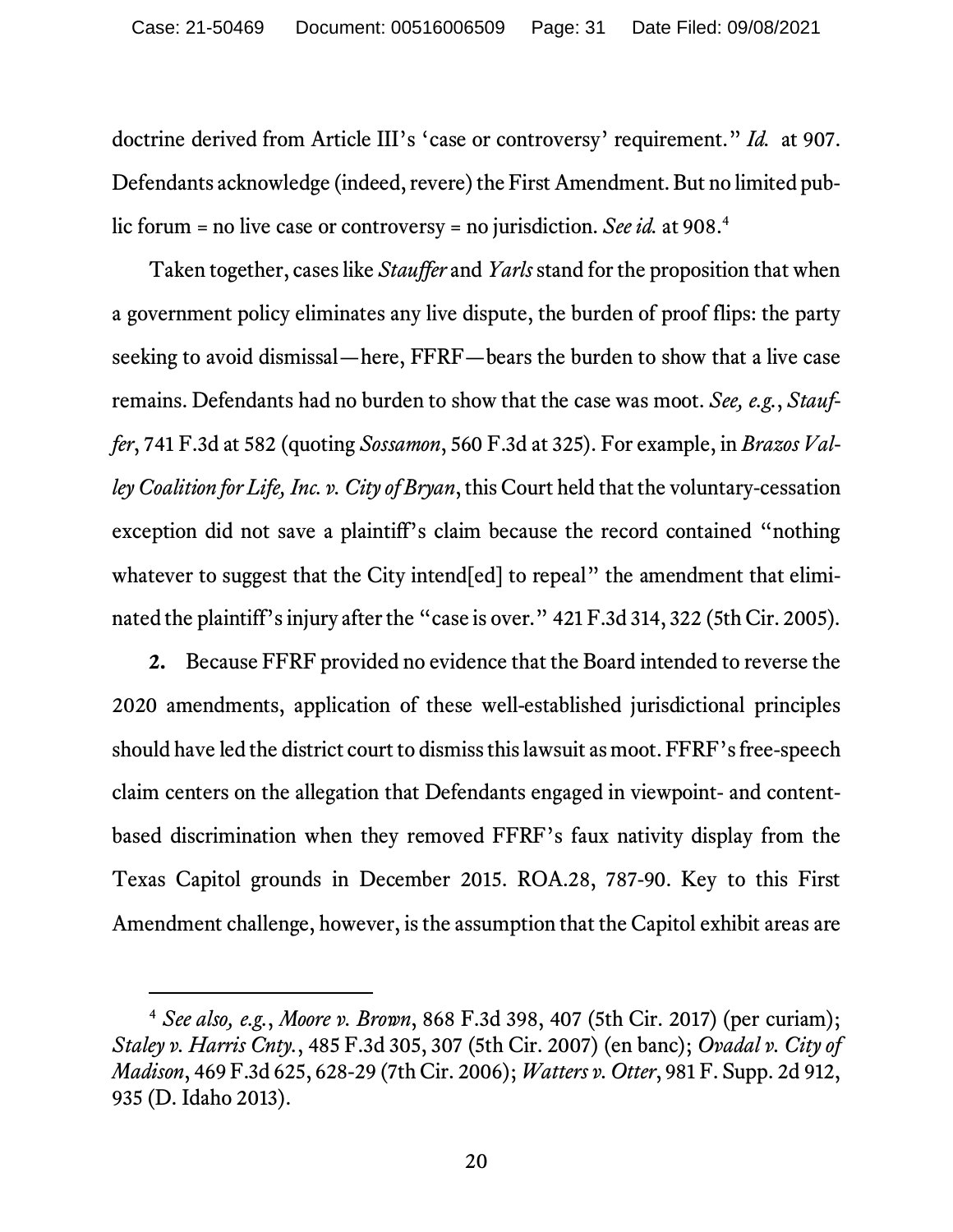doctrine derived from Article III's 'case or controversy' requirement." *Id.* at 907. Defendants acknowledge (indeed, revere) the First Amendment. But no limited public forum = no live case or controversy = no jurisdiction. *See id.* at 908.[4]

Taken together, cases like *Stauffer* and *Yarls* stand for the proposition that when a government policy eliminates any live dispute, the burden of proof flips: the party seeking to avoid dismissal—here, FFRF—bears the burden to show that a live case remains. Defendants had no burden to show that the case was moot. *See, e.g.*, *Stauffer*, 741 F.3d at 582 (quoting *Sossamon*, 560 F.3d at 325). For example, in *Brazos Valley Coalition for Life, Inc. v. City of Bryan*, this Court held that the voluntary-cessation exception did not save a plaintiff's claim because the record contained "nothing whatever to suggest that the City intend[ed] to repeal" the amendment that eliminated the plaintiff's injury after the "case is over." 421 F.3d 314, 322 (5th Cir. 2005).

**2.** Because FFRF provided no evidence that the Board intended to reverse the 2020 amendments, application of these well-established jurisdictional principles should have led the district court to dismiss this lawsuit as moot. FFRF's free-speech claim centers on the allegation that Defendants engaged in viewpoint- and content-based discrimination when they removed FFRF's faux nativity display from the Texas Capitol grounds in December 2015. ROA.28, 787-90. Key to this First Amendment challenge, however, is the assumption that the Capitol exhibit areas are

---

[4] *See also, e.g.*, *Moore v. Brown*, 868 F.3d 398, 407 (5th Cir. 2017) (per curiam); *Staley v. Harris Cnty.*, 485 F.3d 305, 307 (5th Cir. 2007) (en banc); *Ovadal v. City of Madison*, 469 F.3d 625, 628-29 (7th Cir. 2006); *Watters v. Otter*, 981 F. Supp. 2d 912, 935 (D. Idaho 2013).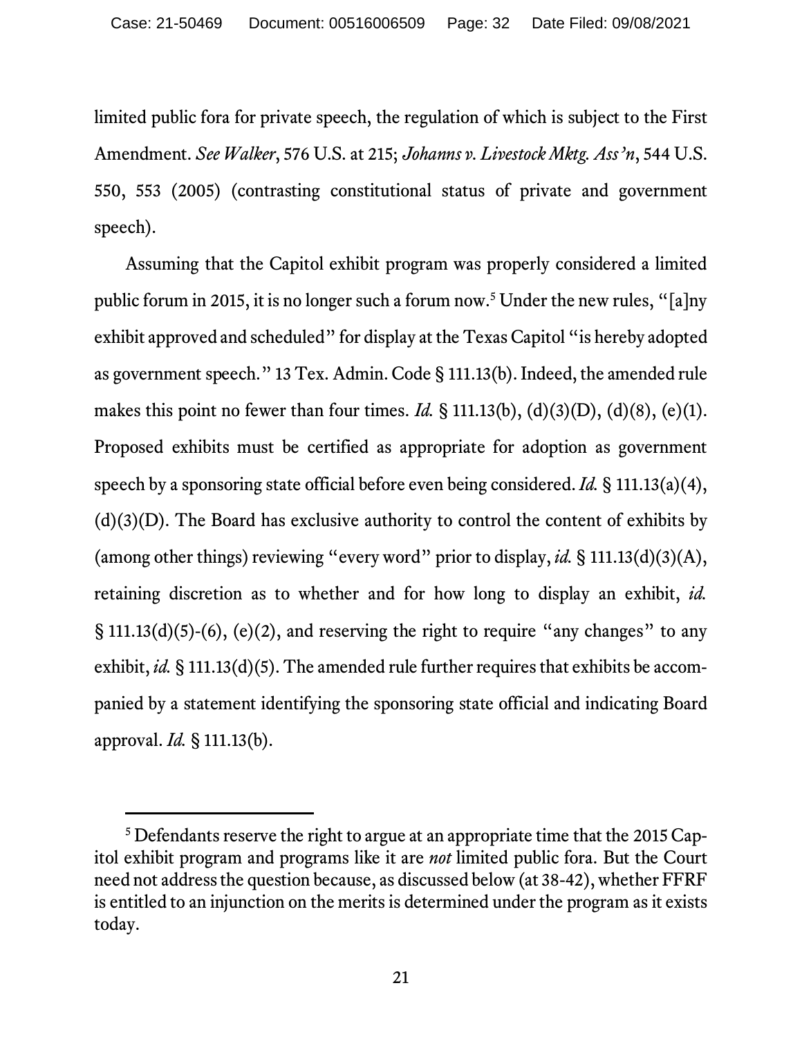limited public fora for private speech, the regulation of which is subject to the First Amendment. *See Walker*, 576 U.S. at 215; *Johanns v. Livestock Mktg. Ass'n*, 544 U.S. 550, 553 (2005) (contrasting constitutional status of private and government speech).

Assuming that the Capitol exhibit program was properly considered a limited public forum in 2015, it is no longer such a forum now.[5] Under the new rules, "[a]ny exhibit approved and scheduled" for display at the Texas Capitol "is hereby adopted as government speech." 13 Tex. Admin. Code § 111.13(b). Indeed, the amended rule makes this point no fewer than four times. *Id.* § 111.13(b), (d)(3)(D), (d)(8), (e)(1). Proposed exhibits must be certified as appropriate for adoption as government speech by a sponsoring state official before even being considered. *Id.* § 111.13(a)(4), (d)(3)(D). The Board has exclusive authority to control the content of exhibits by (among other things) reviewing "every word" prior to display, *id.* § 111.13(d)(3)(A), retaining discretion as to whether and for how long to display an exhibit, *id.* § 111.13(d)(5)-(6), (e)(2), and reserving the right to require "any changes" to any exhibit, *id.* § 111.13(d)(5). The amended rule further requires that exhibits be accompanied by a statement identifying the sponsoring state official and indicating Board approval. *Id.* § 111.13(b).

---

[5] Defendants reserve the right to argue at an appropriate time that the 2015 Capitol exhibit program and programs like it are *not* limited public fora. But the Court need not address the question because, as discussed below (at 38-42), whether FFRF is entitled to an injunction on the merits is determined under the program as it exists today.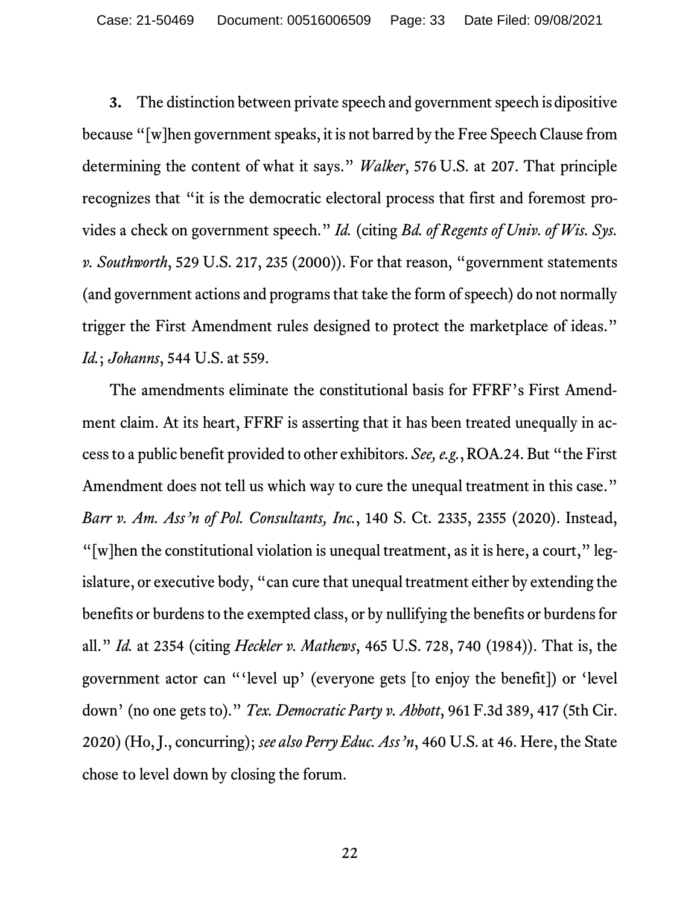**3.** The distinction between private speech and government speech is dipositive because "[w]hen government speaks, it is not barred by the Free Speech Clause from determining the content of what it says." *Walker*, 576 U.S. at 207. That principle recognizes that "it is the democratic electoral process that first and foremost provides a check on government speech." *Id.* (citing *Bd. of Regents of Univ. of Wis. Sys. v. Southworth*, 529 U.S. 217, 235 (2000)). For that reason, "government statements (and government actions and programs that take the form of speech) do not normally trigger the First Amendment rules designed to protect the marketplace of ideas." *Id.*; *Johanns*, 544 U.S. at 559.

The amendments eliminate the constitutional basis for FFRF's First Amendment claim. At its heart, FFRF is asserting that it has been treated unequally in access to a public benefit provided to other exhibitors. *See, e.g.*, ROA.24. But "the First Amendment does not tell us which way to cure the unequal treatment in this case." *Barr v. Am. Ass'n of Pol. Consultants, Inc.*, 140 S. Ct. 2335, 2355 (2020). Instead, "[w]hen the constitutional violation is unequal treatment, as it is here, a court," legislature, or executive body, "can cure that unequal treatment either by extending the benefits or burdens to the exempted class, or by nullifying the benefits or burdens for all." *Id.* at 2354 (citing *Heckler v. Mathews*, 465 U.S. 728, 740 (1984)). That is, the government actor can "'level up' (everyone gets [to enjoy the benefit]) or 'level down' (no one gets to)." *Tex. Democratic Party v. Abbott*, 961 F.3d 389, 417 (5th Cir. 2020) (Ho, J., concurring); *see also Perry Educ. Ass'n*, 460 U.S. at 46. Here, the State chose to level down by closing the forum.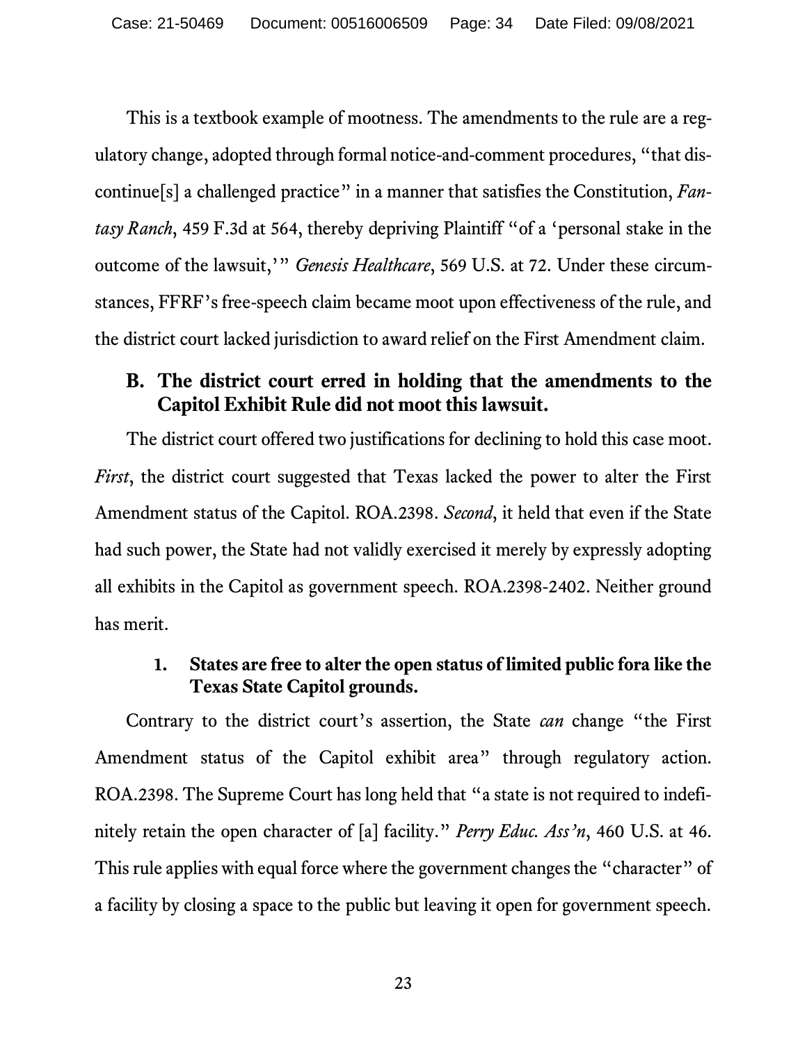This is a textbook example of mootness. The amendments to the rule are a regulatory change, adopted through formal notice-and-comment procedures, "that discontinue[s] a challenged practice" in a manner that satisfies the Constitution, *Fantasy Ranch*, 459 F.3d at 564, thereby depriving Plaintiff "of a 'personal stake in the outcome of the lawsuit,'" *Genesis Healthcare*, 569 U.S. at 72. Under these circumstances, FFRF's free-speech claim became moot upon effectiveness of the rule, and the district court lacked jurisdiction to award relief on the First Amendment claim.

## B. The district court erred in holding that the amendments to the Capitol Exhibit Rule did not moot this lawsuit.

The district court offered two justifications for declining to hold this case moot. *First*, the district court suggested that Texas lacked the power to alter the First Amendment status of the Capitol. ROA.2398. *Second*, it held that even if the State had such power, the State had not validly exercised it merely by expressly adopting all exhibits in the Capitol as government speech. ROA.2398-2402. Neither ground has merit.

### 1. States are free to alter the open status of limited public fora like the Texas State Capitol grounds.

Contrary to the district court's assertion, the State *can* change "the First Amendment status of the Capitol exhibit area" through regulatory action. ROA.2398. The Supreme Court has long held that "a state is not required to indefinitely retain the open character of [a] facility." *Perry Educ. Ass'n*, 460 U.S. at 46. This rule applies with equal force where the government changes the "character" of a facility by closing a space to the public but leaving it open for government speech.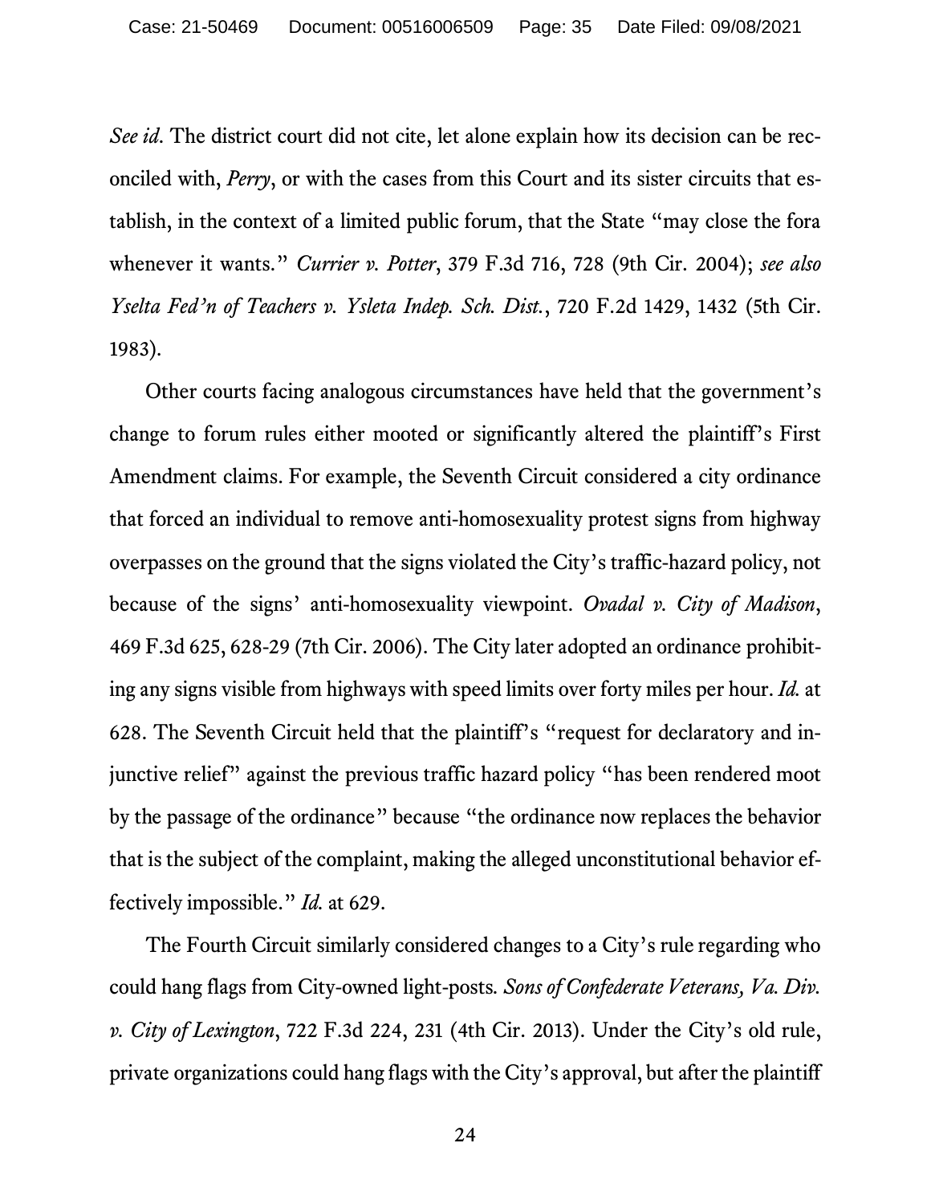*See id.* The district court did not cite, let alone explain how its decision can be reconciled with, *Perry*, or with the cases from this Court and its sister circuits that establish, in the context of a limited public forum, that the State "may close the fora whenever it wants." *Currier v. Potter*, 379 F.3d 716, 728 (9th Cir. 2004); *see also Yselta Fed'n of Teachers v. Ysleta Indep. Sch. Dist.*, 720 F.2d 1429, 1432 (5th Cir. 1983).

Other courts facing analogous circumstances have held that the government's change to forum rules either mooted or significantly altered the plaintiff's First Amendment claims. For example, the Seventh Circuit considered a city ordinance that forced an individual to remove anti-homosexuality protest signs from highway overpasses on the ground that the signs violated the City's traffic-hazard policy, not because of the signs' anti-homosexuality viewpoint. *Ovadal v. City of Madison*, 469 F.3d 625, 628-29 (7th Cir. 2006). The City later adopted an ordinance prohibiting any signs visible from highways with speed limits over forty miles per hour. *Id.* at 628. The Seventh Circuit held that the plaintiff's "request for declaratory and injunctive relief" against the previous traffic hazard policy "has been rendered moot by the passage of the ordinance" because "the ordinance now replaces the behavior that is the subject of the complaint, making the alleged unconstitutional behavior effectively impossible." *Id.* at 629.

The Fourth Circuit similarly considered changes to a City's rule regarding who could hang flags from City-owned light-posts. *Sons of Confederate Veterans, Va. Div. v. City of Lexington*, 722 F.3d 224, 231 (4th Cir. 2013). Under the City's old rule, private organizations could hang flags with the City's approval, but after the plaintiff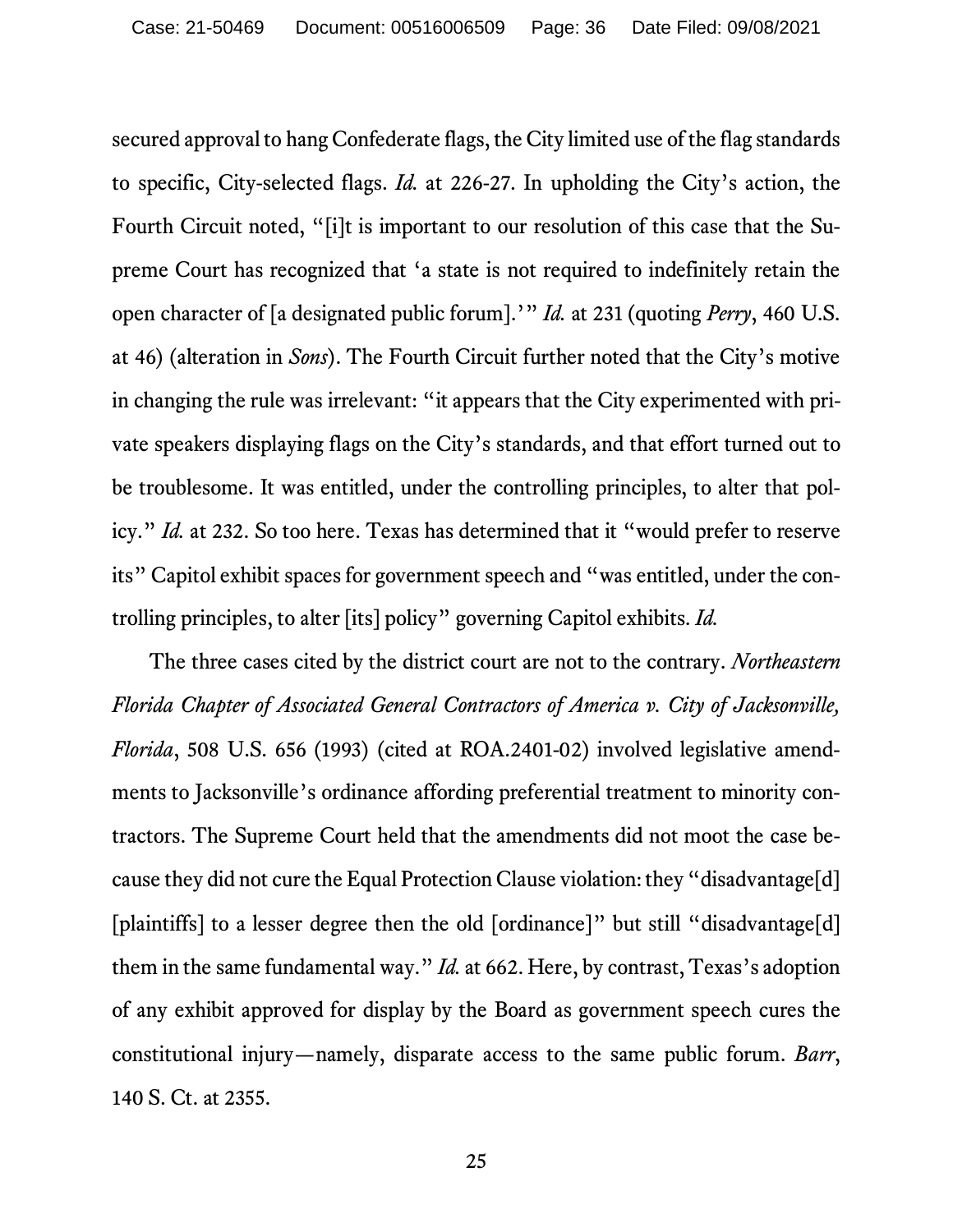secured approval to hang Confederate flags, the City limited use of the flag standards to specific, City-selected flags. *Id.* at 226-27. In upholding the City's action, the Fourth Circuit noted, "[i]t is important to our resolution of this case that the Supreme Court has recognized that 'a state is not required to indefinitely retain the open character of [a designated public forum].'" *Id.* at 231 (quoting *Perry*, 460 U.S. at 46) (alteration in *Sons*). The Fourth Circuit further noted that the City's motive in changing the rule was irrelevant: "it appears that the City experimented with private speakers displaying flags on the City's standards, and that effort turned out to be troublesome. It was entitled, under the controlling principles, to alter that policy." *Id.* at 232. So too here. Texas has determined that it "would prefer to reserve its" Capitol exhibit spaces for government speech and "was entitled, under the controlling principles, to alter [its] policy" governing Capitol exhibits. *Id.*

The three cases cited by the district court are not to the contrary. *Northeastern Florida Chapter of Associated General Contractors of America v. City of Jacksonville, Florida*, 508 U.S. 656 (1993) (cited at ROA.2401-02) involved legislative amendments to Jacksonville's ordinance affording preferential treatment to minority contractors. The Supreme Court held that the amendments did not moot the case because they did not cure the Equal Protection Clause violation: they "disadvantage[d] [plaintiffs] to a lesser degree then the old [ordinance]" but still "disadvantage[d] them in the same fundamental way." *Id.* at 662. Here, by contrast, Texas's adoption of any exhibit approved for display by the Board as government speech cures the constitutional injury—namely, disparate access to the same public forum. *Barr*, 140 S. Ct. at 2355.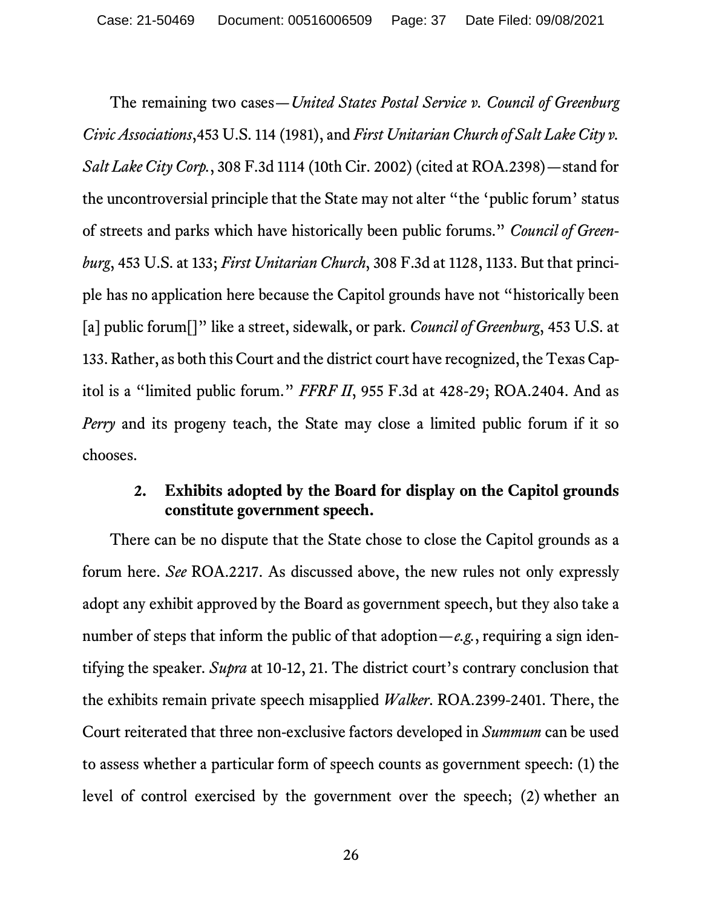The remaining two cases—*United States Postal Service v. Council of Greenburg Civic Associations*,453 U.S. 114 (1981), and *First Unitarian Church of Salt Lake City v. Salt Lake City Corp.*, 308 F.3d 1114 (10th Cir. 2002) (cited at ROA.2398)—stand for the uncontroversial principle that the State may not alter "the 'public forum' status of streets and parks which have historically been public forums." *Council of Greenburg*, 453 U.S. at 133; *First Unitarian Church*, 308 F.3d at 1128, 1133. But that principle has no application here because the Capitol grounds have not "historically been [a] public forum[]" like a street, sidewalk, or park. *Council of Greenburg*, 453 U.S. at 133. Rather, as both this Court and the district court have recognized, the Texas Capitol is a "limited public forum." *FFRF II*, 955 F.3d at 428-29; ROA.2404. And as *Perry* and its progeny teach, the State may close a limited public forum if it so chooses.

### 2. Exhibits adopted by the Board for display on the Capitol grounds constitute government speech.

There can be no dispute that the State chose to close the Capitol grounds as a forum here. *See* ROA.2217. As discussed above, the new rules not only expressly adopt any exhibit approved by the Board as government speech, but they also take a number of steps that inform the public of that adoption—*e.g.*, requiring a sign identifying the speaker. *Supra* at 10-12, 21. The district court's contrary conclusion that the exhibits remain private speech misapplied *Walker*. ROA.2399-2401. There, the Court reiterated that three non-exclusive factors developed in *Summum* can be used to assess whether a particular form of speech counts as government speech: (1) the level of control exercised by the government over the speech; (2) whether an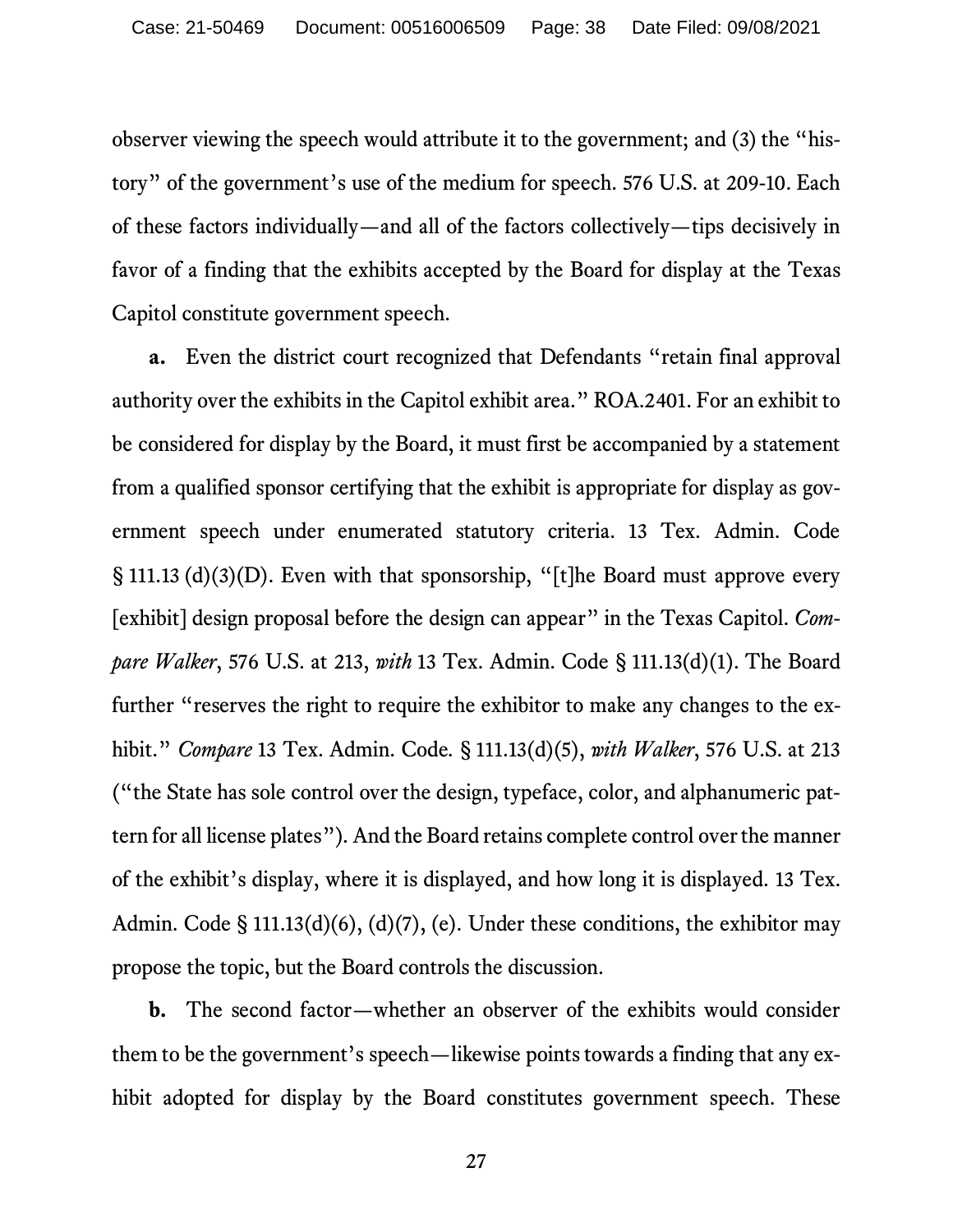observer viewing the speech would attribute it to the government; and (3) the "history" of the government's use of the medium for speech. 576 U.S. at 209-10. Each of these factors individually—and all of the factors collectively—tips decisively in favor of a finding that the exhibits accepted by the Board for display at the Texas Capitol constitute government speech.

**a.** Even the district court recognized that Defendants "retain final approval authority over the exhibits in the Capitol exhibit area." ROA.2401. For an exhibit to be considered for display by the Board, it must first be accompanied by a statement from a qualified sponsor certifying that the exhibit is appropriate for display as government speech under enumerated statutory criteria. 13 Tex. Admin. Code § 111.13 (d)(3)(D). Even with that sponsorship, "[t]he Board must approve every [exhibit] design proposal before the design can appear" in the Texas Capitol. *Compare Walker*, 576 U.S. at 213, *with* 13 Tex. Admin. Code § 111.13(d)(1). The Board further "reserves the right to require the exhibitor to make any changes to the exhibit." *Compare* 13 Tex. Admin. Code. § 111.13(d)(5), *with Walker*, 576 U.S. at 213 ("the State has sole control over the design, typeface, color, and alphanumeric pattern for all license plates"). And the Board retains complete control over the manner of the exhibit's display, where it is displayed, and how long it is displayed. 13 Tex. Admin. Code § 111.13(d)(6), (d)(7), (e). Under these conditions, the exhibitor may propose the topic, but the Board controls the discussion.

**b.** The second factor—whether an observer of the exhibits would consider them to be the government's speech—likewise points towards a finding that any exhibit adopted for display by the Board constitutes government speech. These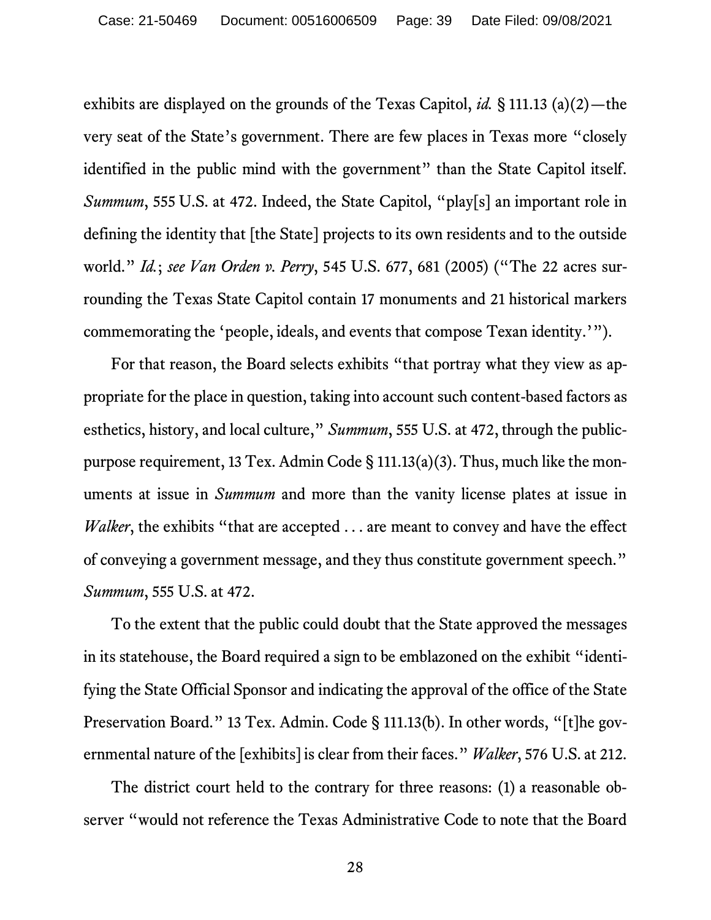exhibits are displayed on the grounds of the Texas Capitol, *id.* § 111.13 (a)(2)—the very seat of the State's government. There are few places in Texas more "closely identified in the public mind with the government" than the State Capitol itself. *Summum*, 555 U.S. at 472. Indeed, the State Capitol, "play[s] an important role in defining the identity that [the State] projects to its own residents and to the outside world." *Id.*; *see Van Orden v. Perry*, 545 U.S. 677, 681 (2005) ("The 22 acres surrounding the Texas State Capitol contain 17 monuments and 21 historical markers commemorating the 'people, ideals, and events that compose Texan identity.'").

For that reason, the Board selects exhibits "that portray what they view as appropriate for the place in question, taking into account such content-based factors as esthetics, history, and local culture," *Summum*, 555 U.S. at 472, through the public-purpose requirement, 13 Tex. Admin Code § 111.13(a)(3). Thus, much like the monuments at issue in *Summum* and more than the vanity license plates at issue in *Walker*, the exhibits "that are accepted . . . are meant to convey and have the effect of conveying a government message, and they thus constitute government speech." *Summum*, 555 U.S. at 472.

To the extent that the public could doubt that the State approved the messages in its statehouse, the Board required a sign to be emblazoned on the exhibit "identifying the State Official Sponsor and indicating the approval of the office of the State Preservation Board." 13 Tex. Admin. Code § 111.13(b). In other words, "[t]he governmental nature of the [exhibits] is clear from their faces." *Walker*, 576 U.S. at 212.

The district court held to the contrary for three reasons: (1) a reasonable observer "would not reference the Texas Administrative Code to note that the Board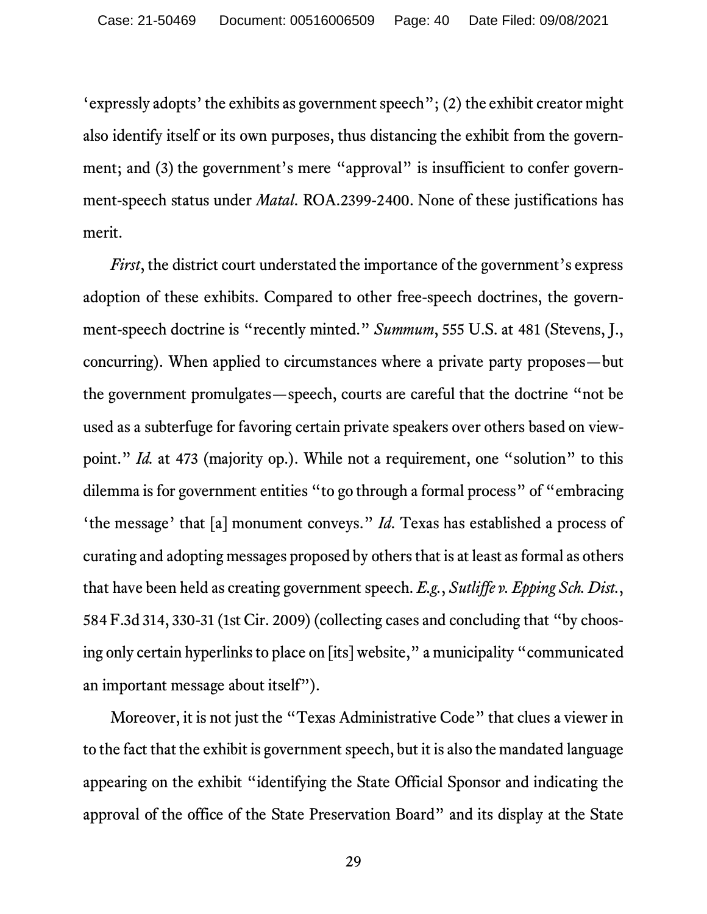‘expressly adopts’ the exhibits as government speech”; (2) the exhibit creator might also identify itself or its own purposes, thus distancing the exhibit from the government; and (3) the government’s mere “approval” is insufficient to confer government-speech status under *Matal*. ROA.2399-2400. None of these justifications has merit.

*First*, the district court understated the importance of the government’s express adoption of these exhibits. Compared to other free-speech doctrines, the government-speech doctrine is “recently minted.” *Summum*, 555 U.S. at 481 (Stevens, J., concurring). When applied to circumstances where a private party proposes—but the government promulgates—speech, courts are careful that the doctrine “not be used as a subterfuge for favoring certain private speakers over others based on viewpoint.” *Id.* at 473 (majority op.). While not a requirement, one “solution” to this dilemma is for government entities “to go through a formal process” of “embracing ‘the message’ that [a] monument conveys.” *Id.* Texas has established a process of curating and adopting messages proposed by others that is at least as formal as others that have been held as creating government speech. *E.g.*, *Sutliffe v. Epping Sch. Dist.*, 584 F.3d 314, 330-31 (1st Cir. 2009) (collecting cases and concluding that “by choosing only certain hyperlinks to place on [its] website,” a municipality “communicated an important message about itself”).

Moreover, it is not just the “Texas Administrative Code” that clues a viewer in to the fact that the exhibit is government speech, but it is also the mandated language appearing on the exhibit “identifying the State Official Sponsor and indicating the approval of the office of the State Preservation Board” and its display at the State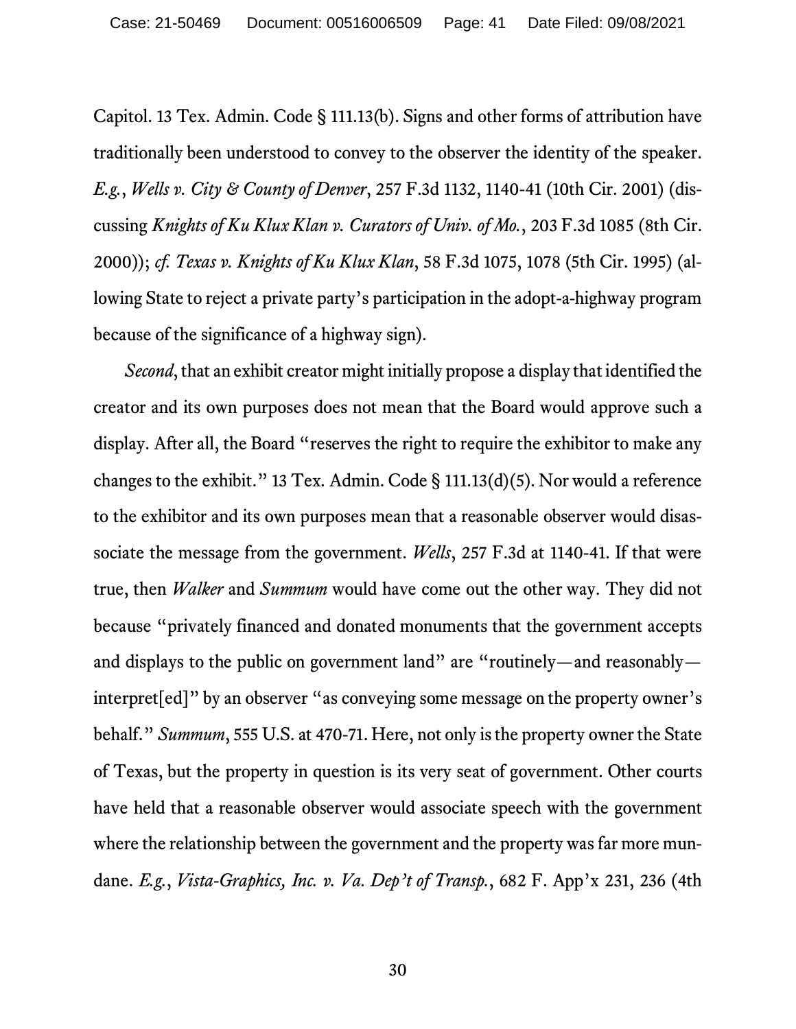Capitol. 13 Tex. Admin. Code § 111.13(b). Signs and other forms of attribution have traditionally been understood to convey to the observer the identity of the speaker. *E.g.*, *Wells v. City & County of Denver*, 257 F.3d 1132, 1140-41 (10th Cir. 2001) (discussing *Knights of Ku Klux Klan v. Curators of Univ. of Mo.*, 203 F.3d 1085 (8th Cir. 2000)); *cf. Texas v. Knights of Ku Klux Klan*, 58 F.3d 1075, 1078 (5th Cir. 1995) (allowing State to reject a private party's participation in the adopt-a-highway program because of the significance of a highway sign).

*Second*, that an exhibit creator might initially propose a display that identified the creator and its own purposes does not mean that the Board would approve such a display. After all, the Board "reserves the right to require the exhibitor to make any changes to the exhibit." 13 Tex. Admin. Code § 111.13(d)(5). Nor would a reference to the exhibitor and its own purposes mean that a reasonable observer would disassociate the message from the government. *Wells*, 257 F.3d at 1140-41. If that were true, then *Walker* and *Summum* would have come out the other way. They did not because "privately financed and donated monuments that the government accepts and displays to the public on government land" are "routinely—and reasonably—interpret[ed]" by an observer "as conveying some message on the property owner's behalf." *Summum*, 555 U.S. at 470-71. Here, not only is the property owner the State of Texas, but the property in question is its very seat of government. Other courts have held that a reasonable observer would associate speech with the government where the relationship between the government and the property was far more mundane. *E.g.*, *Vista-Graphics, Inc. v. Va. Dep't of Transp.*, 682 F. App'x 231, 236 (4th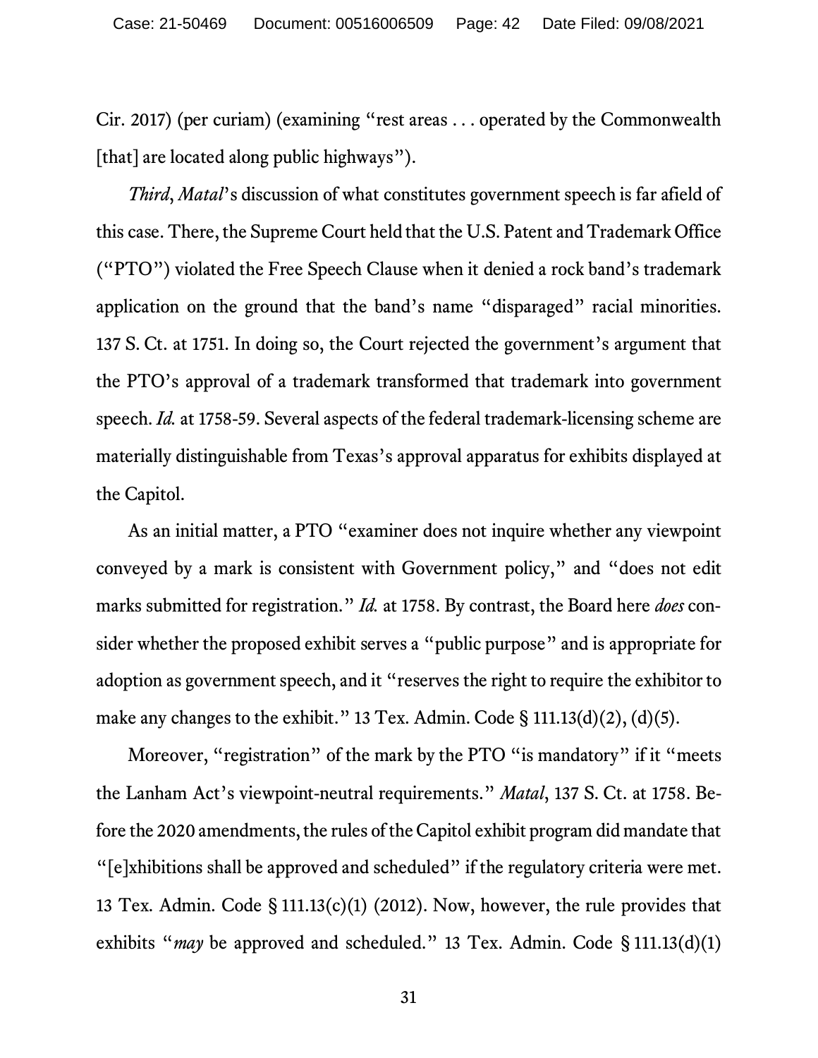Cir. 2017) (per curiam) (examining "rest areas . . . operated by the Commonwealth [that] are located along public highways").

*Third*, *Matal*'s discussion of what constitutes government speech is far afield of this case. There, the Supreme Court held that the U.S. Patent and Trademark Office ("PTO") violated the Free Speech Clause when it denied a rock band's trademark application on the ground that the band's name "disparaged" racial minorities. 137 S. Ct. at 1751. In doing so, the Court rejected the government's argument that the PTO's approval of a trademark transformed that trademark into government speech. *Id.* at 1758-59. Several aspects of the federal trademark-licensing scheme are materially distinguishable from Texas's approval apparatus for exhibits displayed at the Capitol.

As an initial matter, a PTO "examiner does not inquire whether any viewpoint conveyed by a mark is consistent with Government policy," and "does not edit marks submitted for registration." *Id.* at 1758. By contrast, the Board here *does* consider whether the proposed exhibit serves a "public purpose" and is appropriate for adoption as government speech, and it "reserves the right to require the exhibitor to make any changes to the exhibit." 13 Tex. Admin. Code § 111.13(d)(2), (d)(5).

Moreover, "registration" of the mark by the PTO "is mandatory" if it "meets the Lanham Act's viewpoint-neutral requirements." *Matal*, 137 S. Ct. at 1758. Before the 2020 amendments, the rules of the Capitol exhibit program did mandate that "[e]xhibitions shall be approved and scheduled" if the regulatory criteria were met. 13 Tex. Admin. Code § 111.13(c)(1) (2012). Now, however, the rule provides that exhibits "*may* be approved and scheduled." 13 Tex. Admin. Code § 111.13(d)(1)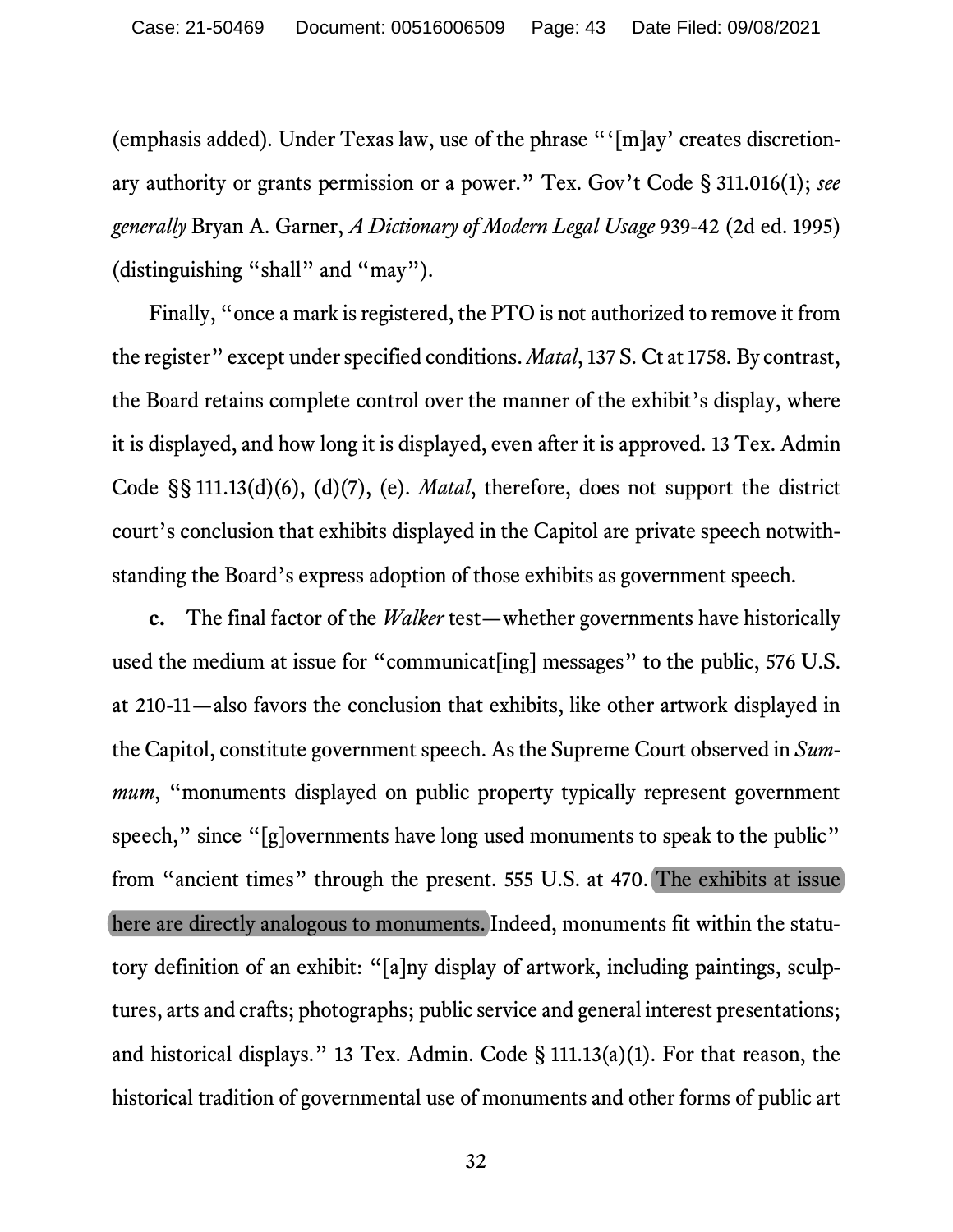(emphasis added). Under Texas law, use of the phrase "'[m]ay' creates discretionary authority or grants permission or a power." Tex. Gov't Code § 311.016(1); *see generally* Bryan A. Garner, *A Dictionary of Modern Legal Usage* 939-42 (2d ed. 1995) (distinguishing "shall" and "may").

Finally, "once a mark is registered, the PTO is not authorized to remove it from the register" except under specified conditions. *Matal*, 137 S. Ct at 1758. By contrast, the Board retains complete control over the manner of the exhibit's display, where it is displayed, and how long it is displayed, even after it is approved. 13 Tex. Admin Code §§ 111.13(d)(6), (d)(7), (e). *Matal*, therefore, does not support the district court's conclusion that exhibits displayed in the Capitol are private speech notwithstanding the Board's express adoption of those exhibits as government speech.

**c.** The final factor of the *Walker* test—whether governments have historically used the medium at issue for "communicat[ing] messages" to the public, 576 U.S. at 210-11—also favors the conclusion that exhibits, like other artwork displayed in the Capitol, constitute government speech. As the Supreme Court observed in *Summum*, "monuments displayed on public property typically represent government speech," since "[g]overnments have long used monuments to speak to the public" from "ancient times" through the present. 555 U.S. at 470. The exhibits at issue here are directly analogous to monuments. Indeed, monuments fit within the statutory definition of an exhibit: "[a]ny display of artwork, including paintings, sculptures, arts and crafts; photographs; public service and general interest presentations; and historical displays." 13 Tex. Admin. Code § 111.13(a)(1). For that reason, the historical tradition of governmental use of monuments and other forms of public art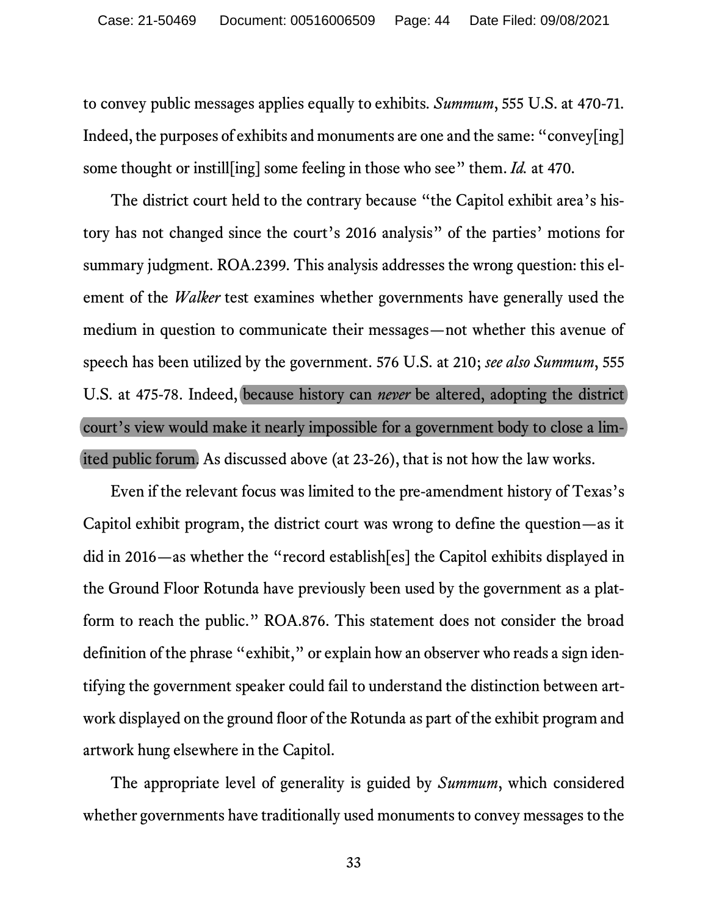to convey public messages applies equally to exhibits. *Summum*, 555 U.S. at 470-71. Indeed, the purposes of exhibits and monuments are one and the same: "convey[ing] some thought or instill[ing] some feeling in those who see" them. *Id.* at 470.

The district court held to the contrary because "the Capitol exhibit area's history has not changed since the court's 2016 analysis" of the parties' motions for summary judgment. ROA.2399. This analysis addresses the wrong question: this element of the *Walker* test examines whether governments have generally used the medium in question to communicate their messages—not whether this avenue of speech has been utilized by the government. 576 U.S. at 210; *see also Summum*, 555 U.S. at 475-78. Indeed, because history can *never* be altered, adopting the district court's view would make it nearly impossible for a government body to close a limited public forum. As discussed above (at 23-26), that is not how the law works.

Even if the relevant focus was limited to the pre-amendment history of Texas's Capitol exhibit program, the district court was wrong to define the question—as it did in 2016—as whether the "record establish[es] the Capitol exhibits displayed in the Ground Floor Rotunda have previously been used by the government as a platform to reach the public." ROA.876. This statement does not consider the broad definition of the phrase "exhibit," or explain how an observer who reads a sign identifying the government speaker could fail to understand the distinction between artwork displayed on the ground floor of the Rotunda as part of the exhibit program and artwork hung elsewhere in the Capitol.

The appropriate level of generality is guided by *Summum*, which considered whether governments have traditionally used monuments to convey messages to the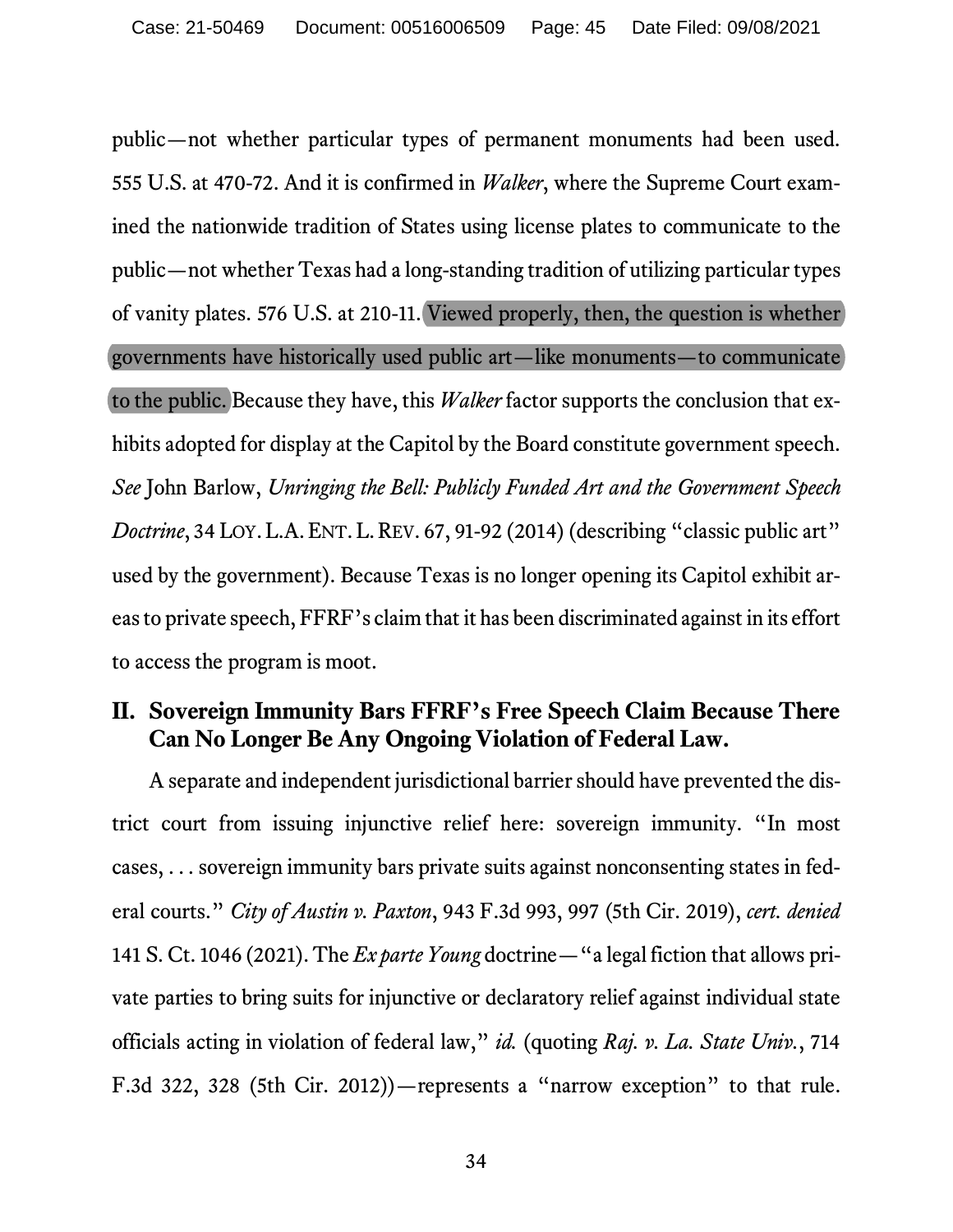public—not whether particular types of permanent monuments had been used. 555 U.S. at 470-72. And it is confirmed in *Walker*, where the Supreme Court examined the nationwide tradition of States using license plates to communicate to the public—not whether Texas had a long-standing tradition of utilizing particular types of vanity plates. 576 U.S. at 210-11. Viewed properly, then, the question is whether governments have historically used public art—like monuments—to communicate to the public. Because they have, this *Walker* factor supports the conclusion that exhibits adopted for display at the Capitol by the Board constitute government speech. *See* John Barlow, *Unringing the Bell: Publicly Funded Art and the Government Speech Doctrine*, 34 LOY. L.A. ENT. L. REV. 67, 91-92 (2014) (describing "classic public art" used by the government). Because Texas is no longer opening its Capitol exhibit areas to private speech, FFRF's claim that it has been discriminated against in its effort to access the program is moot.

## II. Sovereign Immunity Bars FFRF's Free Speech Claim Because There Can No Longer Be Any Ongoing Violation of Federal Law.

A separate and independent jurisdictional barrier should have prevented the district court from issuing injunctive relief here: sovereign immunity. "In most cases, . . . sovereign immunity bars private suits against nonconsenting states in federal courts." *City of Austin v. Paxton*, 943 F.3d 993, 997 (5th Cir. 2019), *cert. denied* 141 S. Ct. 1046 (2021). The *Ex parte Young* doctrine—"a legal fiction that allows private parties to bring suits for injunctive or declaratory relief against individual state officials acting in violation of federal law," *id.* (quoting *Raj. v. La. State Univ.*, 714 F.3d 322, 328 (5th Cir. 2012))—represents a "narrow exception" to that rule.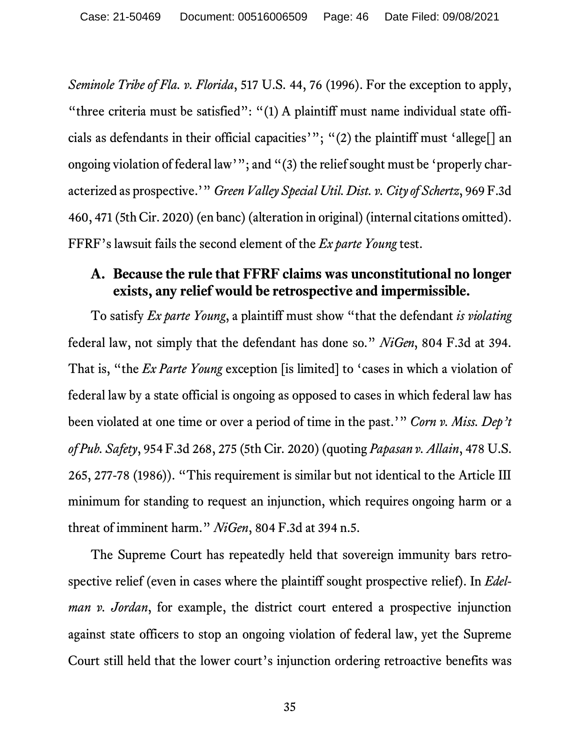*Seminole Tribe of Fla. v. Florida*, 517 U.S. 44, 76 (1996). For the exception to apply, "three criteria must be satisfied": "(1) A plaintiff must name individual state officials as defendants in their official capacities'"; "(2) the plaintiff must 'allege[] an ongoing violation of federal law'"; and "(3) the relief sought must be 'properly characterized as prospective.'" *Green Valley Special Util. Dist. v. City of Schertz*, 969 F.3d 460, 471 (5th Cir. 2020) (en banc) (alteration in original) (internal citations omitted). FFRF's lawsuit fails the second element of the *Ex parte Young* test.

### A. Because the rule that FFRF claims was unconstitutional no longer exists, any relief would be retrospective and impermissible.

To satisfy *Ex parte Young*, a plaintiff must show "that the defendant *is violating* federal law, not simply that the defendant has done so." *NiGen*, 804 F.3d at 394. That is, "the *Ex Parte Young* exception [is limited] to 'cases in which a violation of federal law by a state official is ongoing as opposed to cases in which federal law has been violated at one time or over a period of time in the past.'" *Corn v. Miss. Dep't of Pub. Safety*, 954 F.3d 268, 275 (5th Cir. 2020) (quoting *Papasan v. Allain*, 478 U.S. 265, 277-78 (1986)). "This requirement is similar but not identical to the Article III minimum for standing to request an injunction, which requires ongoing harm or a threat of imminent harm." *NiGen*, 804 F.3d at 394 n.5.

The Supreme Court has repeatedly held that sovereign immunity bars retrospective relief (even in cases where the plaintiff sought prospective relief). In *Edelman v. Jordan*, for example, the district court entered a prospective injunction against state officers to stop an ongoing violation of federal law, yet the Supreme Court still held that the lower court's injunction ordering retroactive benefits was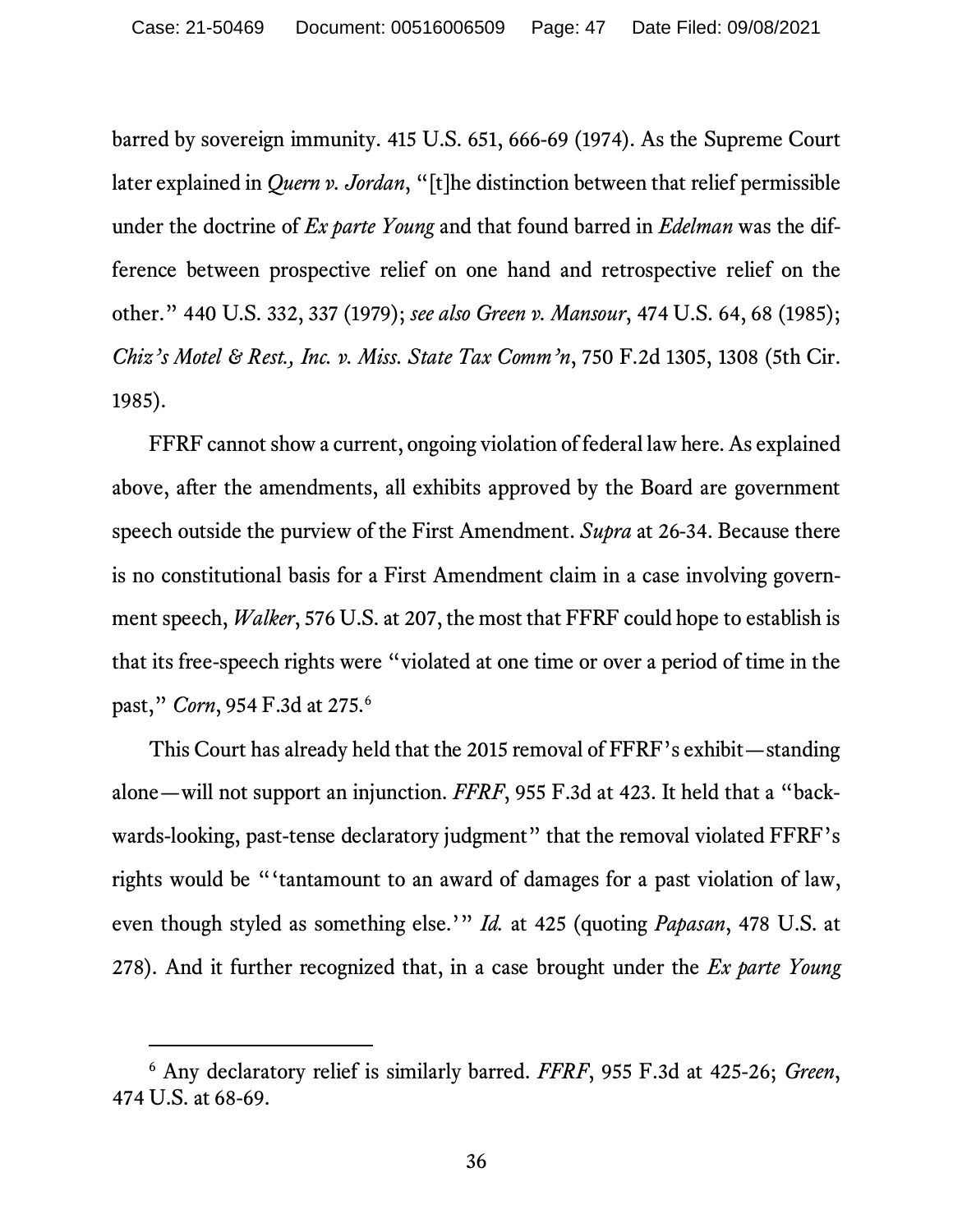barred by sovereign immunity. 415 U.S. 651, 666-69 (1974). As the Supreme Court later explained in *Quern v. Jordan*, "[t]he distinction between that relief permissible under the doctrine of *Ex parte Young* and that found barred in *Edelman* was the difference between prospective relief on one hand and retrospective relief on the other." 440 U.S. 332, 337 (1979); *see also Green v. Mansour*, 474 U.S. 64, 68 (1985); *Chiz's Motel & Rest., Inc. v. Miss. State Tax Comm'n*, 750 F.2d 1305, 1308 (5th Cir. 1985).

FFRF cannot show a current, ongoing violation of federal law here. As explained above, after the amendments, all exhibits approved by the Board are government speech outside the purview of the First Amendment. *Supra* at 26-34. Because there is no constitutional basis for a First Amendment claim in a case involving government speech, *Walker*, 576 U.S. at 207, the most that FFRF could hope to establish is that its free-speech rights were "violated at one time or over a period of time in the past," *Corn*, 954 F.3d at 275.[6]

This Court has already held that the 2015 removal of FFRF's exhibit—standing alone—will not support an injunction. *FFRF*, 955 F.3d at 423. It held that a "backwards-looking, past-tense declaratory judgment" that the removal violated FFRF's rights would be "'tantamount to an award of damages for a past violation of law, even though styled as something else.'" *Id.* at 425 (quoting *Papasan*, 478 U.S. at 278). And it further recognized that, in a case brought under the *Ex parte Young*

---

[6] Any declaratory relief is similarly barred. *FFRF*, 955 F.3d at 425-26; *Green*, 474 U.S. at 68-69.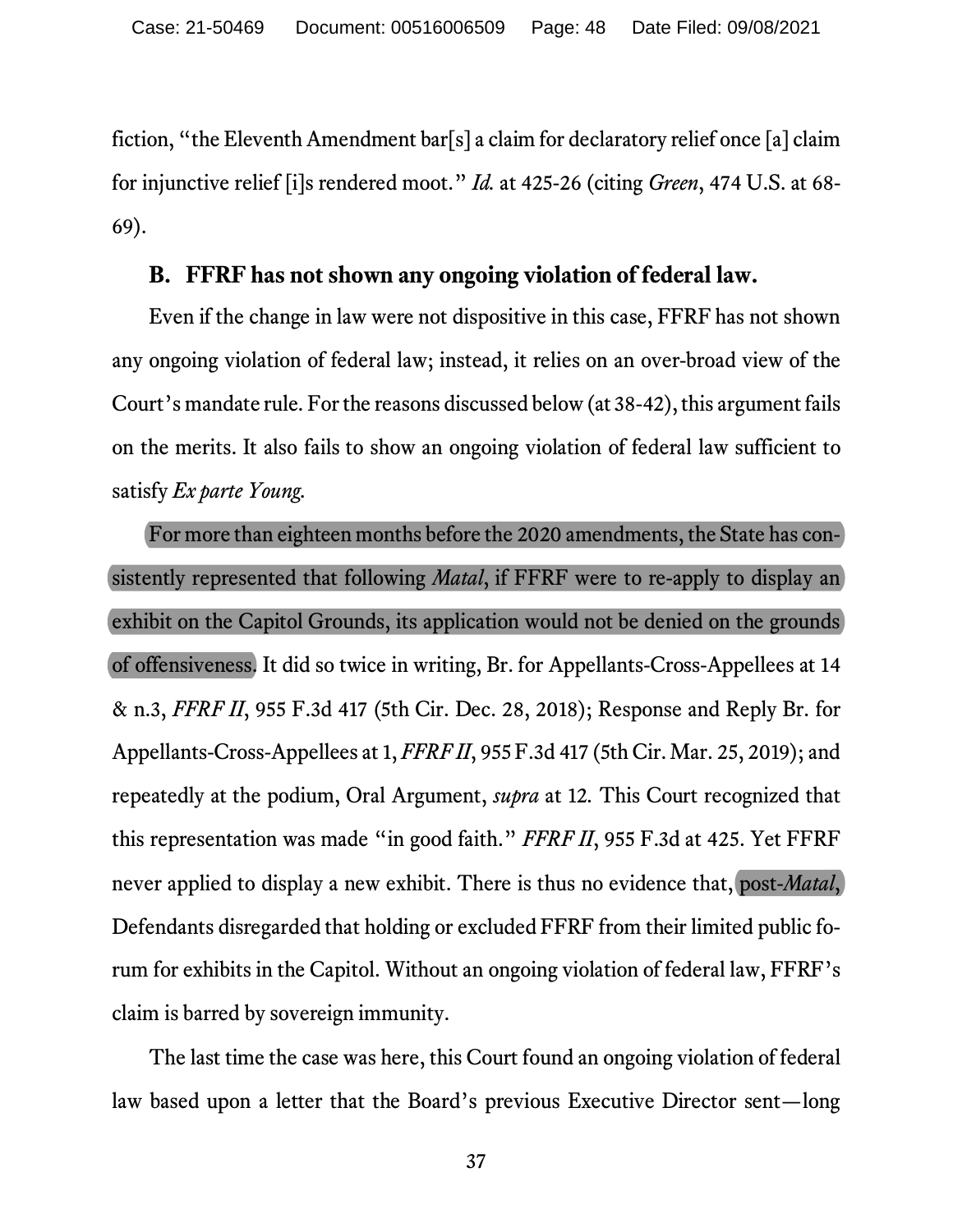fiction, "the Eleventh Amendment bar[s] a claim for declaratory relief once [a] claim for injunctive relief [i]s rendered moot." *Id.* at 425-26 (citing *Green*, 474 U.S. at 68-69).

### B. FFRF has not shown any ongoing violation of federal law.

Even if the change in law were not dispositive in this case, FFRF has not shown any ongoing violation of federal law; instead, it relies on an over-broad view of the Court's mandate rule. For the reasons discussed below (at 38-42), this argument fails on the merits. It also fails to show an ongoing violation of federal law sufficient to satisfy *Ex parte Young*.

For more than eighteen months before the 2020 amendments, the State has consistently represented that following *Matal*, if FFRF were to re-apply to display an exhibit on the Capitol Grounds, its application would not be denied on the grounds of offensiveness. It did so twice in writing, Br. for Appellants-Cross-Appellees at 14 & n.3, *FFRF II*, 955 F.3d 417 (5th Cir. Dec. 28, 2018); Response and Reply Br. for Appellants-Cross-Appellees at 1, *FFRF II*, 955 F.3d 417 (5th Cir. Mar. 25, 2019); and repeatedly at the podium, Oral Argument, *supra* at 12. This Court recognized that this representation was made "in good faith." *FFRF II*, 955 F.3d at 425. Yet FFRF never applied to display a new exhibit. There is thus no evidence that, post-*Matal*, Defendants disregarded that holding or excluded FFRF from their limited public forum for exhibits in the Capitol. Without an ongoing violation of federal law, FFRF's claim is barred by sovereign immunity.

The last time the case was here, this Court found an ongoing violation of federal law based upon a letter that the Board's previous Executive Director sent—long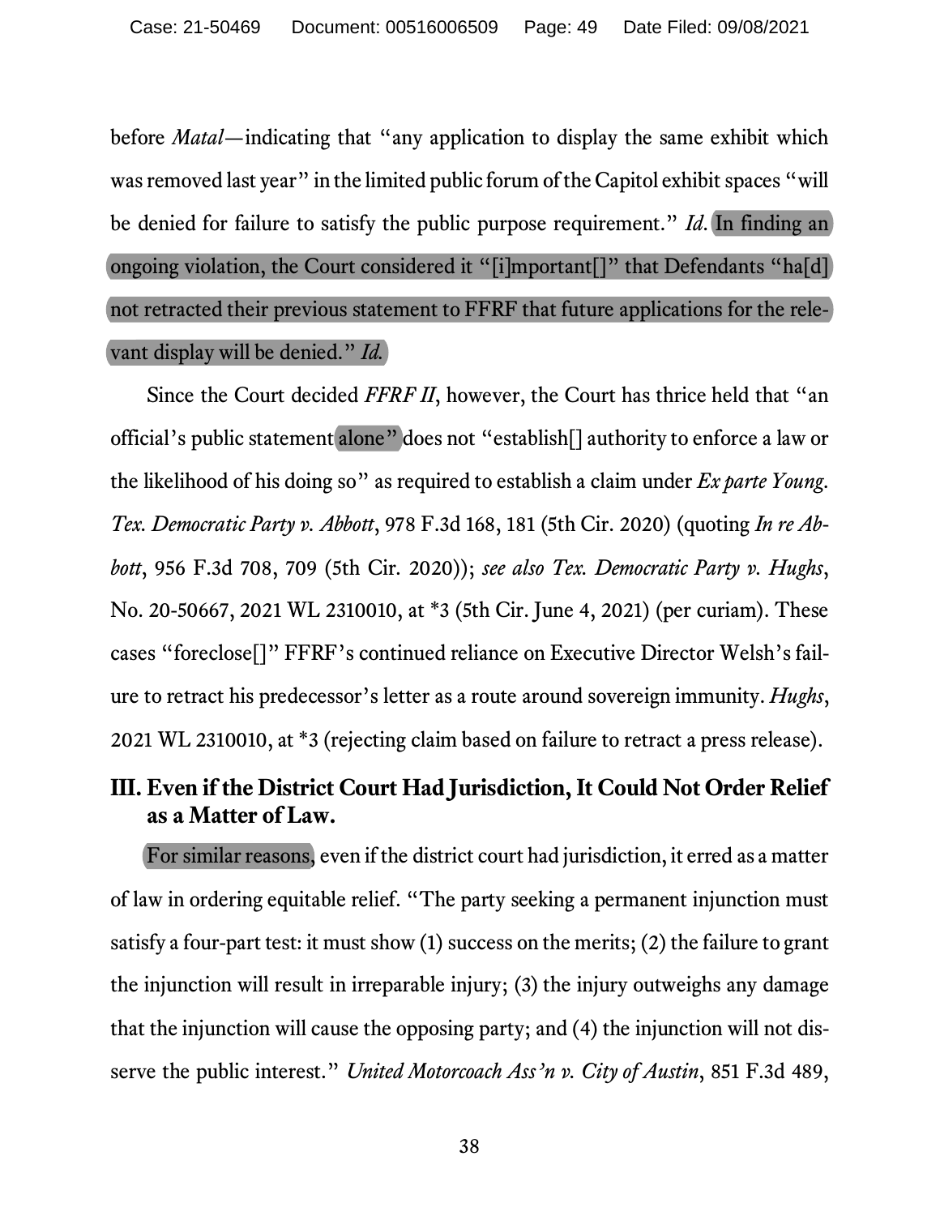before *Matal*—indicating that "any application to display the same exhibit which was removed last year" in the limited public forum of the Capitol exhibit spaces "will be denied for failure to satisfy the public purpose requirement." *Id.* In finding an ongoing violation, the Court considered it "[i]mportant[]" that Defendants "ha[d] not retracted their previous statement to FFRF that future applications for the relevant display will be denied." *Id.*

Since the Court decided *FFRF II*, however, the Court has thrice held that "an official's public statement alone" does not "establish[] authority to enforce a law or the likelihood of his doing so" as required to establish a claim under *Ex parte Young*. *Tex. Democratic Party v. Abbott*, 978 F.3d 168, 181 (5th Cir. 2020) (quoting *In re Abbott*, 956 F.3d 708, 709 (5th Cir. 2020)); *see also Tex. Democratic Party v. Hughs*, No. 20-50667, 2021 WL 2310010, at *3 (5th Cir. June 4, 2021) (per curiam). These cases "foreclose[]" FFRF's continued reliance on Executive Director Welsh's failure to retract his predecessor's letter as a route around sovereign immunity. *Hughs*, 2021 WL 2310010, at *3 (rejecting claim based on failure to retract a press release).

## III. Even if the District Court Had Jurisdiction, It Could Not Order Relief as a Matter of Law.

For similar reasons, even if the district court had jurisdiction, it erred as a matter of law in ordering equitable relief. "The party seeking a permanent injunction must satisfy a four-part test: it must show (1) success on the merits; (2) the failure to grant the injunction will result in irreparable injury; (3) the injury outweighs any damage that the injunction will cause the opposing party; and (4) the injunction will not disserve the public interest." *United Motorcoach Ass'n v. City of Austin*, 851 F.3d 489,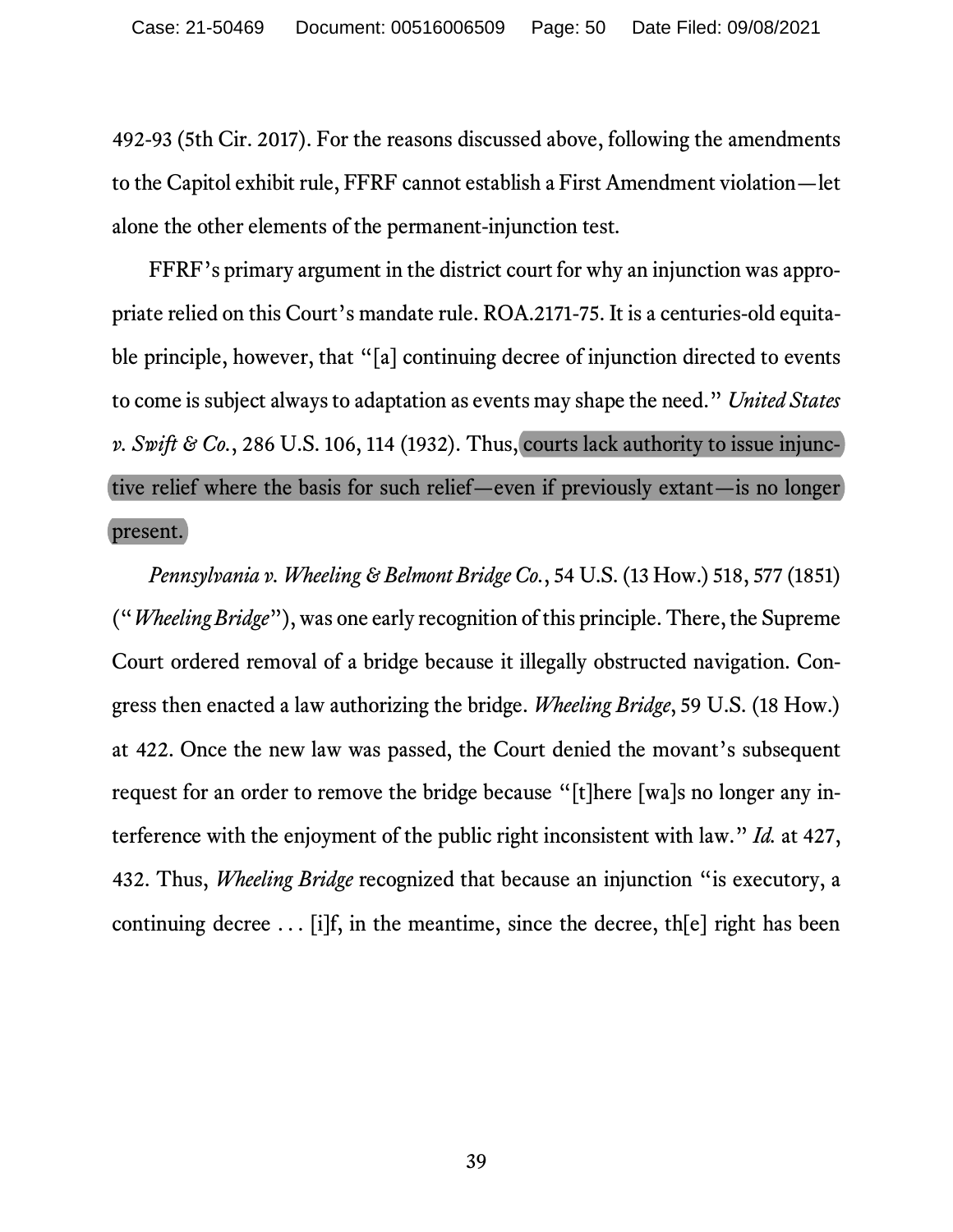492-93 (5th Cir. 2017). For the reasons discussed above, following the amendments to the Capitol exhibit rule, FFRF cannot establish a First Amendment violation—let alone the other elements of the permanent-injunction test.

FFRF's primary argument in the district court for why an injunction was appropriate relied on this Court's mandate rule. ROA.2171-75. It is a centuries-old equitable principle, however, that "[a] continuing decree of injunction directed to events to come is subject always to adaptation as events may shape the need." *United States v. Swift & Co.*, 286 U.S. 106, 114 (1932). Thus, courts lack authority to issue injunctive relief where the basis for such relief—even if previously extant—is no longer present.

*Pennsylvania v. Wheeling & Belmont Bridge Co.*, 54 U.S. (13 How.) 518, 577 (1851) ("*Wheeling Bridge*"), was one early recognition of this principle. There, the Supreme Court ordered removal of a bridge because it illegally obstructed navigation. Congress then enacted a law authorizing the bridge. *Wheeling Bridge*, 59 U.S. (18 How.) at 422. Once the new law was passed, the Court denied the movant's subsequent request for an order to remove the bridge because "[t]here [wa]s no longer any interference with the enjoyment of the public right inconsistent with law." *Id.* at 427, 432. Thus, *Wheeling Bridge* recognized that because an injunction "is executory, a continuing decree . . . [i]f, in the meantime, since the decree, th[e] right has been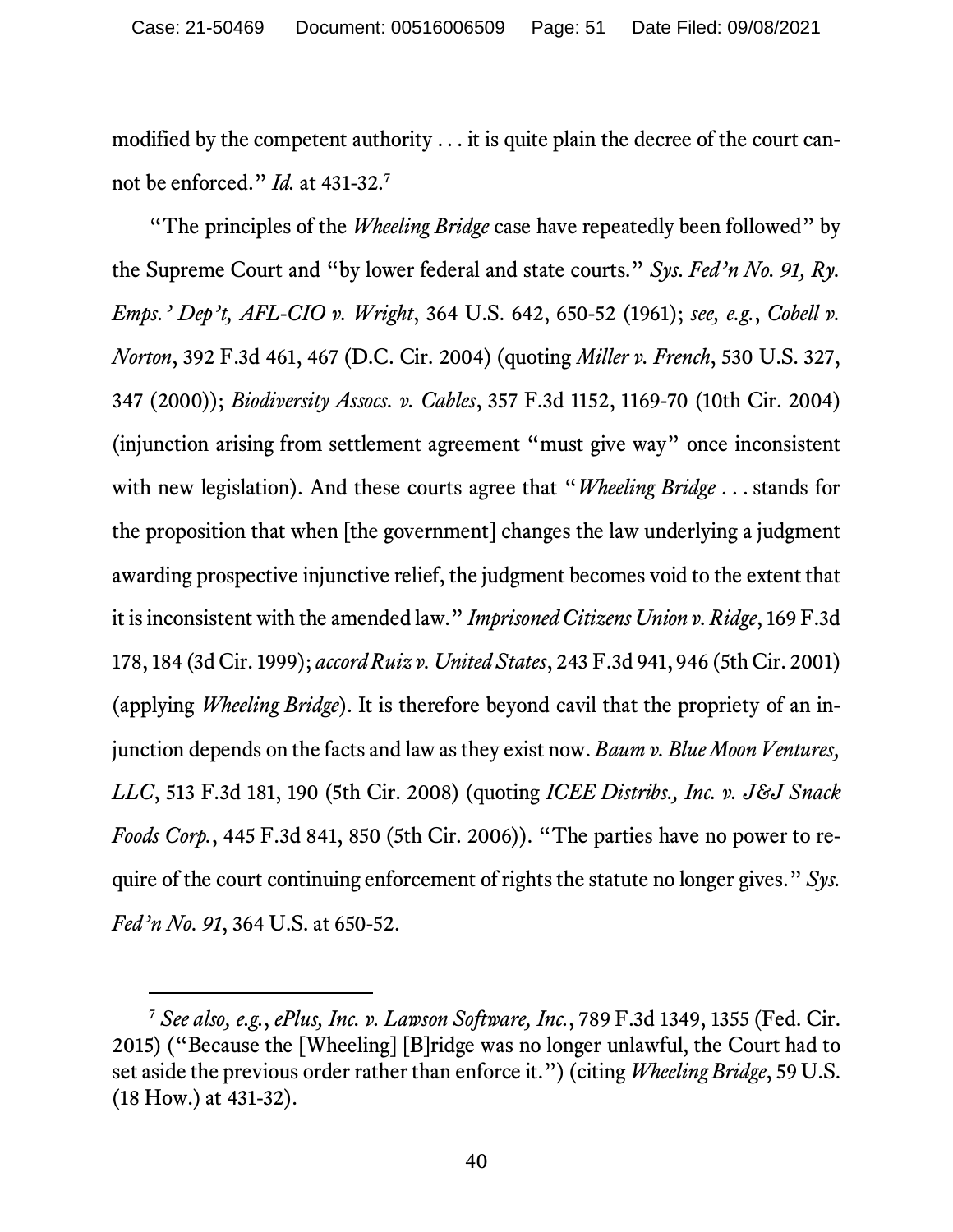modified by the competent authority . . . it is quite plain the decree of the court cannot be enforced." *Id.* at 431-32.[7]

"The principles of the *Wheeling Bridge* case have repeatedly been followed" by the Supreme Court and "by lower federal and state courts." *Sys. Fed'n No. 91, Ry. Emps.' Dep't, AFL-CIO v. Wright*, 364 U.S. 642, 650-52 (1961); *see, e.g.*, *Cobell v. Norton*, 392 F.3d 461, 467 (D.C. Cir. 2004) (quoting *Miller v. French*, 530 U.S. 327, 347 (2000)); *Biodiversity Assocs. v. Cables*, 357 F.3d 1152, 1169-70 (10th Cir. 2004) (injunction arising from settlement agreement "must give way" once inconsistent with new legislation). And these courts agree that "*Wheeling Bridge* . . . stands for the proposition that when [the government] changes the law underlying a judgment awarding prospective injunctive relief, the judgment becomes void to the extent that it is inconsistent with the amended law." *Imprisoned Citizens Union v. Ridge*, 169 F.3d 178, 184 (3d Cir. 1999); *accord Ruiz v. United States*, 243 F.3d 941, 946 (5th Cir. 2001) (applying *Wheeling Bridge*). It is therefore beyond cavil that the propriety of an injunction depends on the facts and law as they exist now. *Baum v. Blue Moon Ventures, LLC*, 513 F.3d 181, 190 (5th Cir. 2008) (quoting *ICEE Distribs., Inc. v. J&J Snack Foods Corp.*, 445 F.3d 841, 850 (5th Cir. 2006)). "The parties have no power to require of the court continuing enforcement of rights the statute no longer gives." *Sys. Fed'n No. 91*, 364 U.S. at 650-52.

---

[7] *See also, e.g.*, *ePlus, Inc. v. Lawson Software, Inc.*, 789 F.3d 1349, 1355 (Fed. Cir. 2015) ("Because the [Wheeling] [B]ridge was no longer unlawful, the Court had to set aside the previous order rather than enforce it.") (citing *Wheeling Bridge*, 59 U.S. (18 How.) at 431-32).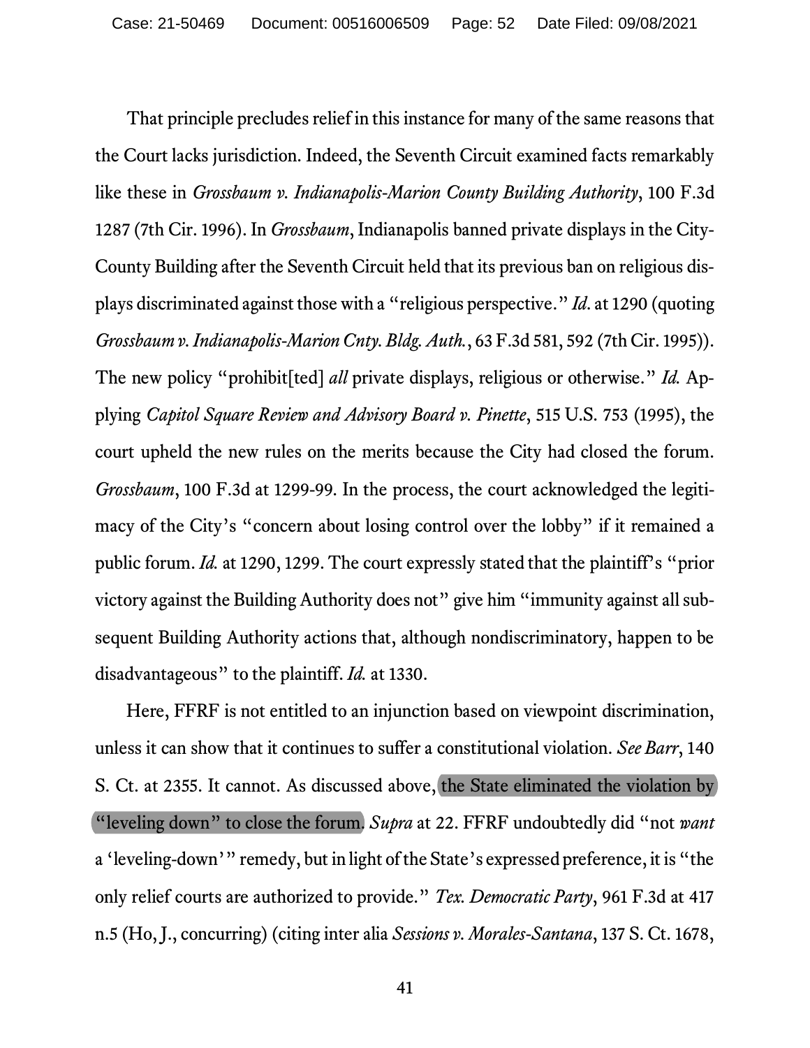That principle precludes relief in this instance for many of the same reasons that the Court lacks jurisdiction. Indeed, the Seventh Circuit examined facts remarkably like these in *Grossbaum v. Indianapolis-Marion County Building Authority*, 100 F.3d 1287 (7th Cir. 1996). In *Grossbaum*, Indianapolis banned private displays in the City-County Building after the Seventh Circuit held that its previous ban on religious displays discriminated against those with a "religious perspective." *Id.* at 1290 (quoting *Grossbaum v. Indianapolis-Marion Cnty. Bldg. Auth.*, 63 F.3d 581, 592 (7th Cir. 1995)). The new policy "prohibit[ted] *all* private displays, religious or otherwise." *Id.* Applying *Capitol Square Review and Advisory Board v. Pinette*, 515 U.S. 753 (1995), the court upheld the new rules on the merits because the City had closed the forum. *Grossbaum*, 100 F.3d at 1299-99. In the process, the court acknowledged the legitimacy of the City's "concern about losing control over the lobby" if it remained a public forum. *Id.* at 1290, 1299. The court expressly stated that the plaintiff's "prior victory against the Building Authority does not" give him "immunity against all subsequent Building Authority actions that, although nondiscriminatory, happen to be disadvantageous" to the plaintiff. *Id.* at 1330.

Here, FFRF is not entitled to an injunction based on viewpoint discrimination, unless it can show that it continues to suffer a constitutional violation. *See Barr*, 140 S. Ct. at 2355. It cannot. As discussed above, the State eliminated the violation by "leveling down" to close the forum. *Supra* at 22. FFRF undoubtedly did "not *want* a 'leveling-down'" remedy, but in light of the State's expressed preference, it is "the only relief courts are authorized to provide." *Tex. Democratic Party*, 961 F.3d at 417 n.5 (Ho, J., concurring) (citing inter alia *Sessions v. Morales-Santana*, 137 S. Ct. 1678,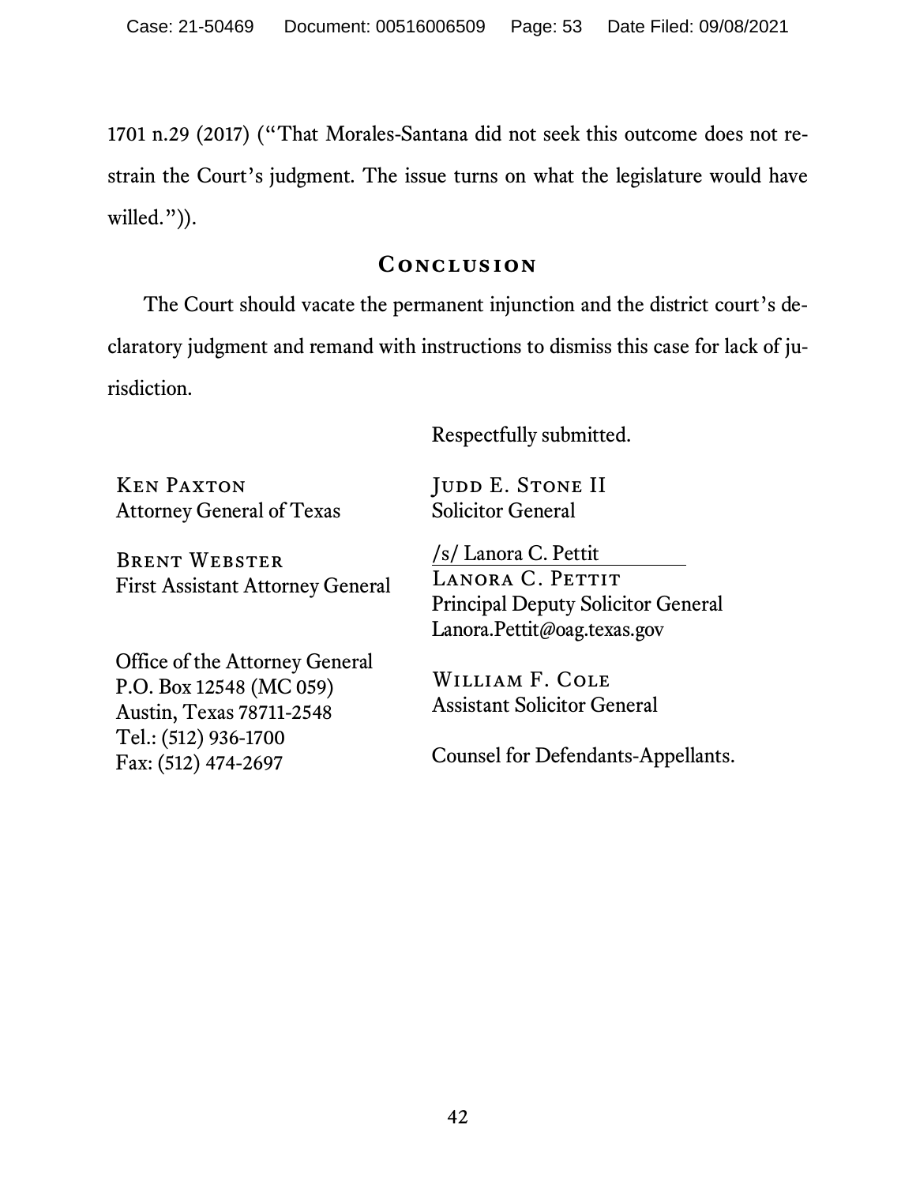1701 n.29 (2017) ("That Morales-Santana did not seek this outcome does not restrain the Court's judgment. The issue turns on what the legislature would have willed.")).

## Conclusion

The Court should vacate the permanent injunction and the district court's declaratory judgment and remand with instructions to dismiss this case for lack of jurisdiction.

Respectfully submitted.

Ken Paxton
Attorney General of Texas

Brent Webster
First Assistant Attorney General

Office of the Attorney General
P.O. Box 12548 (MC 059)
Austin, Texas 78711-2548
Tel.: (512) 936-1700
Fax: (512) 474-2697

Judd E. Stone II
Solicitor General

/s/ Lanora C. Pettit
Lanora C. Pettit
Principal Deputy Solicitor General
Lanora.Pettit@oag.texas.gov

William F. Cole
Assistant Solicitor General

Counsel for Defendants-Appellants.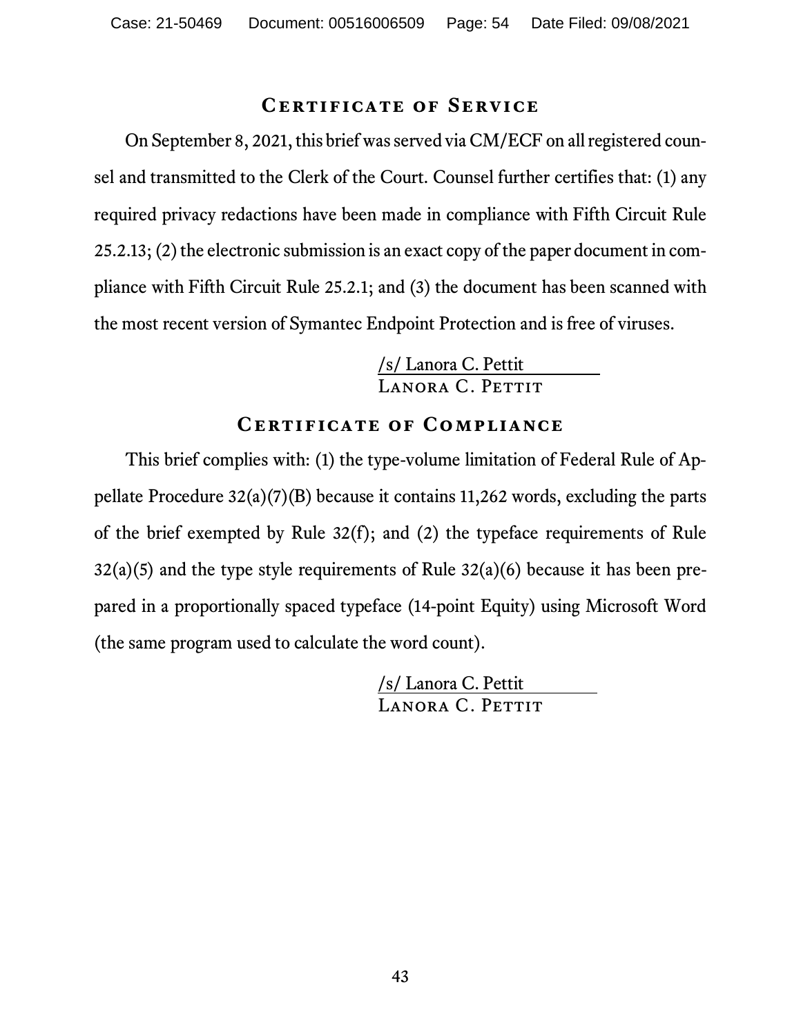## Certificate of Service

On September 8, 2021, this brief was served via CM/ECF on all registered counsel and transmitted to the Clerk of the Court. Counsel further certifies that: (1) any required privacy redactions have been made in compliance with Fifth Circuit Rule 25.2.13; (2) the electronic submission is an exact copy of the paper document in compliance with Fifth Circuit Rule 25.2.1; and (3) the document has been scanned with the most recent version of Symantec Endpoint Protection and is free of viruses.

/s/ Lanora C. Pettit
LANORA C. PETTIT

## Certificate of Compliance

This brief complies with: (1) the type-volume limitation of Federal Rule of Appellate Procedure 32(a)(7)(B) because it contains 11,262 words, excluding the parts of the brief exempted by Rule 32(f); and (2) the typeface requirements of Rule 32(a)(5) and the type style requirements of Rule 32(a)(6) because it has been prepared in a proportionally spaced typeface (14-point Equity) using Microsoft Word (the same program used to calculate the word count).

/s/ Lanora C. Pettit
LANORA C. PETTIT